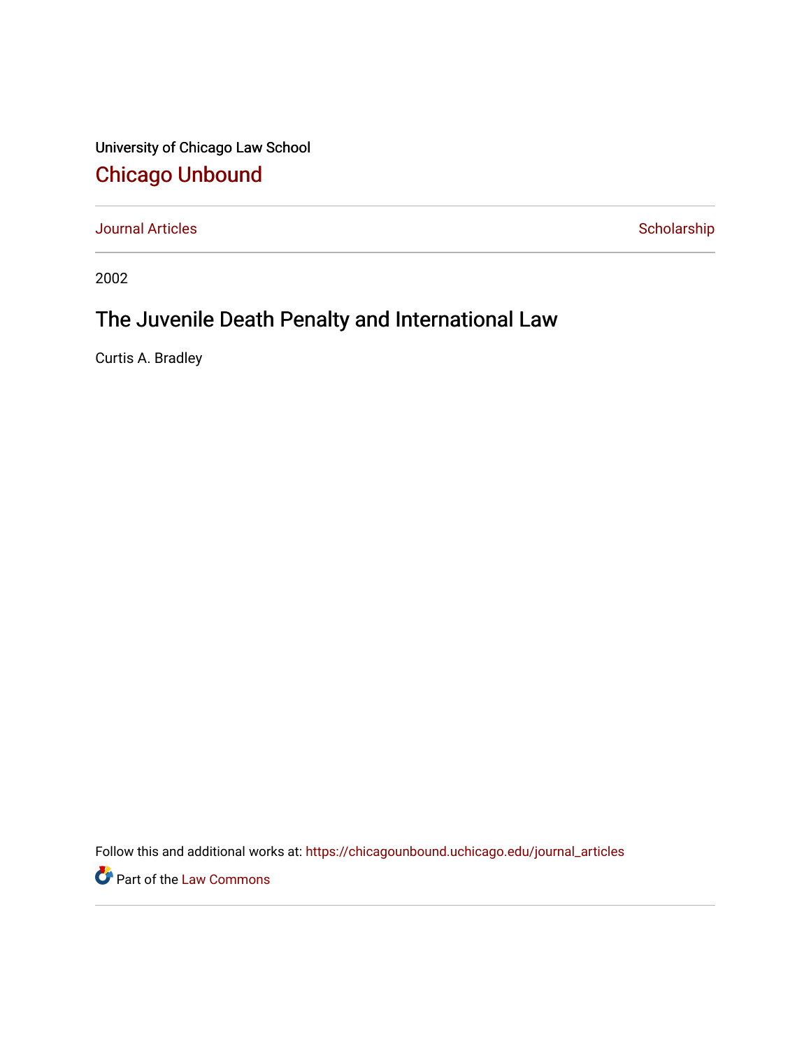University of Chicago Law School

# Chicago Unbound

Journal Articles | Scholarship

2002

## The Juvenile Death Penalty and International Law

Curtis A. Bradley

Follow this and additional works at: https://chicagounbound.uchicago.edu/journal_articles

Part of the Law Commons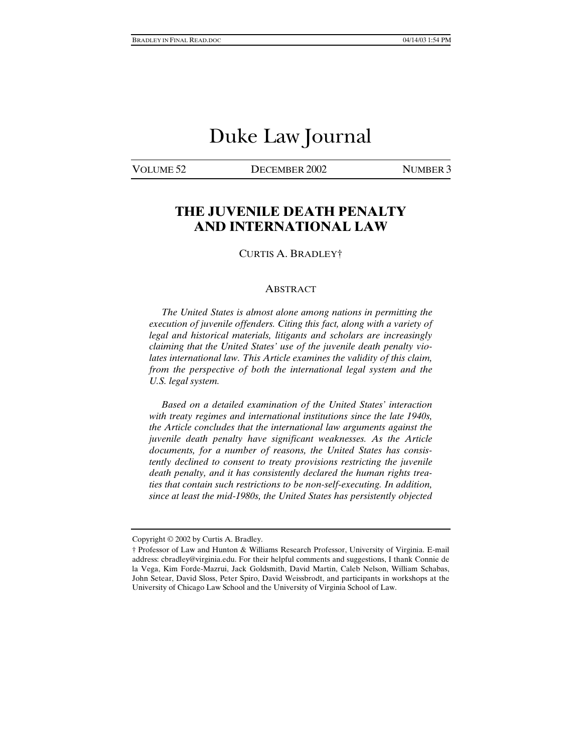# Duke Law Journal

VOLUME 52 DECEMBER 2002 NUMBER 3

## THE JUVENILE DEATH PENALTY AND INTERNATIONAL LAW

CURTIS A. BRADLEY†

### ABSTRACT

*The United States is almost alone among nations in permitting the execution of juvenile offenders. Citing this fact, along with a variety of legal and historical materials, litigants and scholars are increasingly claiming that the United States' use of the juvenile death penalty violates international law. This Article examines the validity of this claim, from the perspective of both the international legal system and the U.S. legal system.*

*Based on a detailed examination of the United States' interaction with treaty regimes and international institutions since the late 1940s, the Article concludes that the international law arguments against the juvenile death penalty have significant weaknesses. As the Article documents, for a number of reasons, the United States has consistently declined to consent to treaty provisions restricting the juvenile death penalty, and it has consistently declared the human rights treaties that contain such restrictions to be non-self-executing. In addition, since at least the mid-1980s, the United States has persistently objected*

---

Copyright © 2002 by Curtis A. Bradley.

† Professor of Law and Hunton & Williams Research Professor, University of Virginia. E-mail address: cbradley@virginia.edu. For their helpful comments and suggestions, I thank Connie de la Vega, Kim Forde-Mazrui, Jack Goldsmith, David Martin, Caleb Nelson, William Schabas, John Setear, David Sloss, Peter Spiro, David Weissbrodt, and participants in workshops at the University of Chicago Law School and the University of Virginia School of Law.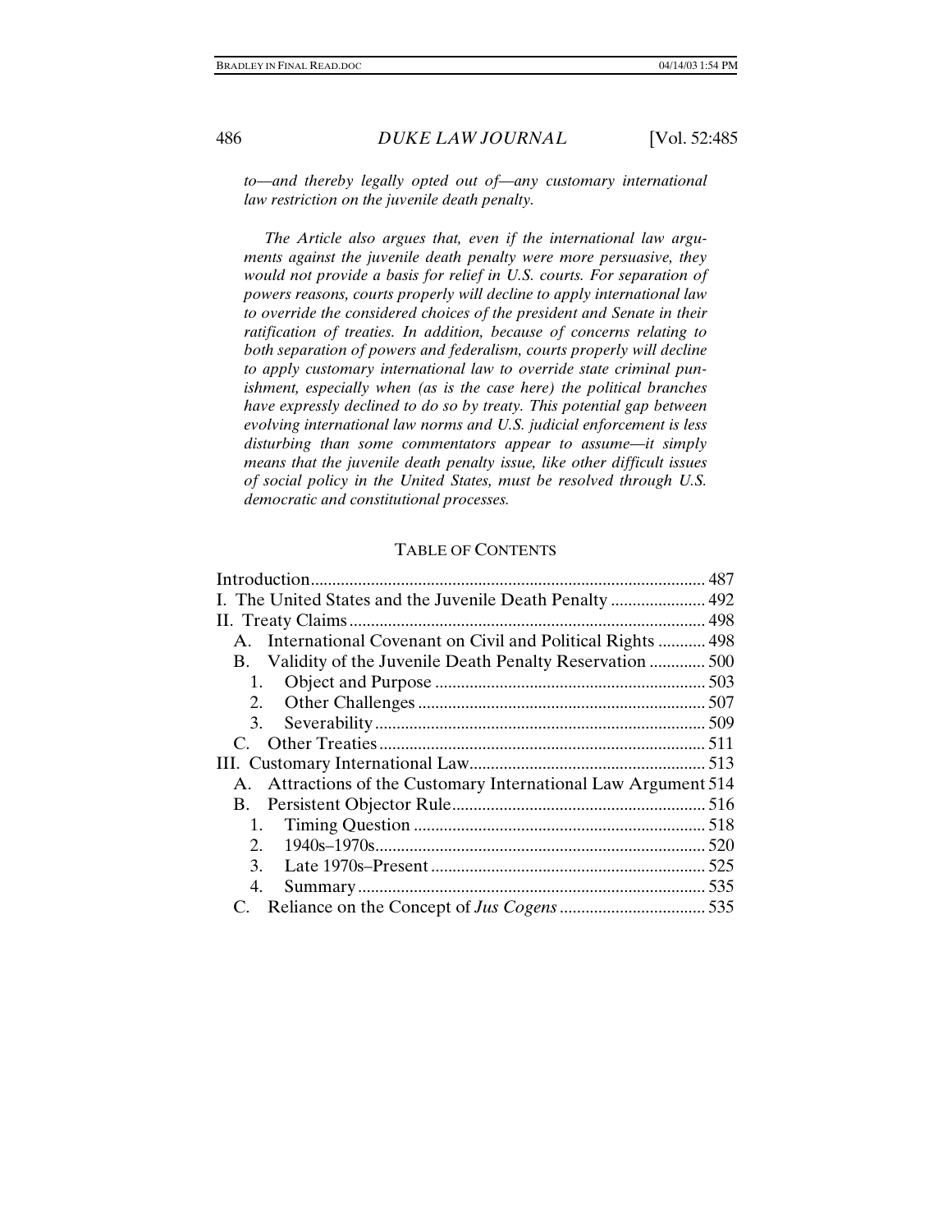*to—and thereby legally opted out of—any customary international law restriction on the juvenile death penalty.*

*The Article also argues that, even if the international law arguments against the juvenile death penalty were more persuasive, they would not provide a basis for relief in U.S. courts. For separation of powers reasons, courts properly will decline to apply international law to override the considered choices of the president and Senate in their ratification of treaties. In addition, because of concerns relating to both separation of powers and federalism, courts properly will decline to apply customary international law to override state criminal punishment, especially when (as is the case here) the political branches have expressly declined to do so by treaty. This potential gap between evolving international law norms and U.S. judicial enforcement is less disturbing than some commentators appear to assume—it simply means that the juvenile death penalty issue, like other difficult issues of social policy in the United States, must be resolved through U.S. democratic and constitutional processes.*

## TABLE OF CONTENTS

Introduction ........................................................................................ 487
I. The United States and the Juvenile Death Penalty ...................... 492
II. Treaty Claims ................................................................................. 498
  A. International Covenant on Civil and Political Rights ........... 498
  B. Validity of the Juvenile Death Penalty Reservation ............. 500
    1. Object and Purpose .............................................................. 503
    2. Other Challenges .................................................................. 507
    3. Severability ........................................................................... 509
  C. Other Treaties ........................................................................... 511
III. Customary International Law ...................................................... 513
  A. Attractions of the Customary International Law Argument 514
  B. Persistent Objector Rule .......................................................... 516
    1. Timing Question ................................................................... 518
    2. 1940s–1970s ........................................................................... 520
    3. Late 1970s–Present ............................................................... 525
    4. Summary ................................................................................ 535
  C. Reliance on the Concept of *Jus Cogens* ................................. 535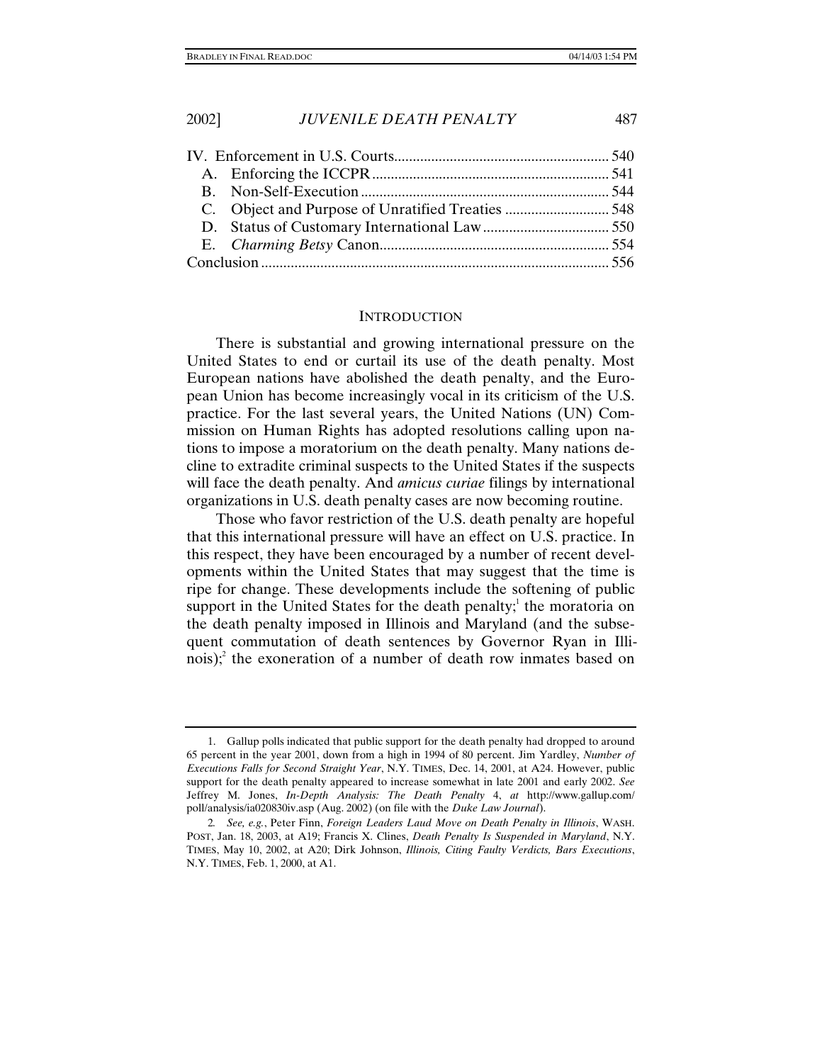IV. Enforcement in U.S. Courts ........................................................... 540
  A. Enforcing the ICCPR ................................................................ 541
  B. Non-Self-Execution ................................................................... 544
  C. Object and Purpose of Unratified Treaties ............................ 548
  D. Status of Customary International Law .................................. 550
  E. *Charming Betsy* Canon .............................................................. 554
Conclusion .............................................................................................. 556

## INTRODUCTION

There is substantial and growing international pressure on the United States to end or curtail its use of the death penalty. Most European nations have abolished the death penalty, and the European Union has become increasingly vocal in its criticism of the U.S. practice. For the last several years, the United Nations (UN) Commission on Human Rights has adopted resolutions calling upon nations to impose a moratorium on the death penalty. Many nations decline to extradite criminal suspects to the United States if the suspects will face the death penalty. And *amicus curiae* filings by international organizations in U.S. death penalty cases are now becoming routine.

Those who favor restriction of the U.S. death penalty are hopeful that this international pressure will have an effect on U.S. practice. In this respect, they have been encouraged by a number of recent developments within the United States that may suggest that the time is ripe for change. These developments include the softening of public support in the United States for the death penalty;[1] the moratoria on the death penalty imposed in Illinois and Maryland (and the subsequent commutation of death sentences by Governor Ryan in Illinois);[2] the exoneration of a number of death row inmates based on

---

1. Gallup polls indicated that public support for the death penalty had dropped to around 65 percent in the year 2001, down from a high in 1994 of 80 percent. Jim Yardley, *Number of Executions Falls for Second Straight Year*, N.Y. TIMES, Dec. 14, 2001, at A24. However, public support for the death penalty appeared to increase somewhat in late 2001 and early 2002. *See* Jeffrey M. Jones, *In-Depth Analysis: The Death Penalty* 4, *at* http://www.gallup.com/poll/analysis/ia020830iv.asp (Aug. 2002) (on file with the *Duke Law Journal*).

2. *See, e.g.*, Peter Finn, *Foreign Leaders Laud Move on Death Penalty in Illinois*, WASH. POST, Jan. 18, 2003, at A19; Francis X. Clines, *Death Penalty Is Suspended in Maryland*, N.Y. TIMES, May 10, 2002, at A20; Dirk Johnson, *Illinois, Citing Faulty Verdicts, Bars Executions*, N.Y. TIMES, Feb. 1, 2000, at A1.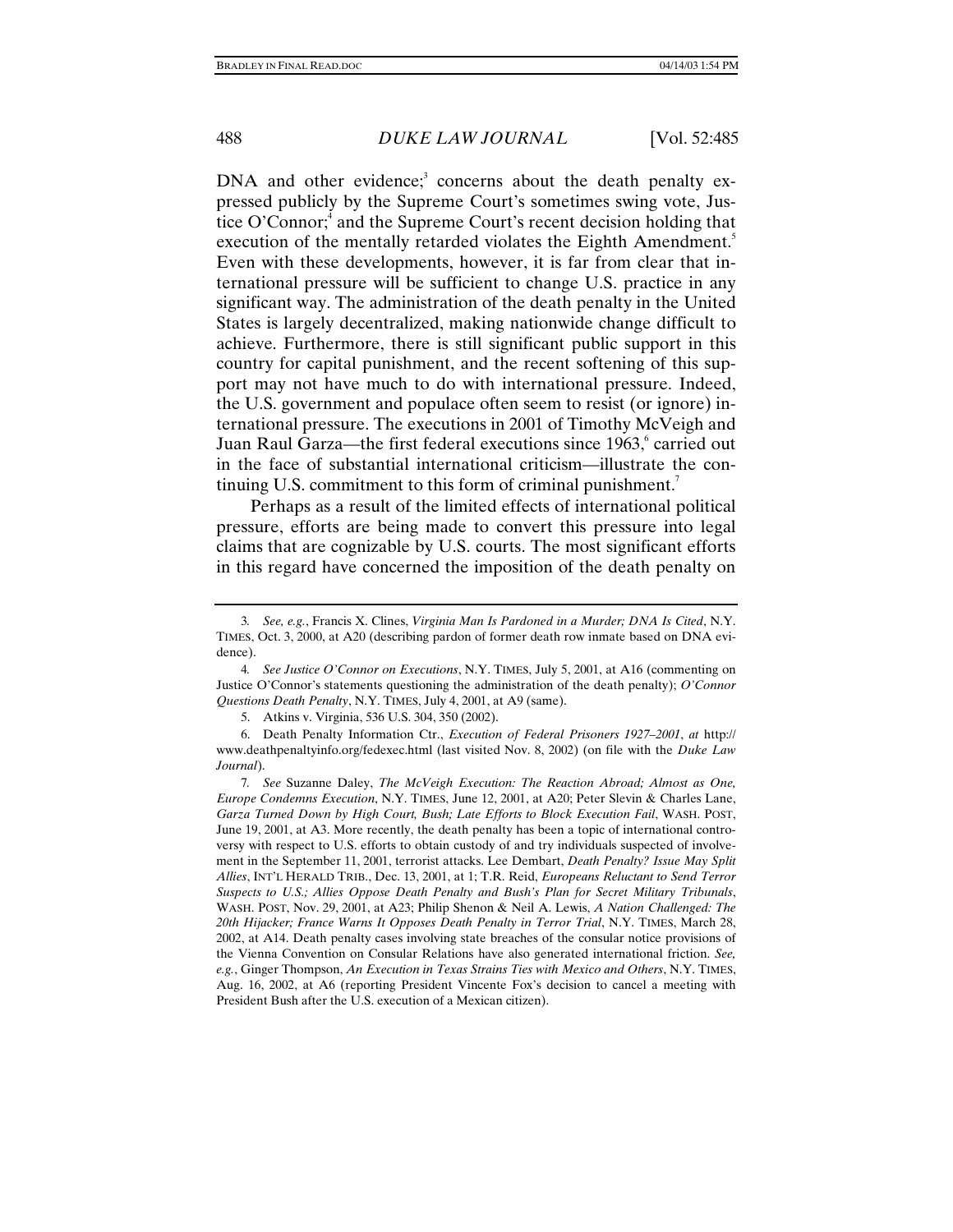DNA and other evidence;[3] concerns about the death penalty expressed publicly by the Supreme Court's sometimes swing vote, Justice O'Connor;[4] and the Supreme Court's recent decision holding that execution of the mentally retarded violates the Eighth Amendment.[5] Even with these developments, however, it is far from clear that international pressure will be sufficient to change U.S. practice in any significant way. The administration of the death penalty in the United States is largely decentralized, making nationwide change difficult to achieve. Furthermore, there is still significant public support in this country for capital punishment, and the recent softening of this support may not have much to do with international pressure. Indeed, the U.S. government and populace often seem to resist (or ignore) international pressure. The executions in 2001 of Timothy McVeigh and Juan Raul Garza—the first federal executions since 1963,[6] carried out in the face of substantial international criticism—illustrate the continuing U.S. commitment to this form of criminal punishment.[7]

Perhaps as a result of the limited effects of international political pressure, efforts are being made to convert this pressure into legal claims that are cognizable by U.S. courts. The most significant efforts in this regard have concerned the imposition of the death penalty on

---

3. *See, e.g.*, Francis X. Clines, *Virginia Man Is Pardoned in a Murder; DNA Is Cited*, N.Y. TIMES, Oct. 3, 2000, at A20 (describing pardon of former death row inmate based on DNA evidence).

4. *See Justice O'Connor on Executions*, N.Y. TIMES, July 5, 2001, at A16 (commenting on Justice O'Connor's statements questioning the administration of the death penalty); *O'Connor Questions Death Penalty*, N.Y. TIMES, July 4, 2001, at A9 (same).

5. Atkins v. Virginia, 536 U.S. 304, 350 (2002).

6. Death Penalty Information Ctr., *Execution of Federal Prisoners 1927–2001*, *at* http://www.deathpenaltyinfo.org/fedexec.html (last visited Nov. 8, 2002) (on file with the *Duke Law Journal*).

7. *See* Suzanne Daley, *The McVeigh Execution: The Reaction Abroad; Almost as One, Europe Condemns Execution*, N.Y. TIMES, June 12, 2001, at A20; Peter Slevin & Charles Lane, *Garza Turned Down by High Court, Bush; Late Efforts to Block Execution Fail*, WASH. POST, June 19, 2001, at A3. More recently, the death penalty has been a topic of international controversy with respect to U.S. efforts to obtain custody of and try individuals suspected of involvement in the September 11, 2001, terrorist attacks. Lee Dembart, *Death Penalty? Issue May Split Allies*, INT'L HERALD TRIB., Dec. 13, 2001, at 1; T.R. Reid, *Europeans Reluctant to Send Terror Suspects to U.S.; Allies Oppose Death Penalty and Bush's Plan for Secret Military Tribunals*, WASH. POST, Nov. 29, 2001, at A23; Philip Shenon & Neil A. Lewis, *A Nation Challenged: The 20th Hijacker; France Warns It Opposes Death Penalty in Terror Trial*, N.Y. TIMES, March 28, 2002, at A14. Death penalty cases involving state breaches of the consular notice provisions of the Vienna Convention on Consular Relations have also generated international friction. *See, e.g.*, Ginger Thompson, *An Execution in Texas Strains Ties with Mexico and Others*, N.Y. TIMES, Aug. 16, 2002, at A6 (reporting President Vincente Fox's decision to cancel a meeting with President Bush after the U.S. execution of a Mexican citizen).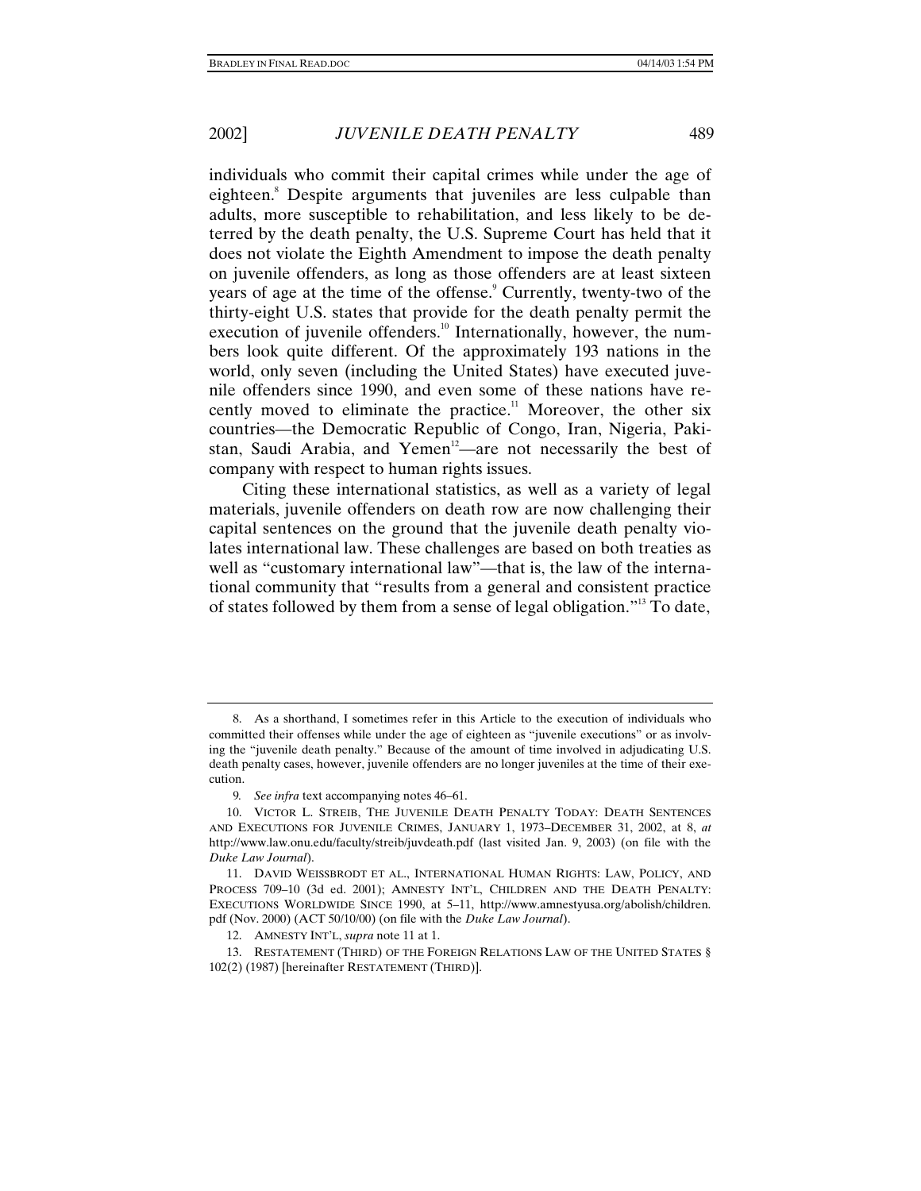individuals who commit their capital crimes while under the age of eighteen.[8] Despite arguments that juveniles are less culpable than adults, more susceptible to rehabilitation, and less likely to be deterred by the death penalty, the U.S. Supreme Court has held that it does not violate the Eighth Amendment to impose the death penalty on juvenile offenders, as long as those offenders are at least sixteen years of age at the time of the offense.[9] Currently, twenty-two of the thirty-eight U.S. states that provide for the death penalty permit the execution of juvenile offenders.[10] Internationally, however, the numbers look quite different. Of the approximately 193 nations in the world, only seven (including the United States) have executed juvenile offenders since 1990, and even some of these nations have recently moved to eliminate the practice.[11] Moreover, the other six countries—the Democratic Republic of Congo, Iran, Nigeria, Pakistan, Saudi Arabia, and Yemen[12]—are not necessarily the best of company with respect to human rights issues.

Citing these international statistics, as well as a variety of legal materials, juvenile offenders on death row are now challenging their capital sentences on the ground that the juvenile death penalty violates international law. These challenges are based on both treaties as well as "customary international law"—that is, the law of the international community that "results from a general and consistent practice of states followed by them from a sense of legal obligation."[13] To date,

---

8. As a shorthand, I sometimes refer in this Article to the execution of individuals who committed their offenses while under the age of eighteen as "juvenile executions" or as involving the "juvenile death penalty." Because of the amount of time involved in adjudicating U.S. death penalty cases, however, juvenile offenders are no longer juveniles at the time of their execution.

9. *See infra* text accompanying notes 46–61.

10. VICTOR L. STREIB, THE JUVENILE DEATH PENALTY TODAY: DEATH SENTENCES AND EXECUTIONS FOR JUVENILE CRIMES, JANUARY 1, 1973–DECEMBER 31, 2002, at 8, *at* http://www.law.onu.edu/faculty/streib/juvdeath.pdf (last visited Jan. 9, 2003) (on file with the *Duke Law Journal*).

11. DAVID WEISSBRODT ET AL., INTERNATIONAL HUMAN RIGHTS: LAW, POLICY, AND PROCESS 709–10 (3d ed. 2001); AMNESTY INT'L, CHILDREN AND THE DEATH PENALTY: EXECUTIONS WORLDWIDE SINCE 1990, at 5–11, http://www.amnestyusa.org/abolish/children.pdf (Nov. 2000) (ACT 50/10/00) (on file with the *Duke Law Journal*).

12. AMNESTY INT'L, *supra* note 11 at 1.

13. RESTATEMENT (THIRD) OF THE FOREIGN RELATIONS LAW OF THE UNITED STATES § 102(2) (1987) [hereinafter RESTATEMENT (THIRD)].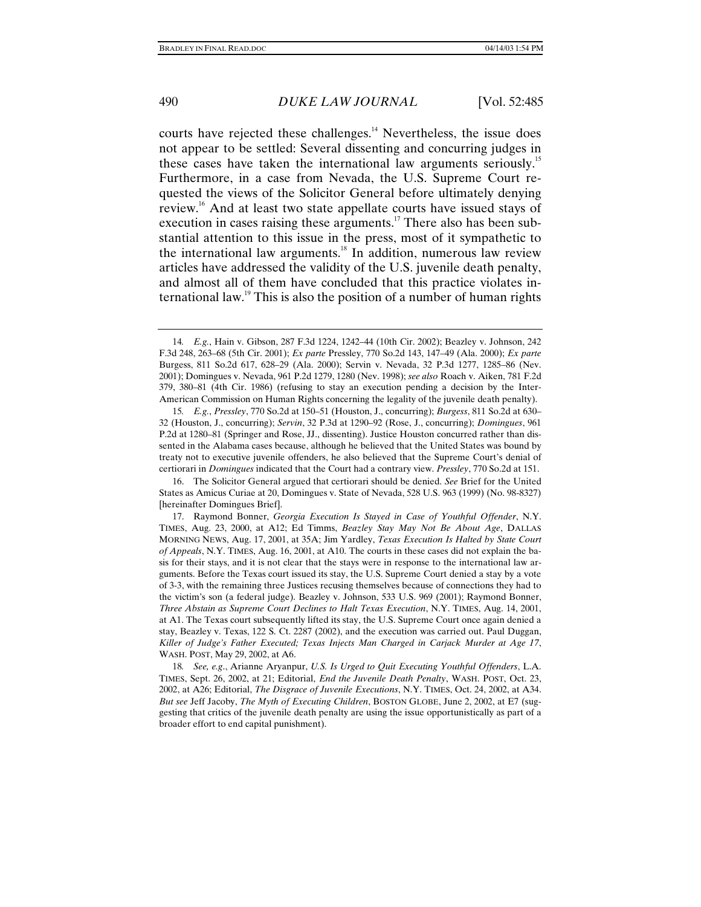courts have rejected these challenges.[14] Nevertheless, the issue does not appear to be settled: Several dissenting and concurring judges in these cases have taken the international law arguments seriously.[15] Furthermore, in a case from Nevada, the U.S. Supreme Court requested the views of the Solicitor General before ultimately denying review.[16] And at least two state appellate courts have issued stays of execution in cases raising these arguments.[17] There also has been substantial attention to this issue in the press, most of it sympathetic to the international law arguments.[18] In addition, numerous law review articles have addressed the validity of the U.S. juvenile death penalty, and almost all of them have concluded that this practice violates international law.[19] This is also the position of a number of human rights

---

14. *E.g.*, Hain v. Gibson, 287 F.3d 1224, 1242–44 (10th Cir. 2002); Beazley v. Johnson, 242 F.3d 248, 263–68 (5th Cir. 2001); *Ex parte* Pressley, 770 So.2d 143, 147–49 (Ala. 2000); *Ex parte* Burgess, 811 So.2d 617, 628–29 (Ala. 2000); Servin v. Nevada, 32 P.3d 1277, 1285–86 (Nev. 2001); Domingues v. Nevada, 961 P.2d 1279, 1280 (Nev. 1998); *see also* Roach v. Aiken, 781 F.2d 379, 380–81 (4th Cir. 1986) (refusing to stay an execution pending a decision by the Inter-American Commission on Human Rights concerning the legality of the juvenile death penalty).

15. *E.g.*, *Pressley*, 770 So.2d at 150–51 (Houston, J., concurring); *Burgess*, 811 So.2d at 630–32 (Houston, J., concurring); *Servin*, 32 P.3d at 1290–92 (Rose, J., concurring); *Domingues*, 961 P.2d at 1280–81 (Springer and Rose, JJ., dissenting). Justice Houston concurred rather than dissented in the Alabama cases because, although he believed that the United States was bound by treaty not to executive juvenile offenders, he also believed that the Supreme Court's denial of certiorari in *Domingues* indicated that the Court had a contrary view. *Pressley*, 770 So.2d at 151.

16. The Solicitor General argued that certiorari should be denied. *See* Brief for the United States as Amicus Curiae at 20, Domingues v. State of Nevada, 528 U.S. 963 (1999) (No. 98-8327) [hereinafter Domingues Brief].

17. Raymond Bonner, *Georgia Execution Is Stayed in Case of Youthful Offender*, N.Y. TIMES, Aug. 23, 2000, at A12; Ed Timms, *Beazley Stay May Not Be About Age*, DALLAS MORNING NEWS, Aug. 17, 2001, at 35A; Jim Yardley, *Texas Execution Is Halted by State Court of Appeals*, N.Y. TIMES, Aug. 16, 2001, at A10. The courts in these cases did not explain the basis for their stays, and it is not clear that the stays were in response to the international law arguments. Before the Texas court issued its stay, the U.S. Supreme Court denied a stay by a vote of 3-3, with the remaining three Justices recusing themselves because of connections they had to the victim's son (a federal judge). Beazley v. Johnson, 533 U.S. 969 (2001); Raymond Bonner, *Three Abstain as Supreme Court Declines to Halt Texas Execution*, N.Y. TIMES, Aug. 14, 2001, at A1. The Texas court subsequently lifted its stay, the U.S. Supreme Court once again denied a stay, Beazley v. Texas, 122 S. Ct. 2287 (2002), and the execution was carried out. Paul Duggan, *Killer of Judge's Father Executed; Texas Injects Man Charged in Carjack Murder at Age 17*, WASH. POST, May 29, 2002, at A6.

18. *See, e.g.*, Arianne Aryanpur, *U.S. Is Urged to Quit Executing Youthful Offenders*, L.A. TIMES, Sept. 26, 2002, at 21; Editorial, *End the Juvenile Death Penalty*, WASH. POST, Oct. 23, 2002, at A26; Editorial, *The Disgrace of Juvenile Executions*, N.Y. TIMES, Oct. 24, 2002, at A34. *But see* Jeff Jacoby, *The Myth of Executing Children*, BOSTON GLOBE, June 2, 2002, at E7 (suggesting that critics of the juvenile death penalty are using the issue opportunistically as part of a broader effort to end capital punishment).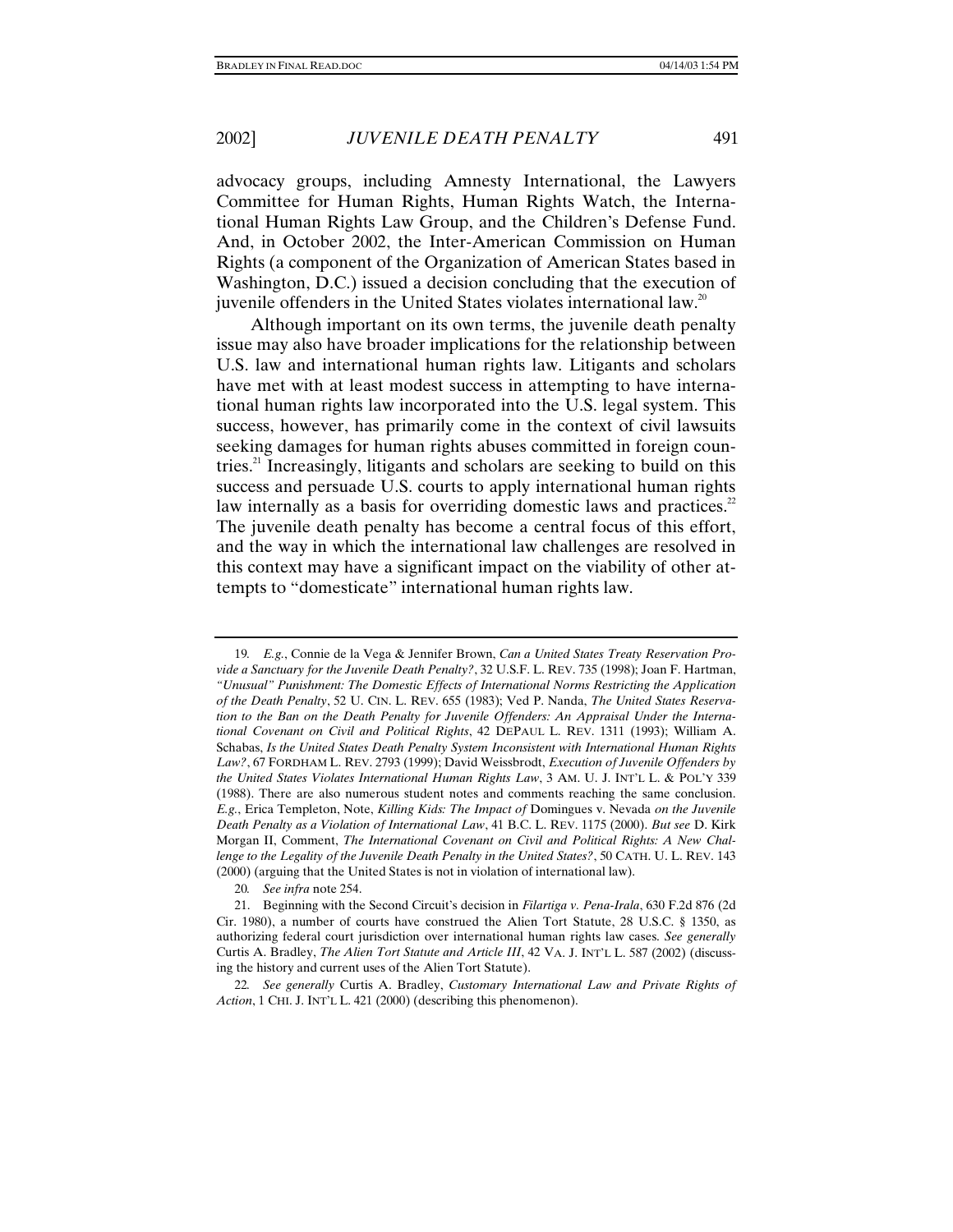advocacy groups, including Amnesty International, the Lawyers Committee for Human Rights, Human Rights Watch, the International Human Rights Law Group, and the Children's Defense Fund. And, in October 2002, the Inter-American Commission on Human Rights (a component of the Organization of American States based in Washington, D.C.) issued a decision concluding that the execution of juvenile offenders in the United States violates international law.[20]

Although important on its own terms, the juvenile death penalty issue may also have broader implications for the relationship between U.S. law and international human rights law. Litigants and scholars have met with at least modest success in attempting to have international human rights law incorporated into the U.S. legal system. This success, however, has primarily come in the context of civil lawsuits seeking damages for human rights abuses committed in foreign countries.[21] Increasingly, litigants and scholars are seeking to build on this success and persuade U.S. courts to apply international human rights law internally as a basis for overriding domestic laws and practices.[22] The juvenile death penalty has become a central focus of this effort, and the way in which the international law challenges are resolved in this context may have a significant impact on the viability of other attempts to "domesticate" international human rights law.

---

19. *E.g.*, Connie de la Vega & Jennifer Brown, *Can a United States Treaty Reservation Provide a Sanctuary for the Juvenile Death Penalty?*, 32 U.S.F. L. REV. 735 (1998); Joan F. Hartman, *"Unusual" Punishment: The Domestic Effects of International Norms Restricting the Application of the Death Penalty*, 52 U. CIN. L. REV. 655 (1983); Ved P. Nanda, *The United States Reservation to the Ban on the Death Penalty for Juvenile Offenders: An Appraisal Under the International Covenant on Civil and Political Rights*, 42 DEPAUL L. REV. 1311 (1993); William A. Schabas, *Is the United States Death Penalty System Inconsistent with International Human Rights Law?*, 67 FORDHAM L. REV. 2793 (1999); David Weissbrodt, *Execution of Juvenile Offenders by the United States Violates International Human Rights Law*, 3 AM. U. J. INT'L L. & POL'Y 339 (1988). There are also numerous student notes and comments reaching the same conclusion. *E.g.*, Erica Templeton, Note, *Killing Kids: The Impact of* Domingues v. Nevada *on the Juvenile Death Penalty as a Violation of International Law*, 41 B.C. L. REV. 1175 (2000). *But see* D. Kirk Morgan II, Comment, *The International Covenant on Civil and Political Rights: A New Challenge to the Legality of the Juvenile Death Penalty in the United States?*, 50 CATH. U. L. REV. 143 (2000) (arguing that the United States is not in violation of international law).

20. *See infra* note 254.

21. Beginning with the Second Circuit's decision in *Filartiga v. Pena-Irala*, 630 F.2d 876 (2d Cir. 1980), a number of courts have construed the Alien Tort Statute, 28 U.S.C. § 1350, as authorizing federal court jurisdiction over international human rights law cases. *See generally* Curtis A. Bradley, *The Alien Tort Statute and Article III*, 42 VA. J. INT'L L. 587 (2002) (discussing the history and current uses of the Alien Tort Statute).

22. *See generally* Curtis A. Bradley, *Customary International Law and Private Rights of Action*, 1 CHI. J. INT'L L. 421 (2000) (describing this phenomenon).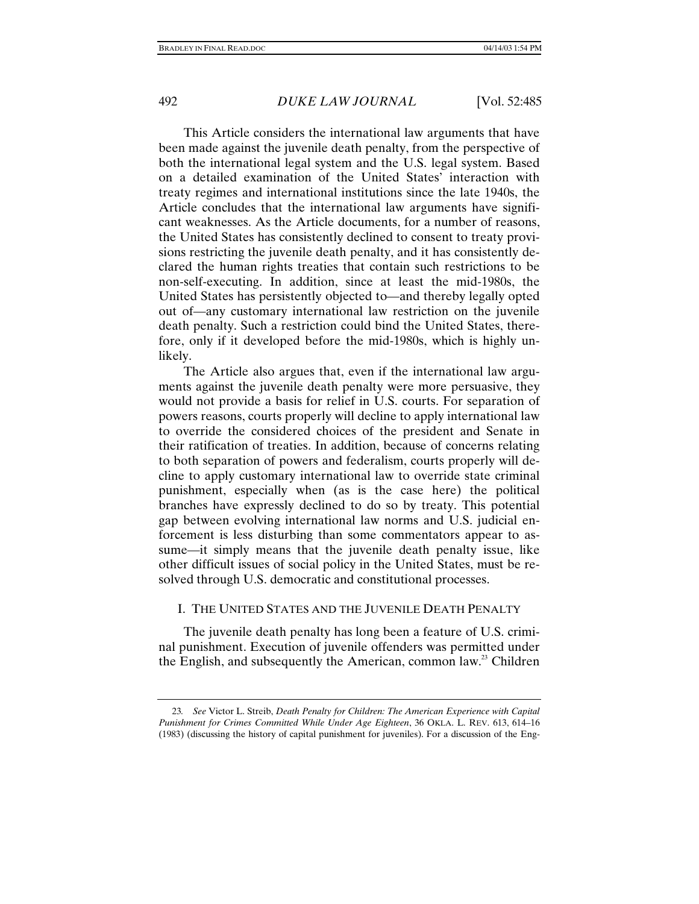This Article considers the international law arguments that have been made against the juvenile death penalty, from the perspective of both the international legal system and the U.S. legal system. Based on a detailed examination of the United States' interaction with treaty regimes and international institutions since the late 1940s, the Article concludes that the international law arguments have significant weaknesses. As the Article documents, for a number of reasons, the United States has consistently declined to consent to treaty provisions restricting the juvenile death penalty, and it has consistently declared the human rights treaties that contain such restrictions to be non-self-executing. In addition, since at least the mid-1980s, the United States has persistently objected to—and thereby legally opted out of—any customary international law restriction on the juvenile death penalty. Such a restriction could bind the United States, therefore, only if it developed before the mid-1980s, which is highly unlikely.

The Article also argues that, even if the international law arguments against the juvenile death penalty were more persuasive, they would not provide a basis for relief in U.S. courts. For separation of powers reasons, courts properly will decline to apply international law to override the considered choices of the president and Senate in their ratification of treaties. In addition, because of concerns relating to both separation of powers and federalism, courts properly will decline to apply customary international law to override state criminal punishment, especially when (as is the case here) the political branches have expressly declined to do so by treaty. This potential gap between evolving international law norms and U.S. judicial enforcement is less disturbing than some commentators appear to assume—it simply means that the juvenile death penalty issue, like other difficult issues of social policy in the United States, must be resolved through U.S. democratic and constitutional processes.

## I. THE UNITED STATES AND THE JUVENILE DEATH PENALTY

The juvenile death penalty has long been a feature of U.S. criminal punishment. Execution of juvenile offenders was permitted under the English, and subsequently the American, common law.[23] Children

---

23. *See* Victor L. Streib, *Death Penalty for Children: The American Experience with Capital Punishment for Crimes Committed While Under Age Eighteen*, 36 OKLA. L. REV. 613, 614–16 (1983) (discussing the history of capital punishment for juveniles). For a discussion of the Eng-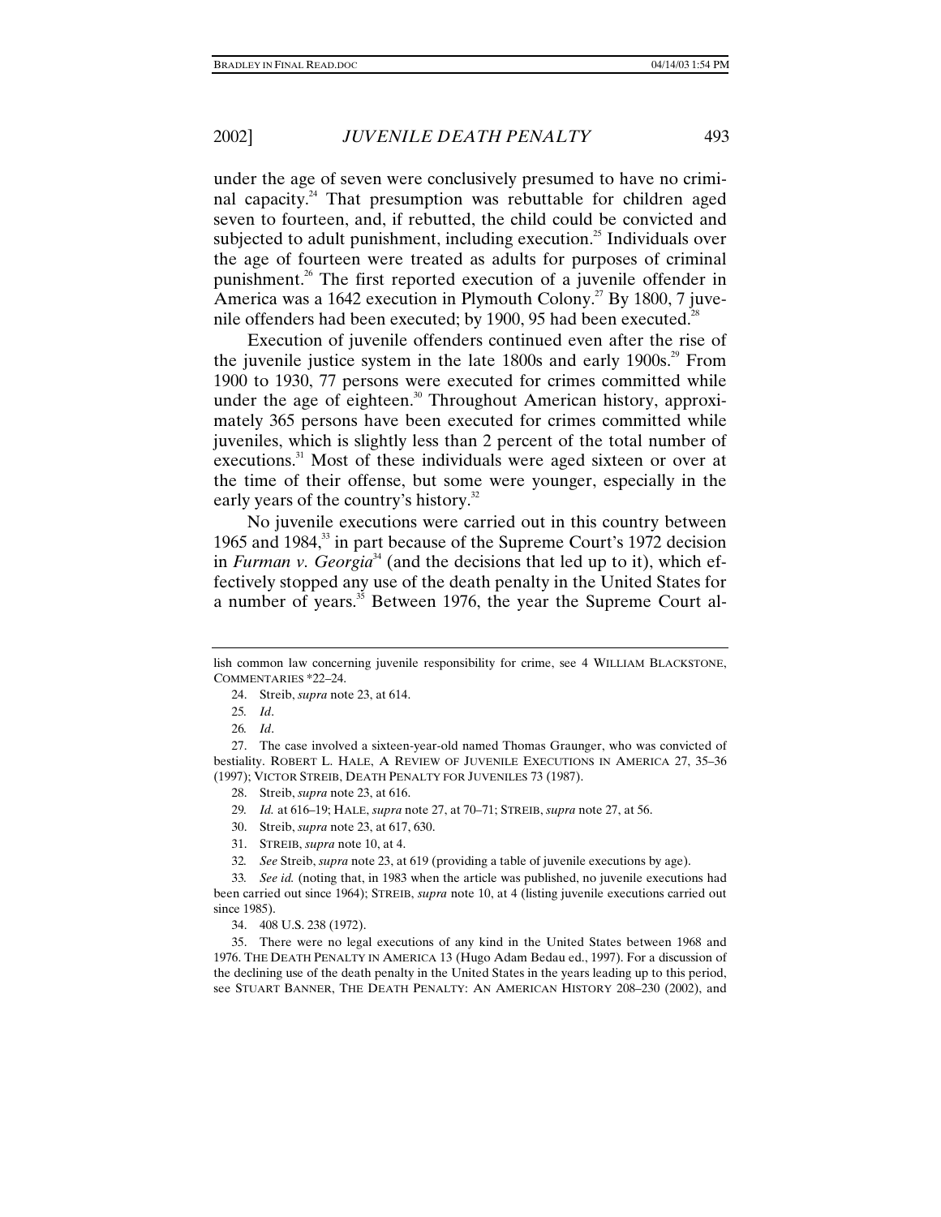under the age of seven were conclusively presumed to have no criminal capacity.[24] That presumption was rebuttable for children aged seven to fourteen, and, if rebutted, the child could be convicted and subjected to adult punishment, including execution.[25] Individuals over the age of fourteen were treated as adults for purposes of criminal punishment.[26] The first reported execution of a juvenile offender in America was a 1642 execution in Plymouth Colony.[27] By 1800, 7 juvenile offenders had been executed; by 1900, 95 had been executed.[28]

Execution of juvenile offenders continued even after the rise of the juvenile justice system in the late 1800s and early 1900s.[29] From 1900 to 1930, 77 persons were executed for crimes committed while under the age of eighteen.[30] Throughout American history, approximately 365 persons have been executed for crimes committed while juveniles, which is slightly less than 2 percent of the total number of executions.[31] Most of these individuals were aged sixteen or over at the time of their offense, but some were younger, especially in the early years of the country's history.[32]

No juvenile executions were carried out in this country between 1965 and 1984,[33] in part because of the Supreme Court's 1972 decision in *Furman v. Georgia*[34] (and the decisions that led up to it), which effectively stopped any use of the death penalty in the United States for a number of years.[35] Between 1976, the year the Supreme Court al-

---

lish common law concerning juvenile responsibility for crime, see 4 WILLIAM BLACKSTONE, COMMENTARIES *22–24.

24. Streib, *supra* note 23, at 614.

25. *Id*.

26. *Id*.

27. The case involved a sixteen-year-old named Thomas Graunger, who was convicted of bestiality. ROBERT L. HALE, A REVIEW OF JUVENILE EXECUTIONS IN AMERICA 27, 35–36 (1997); VICTOR STREIB, DEATH PENALTY FOR JUVENILES 73 (1987).

28. Streib, *supra* note 23, at 616.

29. *Id.* at 616–19; HALE, *supra* note 27, at 70–71; STREIB, *supra* note 27, at 56.

30. Streib, *supra* note 23, at 617, 630.

31. STREIB, *supra* note 10, at 4.

32. *See* Streib, *supra* note 23, at 619 (providing a table of juvenile executions by age).

33. *See id.* (noting that, in 1983 when the article was published, no juvenile executions had been carried out since 1964); STREIB, *supra* note 10, at 4 (listing juvenile executions carried out since 1985).

34. 408 U.S. 238 (1972).

35. There were no legal executions of any kind in the United States between 1968 and 1976. THE DEATH PENALTY IN AMERICA 13 (Hugo Adam Bedau ed., 1997). For a discussion of the declining use of the death penalty in the United States in the years leading up to this period, see STUART BANNER, THE DEATH PENALTY: AN AMERICAN HISTORY 208–230 (2002), and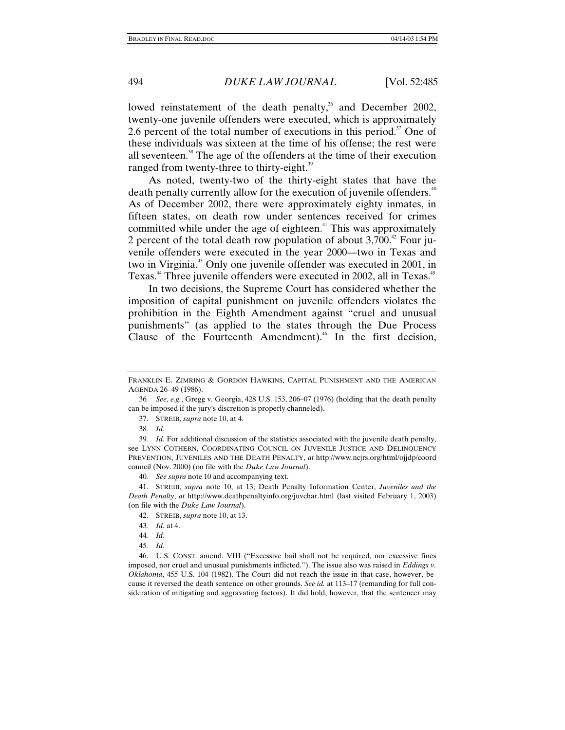lowed reinstatement of the death penalty,[36] and December 2002, twenty-one juvenile offenders were executed, which is approximately 2.6 percent of the total number of executions in this period.[37] One of these individuals was sixteen at the time of his offense; the rest were all seventeen.[38] The age of the offenders at the time of their execution ranged from twenty-three to thirty-eight.[39]

As noted, twenty-two of the thirty-eight states that have the death penalty currently allow for the execution of juvenile offenders.[40] As of December 2002, there were approximately eighty inmates, in fifteen states, on death row under sentences received for crimes committed while under the age of eighteen.[41] This was approximately 2 percent of the total death row population of about 3,700.[42] Four juvenile offenders were executed in the year 2000—two in Texas and two in Virginia.[43] Only one juvenile offender was executed in 2001, in Texas.[44] Three juvenile offenders were executed in 2002, all in Texas.[45]

In two decisions, the Supreme Court has considered whether the imposition of capital punishment on juvenile offenders violates the prohibition in the Eighth Amendment against "cruel and unusual punishments" (as applied to the states through the Due Process Clause of the Fourteenth Amendment).[46] In the first decision,

---

FRANKLIN E. ZIMRING & GORDON HAWKINS, CAPITAL PUNISHMENT AND THE AMERICAN AGENDA 26–49 (1986).

36. *See, e.g.*, Gregg v. Georgia, 428 U.S. 153, 206–07 (1976) (holding that the death penalty can be imposed if the jury's discretion is properly channeled).

37. STREIB, *supra* note 10, at 4.

38. *Id*.

39. *Id.* For additional discussion of the statistics associated with the juvenile death penalty, see LYNN COTHERN, COORDINATING COUNCIL ON JUVENILE JUSTICE AND DELINQUENCY PREVENTION, JUVENILES AND THE DEATH PENALTY, *at* http://www.ncjrs.org/html/ojjdp/coordcouncil (Nov. 2000) (on file with the *Duke Law Journal*).

40. *See supra* note 10 and accompanying text.

41. STREIB, *supra* note 10, at 13; Death Penalty Information Center, *Juveniles and the Death Penalty*, *at* http://www.deathpenaltyinfo.org/juvchar.html (last visited February 1, 2003) (on file with the *Duke Law Journal*).

42. STREIB, *supra* note 10, at 13.

43. *Id.* at 4.

44. *Id*.

45. *Id*.

46. U.S. CONST. amend. VIII ("Excessive bail shall not be required, nor excessive fines imposed, nor cruel and unusual punishments inflicted."). The issue also was raised in *Eddings v. Oklahoma*, 455 U.S. 104 (1982). The Court did not reach the issue in that case, however, because it reversed the death sentence on other grounds. *See id.* at 113–17 (remanding for full consideration of mitigating and aggravating factors). It did hold, however, that the sentencer may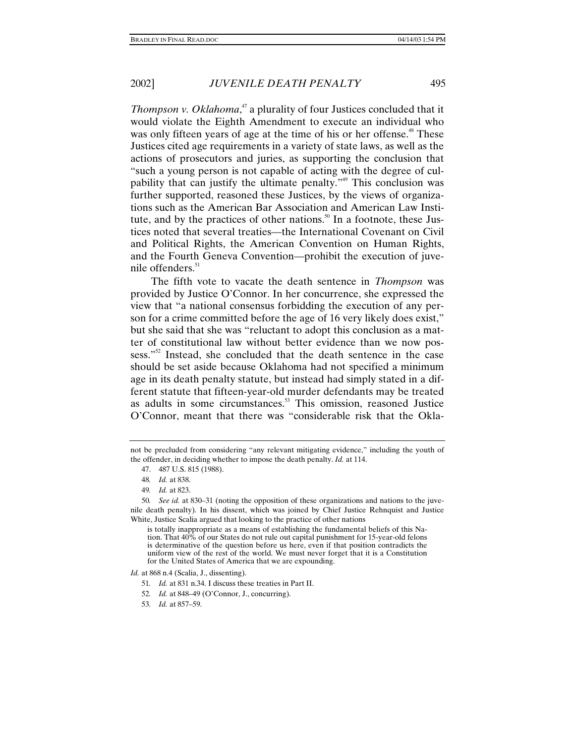*Thompson v. Oklahoma*,[47] a plurality of four Justices concluded that it would violate the Eighth Amendment to execute an individual who was only fifteen years of age at the time of his or her offense.[48] These Justices cited age requirements in a variety of state laws, as well as the actions of prosecutors and juries, as supporting the conclusion that "such a young person is not capable of acting with the degree of culpability that can justify the ultimate penalty."[49] This conclusion was further supported, reasoned these Justices, by the views of organizations such as the American Bar Association and American Law Institute, and by the practices of other nations.[50] In a footnote, these Justices noted that several treaties—the International Covenant on Civil and Political Rights, the American Convention on Human Rights, and the Fourth Geneva Convention—prohibit the execution of juvenile offenders.[51]

The fifth vote to vacate the death sentence in *Thompson* was provided by Justice O'Connor. In her concurrence, she expressed the view that "a national consensus forbidding the execution of any person for a crime committed before the age of 16 very likely does exist," but she said that she was "reluctant to adopt this conclusion as a matter of constitutional law without better evidence than we now possess."[52] Instead, she concluded that the death sentence in the case should be set aside because Oklahoma had not specified a minimum age in its death penalty statute, but instead had simply stated in a different statute that fifteen-year-old murder defendants may be treated as adults in some circumstances.[53] This omission, reasoned Justice O'Connor, meant that there was "considerable risk that the Okla-

---

not be precluded from considering "any relevant mitigating evidence," including the youth of the offender, in deciding whether to impose the death penalty. *Id.* at 114.

47. 487 U.S. 815 (1988).

48. *Id.* at 838.

49. *Id.* at 823.

50. *See id.* at 830–31 (noting the opposition of these organizations and nations to the juvenile death penalty). In his dissent, which was joined by Chief Justice Rehnquist and Justice White, Justice Scalia argued that looking to the practice of other nations

> is totally inappropriate as a means of establishing the fundamental beliefs of this Nation. That 40% of our States do not rule out capital punishment for 15-year-old felons is determinative of the question before us here, even if that position contradicts the uniform view of the rest of the world. We must never forget that it is a Constitution for the United States of America that we are expounding.

*Id.* at 868 n.4 (Scalia, J., dissenting).

51. *Id.* at 831 n.34. I discuss these treaties in Part II.

52. *Id.* at 848–49 (O'Connor, J., concurring).

53. *Id.* at 857–59.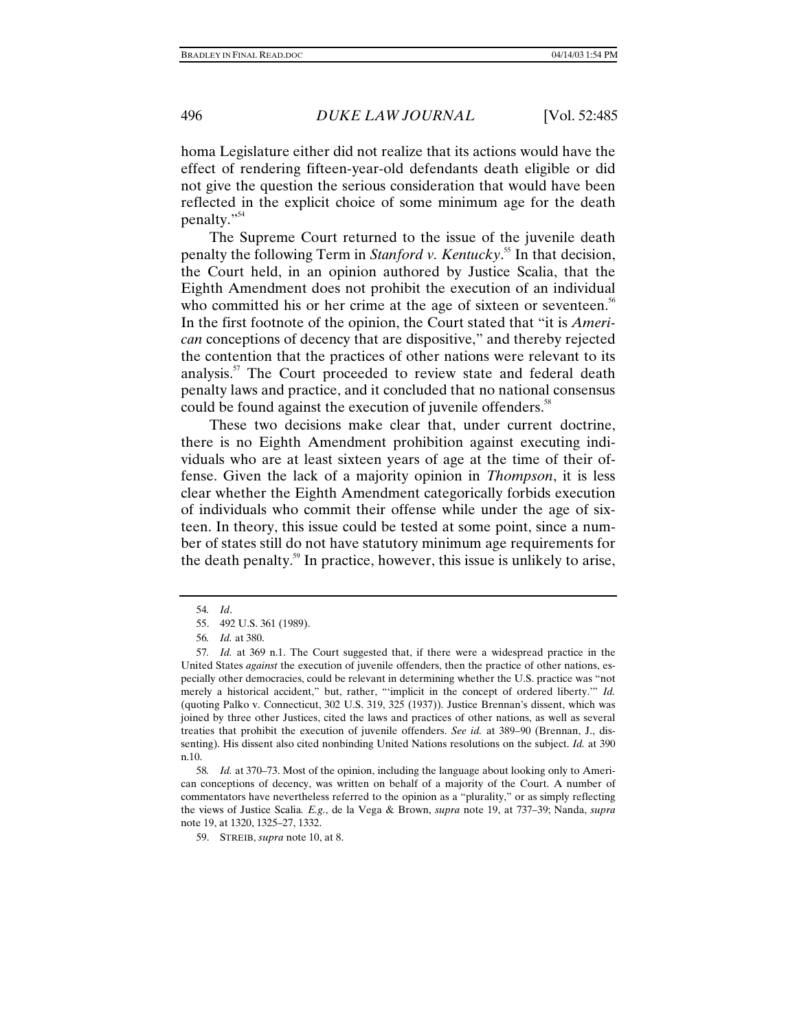homa Legislature either did not realize that its actions would have the effect of rendering fifteen-year-old defendants death eligible or did not give the question the serious consideration that would have been reflected in the explicit choice of some minimum age for the death penalty."[54]

The Supreme Court returned to the issue of the juvenile death penalty the following Term in *Stanford v. Kentucky*.[55] In that decision, the Court held, in an opinion authored by Justice Scalia, that the Eighth Amendment does not prohibit the execution of an individual who committed his or her crime at the age of sixteen or seventeen.[56] In the first footnote of the opinion, the Court stated that "it is *American* conceptions of decency that are dispositive," and thereby rejected the contention that the practices of other nations were relevant to its analysis.[57] The Court proceeded to review state and federal death penalty laws and practice, and it concluded that no national consensus could be found against the execution of juvenile offenders.[58]

These two decisions make clear that, under current doctrine, there is no Eighth Amendment prohibition against executing individuals who are at least sixteen years of age at the time of their offense. Given the lack of a majority opinion in *Thompson*, it is less clear whether the Eighth Amendment categorically forbids execution of individuals who commit their offense while under the age of sixteen. In theory, this issue could be tested at some point, since a number of states still do not have statutory minimum age requirements for the death penalty.[59] In practice, however, this issue is unlikely to arise,

---

54. *Id*.

55. 492 U.S. 361 (1989).

56. *Id.* at 380.

57. *Id.* at 369 n.1. The Court suggested that, if there were a widespread practice in the United States *against* the execution of juvenile offenders, then the practice of other nations, especially other democracies, could be relevant in determining whether the U.S. practice was "not merely a historical accident," but, rather, "'implicit in the concept of ordered liberty.'" *Id.* (quoting Palko v. Connecticut, 302 U.S. 319, 325 (1937)). Justice Brennan's dissent, which was joined by three other Justices, cited the laws and practices of other nations, as well as several treaties that prohibit the execution of juvenile offenders. *See id.* at 389–90 (Brennan, J., dissenting). His dissent also cited nonbinding United Nations resolutions on the subject. *Id.* at 390 n.10.

58. *Id.* at 370–73. Most of the opinion, including the language about looking only to American conceptions of decency, was written on behalf of a majority of the Court. A number of commentators have nevertheless referred to the opinion as a "plurality," or as simply reflecting the views of Justice Scalia. *E.g.*, de la Vega & Brown, *supra* note 19, at 737–39; Nanda, *supra* note 19, at 1320, 1325–27, 1332.

59. STREIB, *supra* note 10, at 8.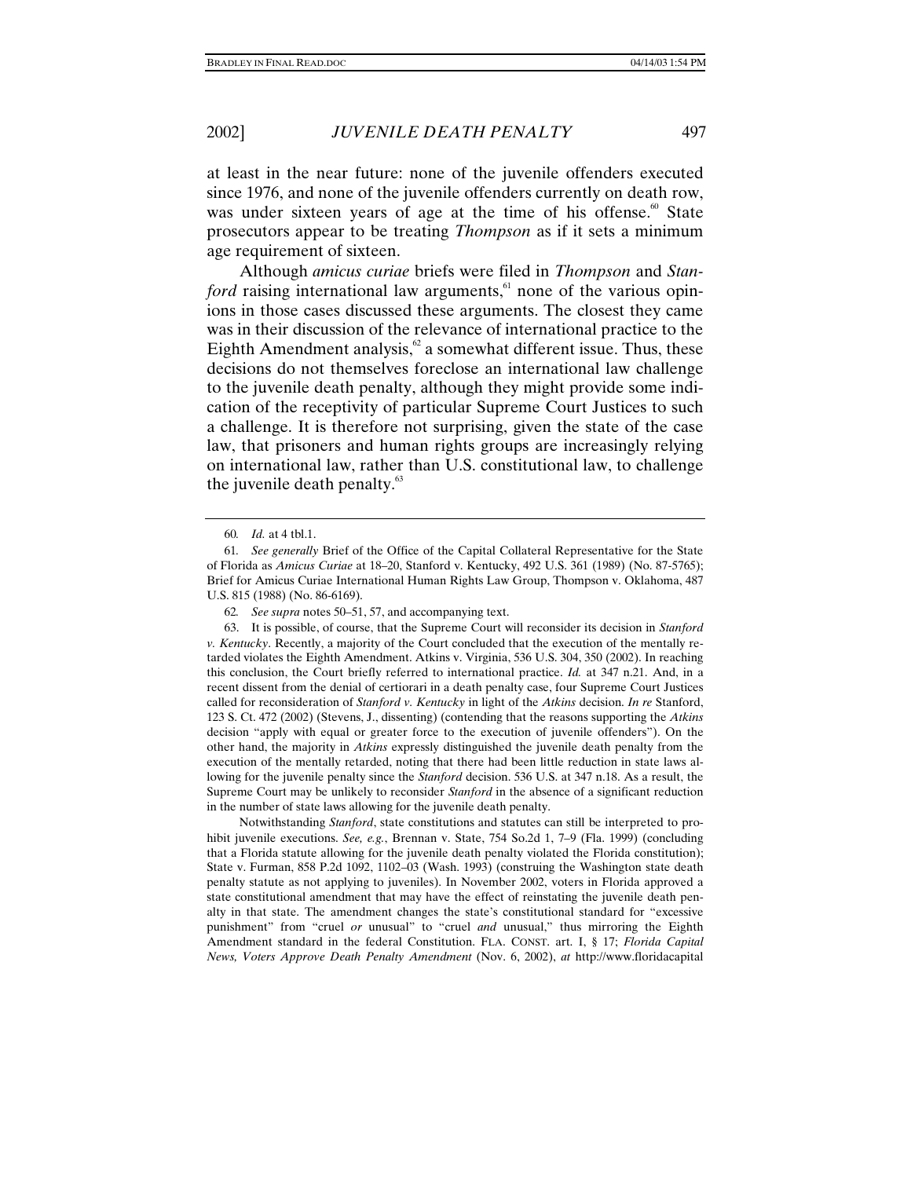at least in the near future: none of the juvenile offenders executed since 1976, and none of the juvenile offenders currently on death row, was under sixteen years of age at the time of his offense.[60] State prosecutors appear to be treating *Thompson* as if it sets a minimum age requirement of sixteen.

Although *amicus curiae* briefs were filed in *Thompson* and *Stanford* raising international law arguments,[61] none of the various opinions in those cases discussed these arguments. The closest they came was in their discussion of the relevance of international practice to the Eighth Amendment analysis,[62] a somewhat different issue. Thus, these decisions do not themselves foreclose an international law challenge to the juvenile death penalty, although they might provide some indication of the receptivity of particular Supreme Court Justices to such a challenge. It is therefore not surprising, given the state of the case law, that prisoners and human rights groups are increasingly relying on international law, rather than U.S. constitutional law, to challenge the juvenile death penalty.[63]

---

60. *Id.* at 4 tbl.1.

61. *See generally* Brief of the Office of the Capital Collateral Representative for the State of Florida as *Amicus Curiae* at 18–20, Stanford v. Kentucky, 492 U.S. 361 (1989) (No. 87-5765); Brief for Amicus Curiae International Human Rights Law Group, Thompson v. Oklahoma, 487 U.S. 815 (1988) (No. 86-6169).

62. *See supra* notes 50–51, 57, and accompanying text.

63. It is possible, of course, that the Supreme Court will reconsider its decision in *Stanford v. Kentucky*. Recently, a majority of the Court concluded that the execution of the mentally retarded violates the Eighth Amendment. Atkins v. Virginia, 536 U.S. 304, 350 (2002). In reaching this conclusion, the Court briefly referred to international practice. *Id.* at 347 n.21. And, in a recent dissent from the denial of certiorari in a death penalty case, four Supreme Court Justices called for reconsideration of *Stanford v. Kentucky* in light of the *Atkins* decision. *In re* Stanford, 123 S. Ct. 472 (2002) (Stevens, J., dissenting) (contending that the reasons supporting the *Atkins* decision "apply with equal or greater force to the execution of juvenile offenders"). On the other hand, the majority in *Atkins* expressly distinguished the juvenile death penalty from the execution of the mentally retarded, noting that there had been little reduction in state laws allowing for the juvenile penalty since the *Stanford* decision. 536 U.S. at 347 n.18. As a result, the Supreme Court may be unlikely to reconsider *Stanford* in the absence of a significant reduction in the number of state laws allowing for the juvenile death penalty.

Notwithstanding *Stanford*, state constitutions and statutes can still be interpreted to prohibit juvenile executions. *See, e.g.*, Brennan v. State, 754 So.2d 1, 7–9 (Fla. 1999) (concluding that a Florida statute allowing for the juvenile death penalty violated the Florida constitution); State v. Furman, 858 P.2d 1092, 1102–03 (Wash. 1993) (construing the Washington state death penalty statute as not applying to juveniles). In November 2002, voters in Florida approved a state constitutional amendment that may have the effect of reinstating the juvenile death penalty in that state. The amendment changes the state's constitutional standard for "excessive punishment" from "cruel *or* unusual" to "cruel *and* unusual," thus mirroring the Eighth Amendment standard in the Federal Constitution. FLA. CONST. art. I, § 17; *Florida Capital News, Voters Approve Death Penalty Amendment* (Nov. 6, 2002), *at* http://www.floridacapital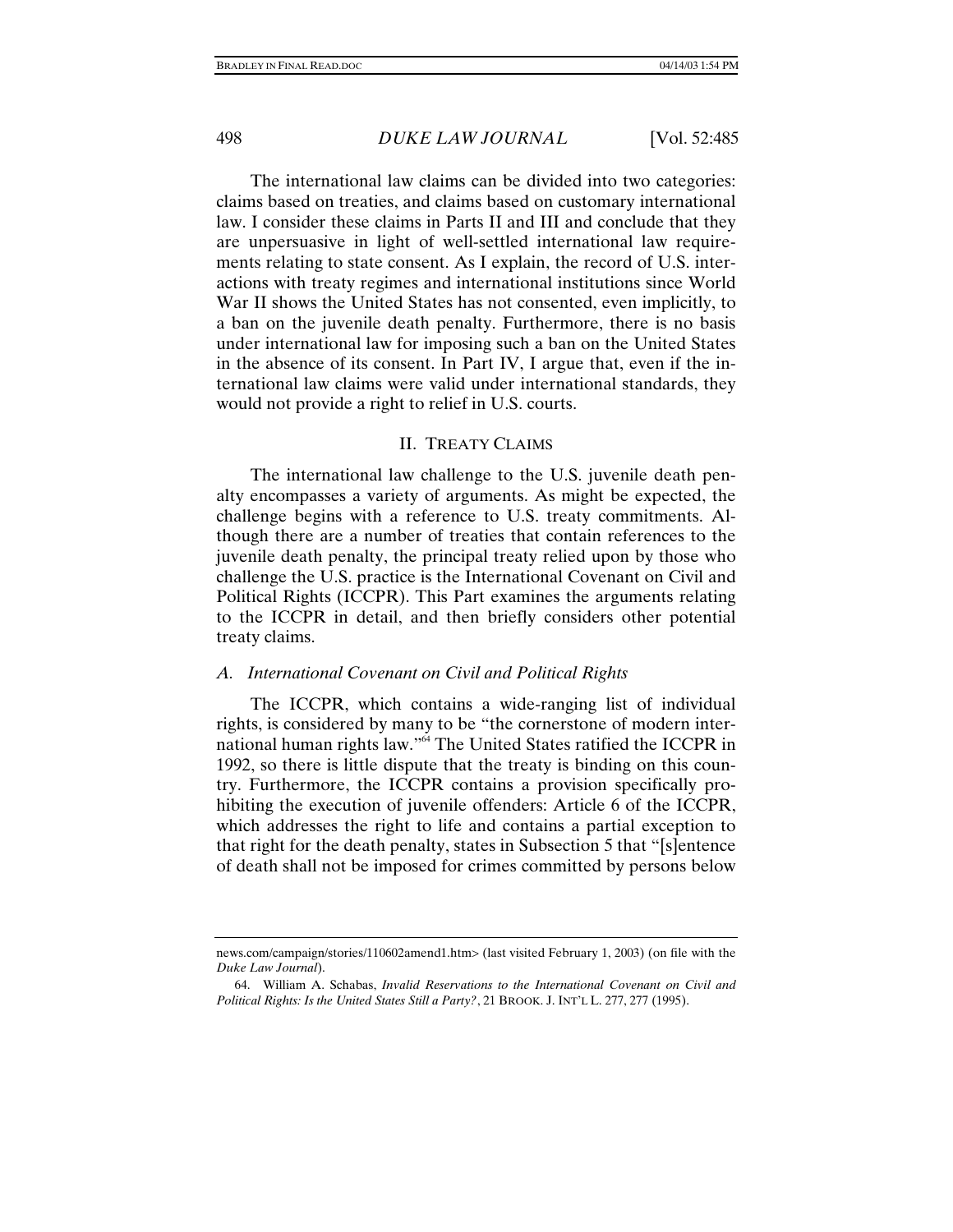The international law claims can be divided into two categories: claims based on treaties, and claims based on customary international law. I consider these claims in Parts II and III and conclude that they are unpersuasive in light of well-settled international law requirements relating to state consent. As I explain, the record of U.S. interactions with treaty regimes and international institutions since World War II shows the United States has not consented, even implicitly, to a ban on the juvenile death penalty. Furthermore, there is no basis under international law for imposing such a ban on the United States in the absence of its consent. In Part IV, I argue that, even if the international law claims were valid under international standards, they would not provide a right to relief in U.S. courts.

## II. Treaty Claims

The international law challenge to the U.S. juvenile death penalty encompasses a variety of arguments. As might be expected, the challenge begins with a reference to U.S. treaty commitments. Although there are a number of treaties that contain references to the juvenile death penalty, the principal treaty relied upon by those who challenge the U.S. practice is the International Covenant on Civil and Political Rights (ICCPR). This Part examines the arguments relating to the ICCPR in detail, and then briefly considers other potential treaty claims.

### *A. International Covenant on Civil and Political Rights*

The ICCPR, which contains a wide-ranging list of individual rights, is considered by many to be "the cornerstone of modern international human rights law."[64] The United States ratified the ICCPR in 1992, so there is little dispute that the treaty is binding on this country. Furthermore, the ICCPR contains a provision specifically prohibiting the execution of juvenile offenders: Article 6 of the ICCPR, which addresses the right to life and contains a partial exception to that right for the death penalty, states in Subsection 5 that "[s]entence of death shall not be imposed for crimes committed by persons below

---

news.com/campaign/stories/110602amend1.htm> (last visited February 1, 2003) (on file with the *Duke Law Journal*).

64. William A. Schabas, *Invalid Reservations to the International Covenant on Civil and Political Rights: Is the United States Still a Party?*, 21 BROOK. J. INT'L L. 277, 277 (1995).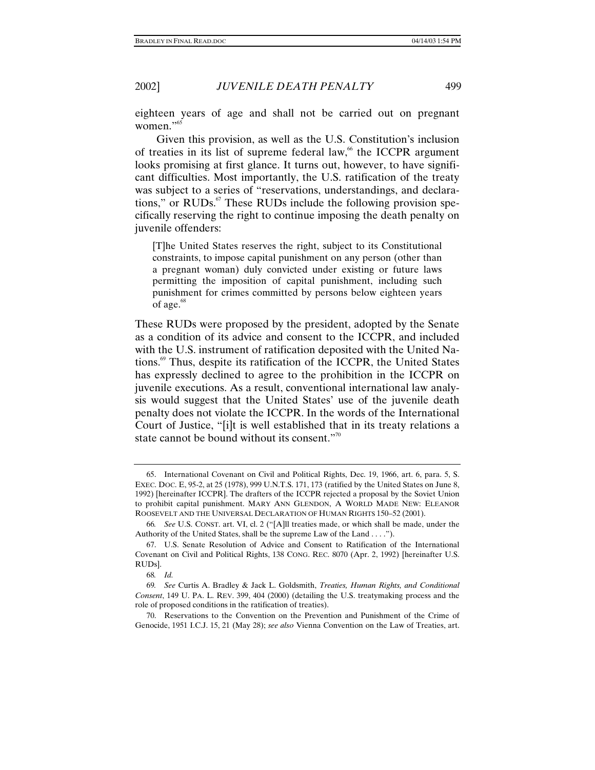eighteen years of age and shall not be carried out on pregnant women."[65]

Given this provision, as well as the U.S. Constitution's inclusion of treaties in its list of supreme federal law,[66] the ICCPR argument looks promising at first glance. It turns out, however, to have significant difficulties. Most importantly, the U.S. ratification of the treaty was subject to a series of "reservations, understandings, and declarations," or RUDs.[67] These RUDs include the following provision specifically reserving the right to continue imposing the death penalty on juvenile offenders:

> [T]he United States reserves the right, subject to its Constitutional constraints, to impose capital punishment on any person (other than a pregnant woman) duly convicted under existing or future laws permitting the imposition of capital punishment, including such punishment for crimes committed by persons below eighteen years of age.[68]

These RUDs were proposed by the president, adopted by the Senate as a condition of its advice and consent to the ICCPR, and included with the U.S. instrument of ratification deposited with the United Nations.[69] Thus, despite its ratification of the ICCPR, the United States has expressly declined to agree to the prohibition in the ICCPR on juvenile executions. As a result, conventional international law analysis would suggest that the United States' use of the juvenile death penalty does not violate the ICCPR. In the words of the International Court of Justice, "[i]t is well established that in its treaty relations a state cannot be bound without its consent."[70]

---

65. International Covenant on Civil and Political Rights, Dec. 19, 1966, art. 6, para. 5, S. EXEC. DOC. E, 95-2, at 25 (1978), 999 U.N.T.S. 171, 173 (ratified by the United States on June 8, 1992) [hereinafter ICCPR]. The drafters of the ICCPR rejected a proposal by the Soviet Union to prohibit capital punishment. MARY ANN GLENDON, A WORLD MADE NEW: ELEANOR ROOSEVELT AND THE UNIVERSAL DECLARATION OF HUMAN RIGHTS 150–52 (2001).

66. *See* U.S. CONST. art. VI, cl. 2 ("[A]ll treaties made, or which shall be made, under the Authority of the United States, shall be the supreme Law of the Land . . . .").

67. U.S. Senate Resolution of Advice and Consent to Ratification of the International Covenant on Civil and Political Rights, 138 CONG. REC. 8070 (Apr. 2, 1992) [hereinafter U.S. RUDs].

68. *Id.*

69. *See* Curtis A. Bradley & Jack L. Goldsmith, *Treaties, Human Rights, and Conditional Consent*, 149 U. PA. L. REV. 399, 404 (2000) (detailing the U.S. treatymaking process and the role of proposed conditions in the ratification of treaties).

70. Reservations to the Convention on the Prevention and Punishment of the Crime of Genocide, 1951 I.C.J. 15, 21 (May 28); *see also* Vienna Convention on the Law of Treaties, art.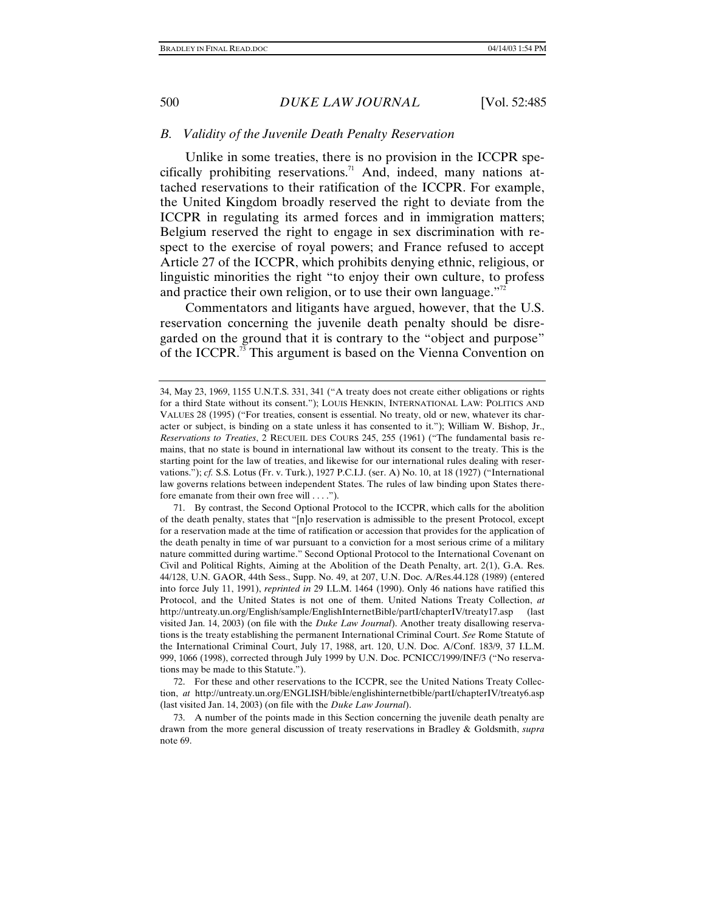### B. Validity of the Juvenile Death Penalty Reservation

Unlike in some treaties, there is no provision in the ICCPR specifically prohibiting reservations.[71] And, indeed, many nations attached reservations to their ratification of the ICCPR. For example, the United Kingdom broadly reserved the right to deviate from the ICCPR in regulating its armed forces and in immigration matters; Belgium reserved the right to engage in sex discrimination with respect to the exercise of royal powers; and France refused to accept Article 27 of the ICCPR, which prohibits denying ethnic, religious, or linguistic minorities the right "to enjoy their own culture, to profess and practice their own religion, or to use their own language."[72]

Commentators and litigants have argued, however, that the U.S. reservation concerning the juvenile death penalty should be disregarded on the ground that it is contrary to the "object and purpose" of the ICCPR.[73] This argument is based on the Vienna Convention on

---

34, May 23, 1969, 1155 U.N.T.S. 331, 341 ("A treaty does not create either obligations or rights for a third State without its consent."); LOUIS HENKIN, INTERNATIONAL LAW: POLITICS AND VALUES 28 (1995) ("For treaties, consent is essential. No treaty, old or new, whatever its character or subject, is binding on a state unless it has consented to it."); William W. Bishop, Jr., *Reservations to Treaties*, 2 RECUEIL DES COURS 245, 255 (1961) ("The fundamental basis remains, that no state is bound in international law without its consent to the treaty. This is the starting point for the law of treaties, and likewise for our international rules dealing with reservations."); *cf.* S.S. Lotus (Fr. v. Turk.), 1927 P.C.I.J. (ser. A) No. 10, at 18 (1927) ("International law governs relations between independent States. The rules of law binding upon States therefore emanate from their own free will . . . .").

71. By contrast, the Second Optional Protocol to the ICCPR, which calls for the abolition of the death penalty, states that "[n]o reservation is admissible to the present Protocol, except for a reservation made at the time of ratification or accession that provides for the application of the death penalty in time of war pursuant to a conviction for a most serious crime of a military nature committed during wartime." Second Optional Protocol to the International Covenant on Civil and Political Rights, Aiming at the Abolition of the Death Penalty, art. 2(1), G.A. Res. 44/128, U.N. GAOR, 44th Sess., Supp. No. 49, at 207, U.N. Doc. A/Res.44.128 (1989) (entered into force July 11, 1991), *reprinted in* 29 I.L.M. 1464 (1990). Only 46 nations have ratified this Protocol, and the United States is not one of them. United Nations Treaty Collection, *at* http://untreaty.un.org/English/sample/EnglishInternetBible/partI/chapterIV/treaty17.asp (last visited Jan. 14, 2003) (on file with the *Duke Law Journal*). Another treaty disallowing reservations is the treaty establishing the permanent International Criminal Court. *See* Rome Statute of the International Criminal Court, July 17, 1988, art. 120, U.N. Doc. A/Conf. 183/9, 37 I.L.M. 999, 1066 (1998), corrected through July 1999 by U.N. Doc. PCNICC/1999/INF/3 ("No reservations may be made to this Statute.").

72. For these and other reservations to the ICCPR, see the United Nations Treaty Collection, *at* http://untreaty.un.org/ENGLISH/bible/englishinternetbible/partI/chapterIV/treaty6.asp (last visited Jan. 14, 2003) (on file with the *Duke Law Journal*).

73. A number of the points made in this Section concerning the juvenile death penalty are drawn from the more general discussion of treaty reservations in Bradley & Goldsmith, *supra* note 69.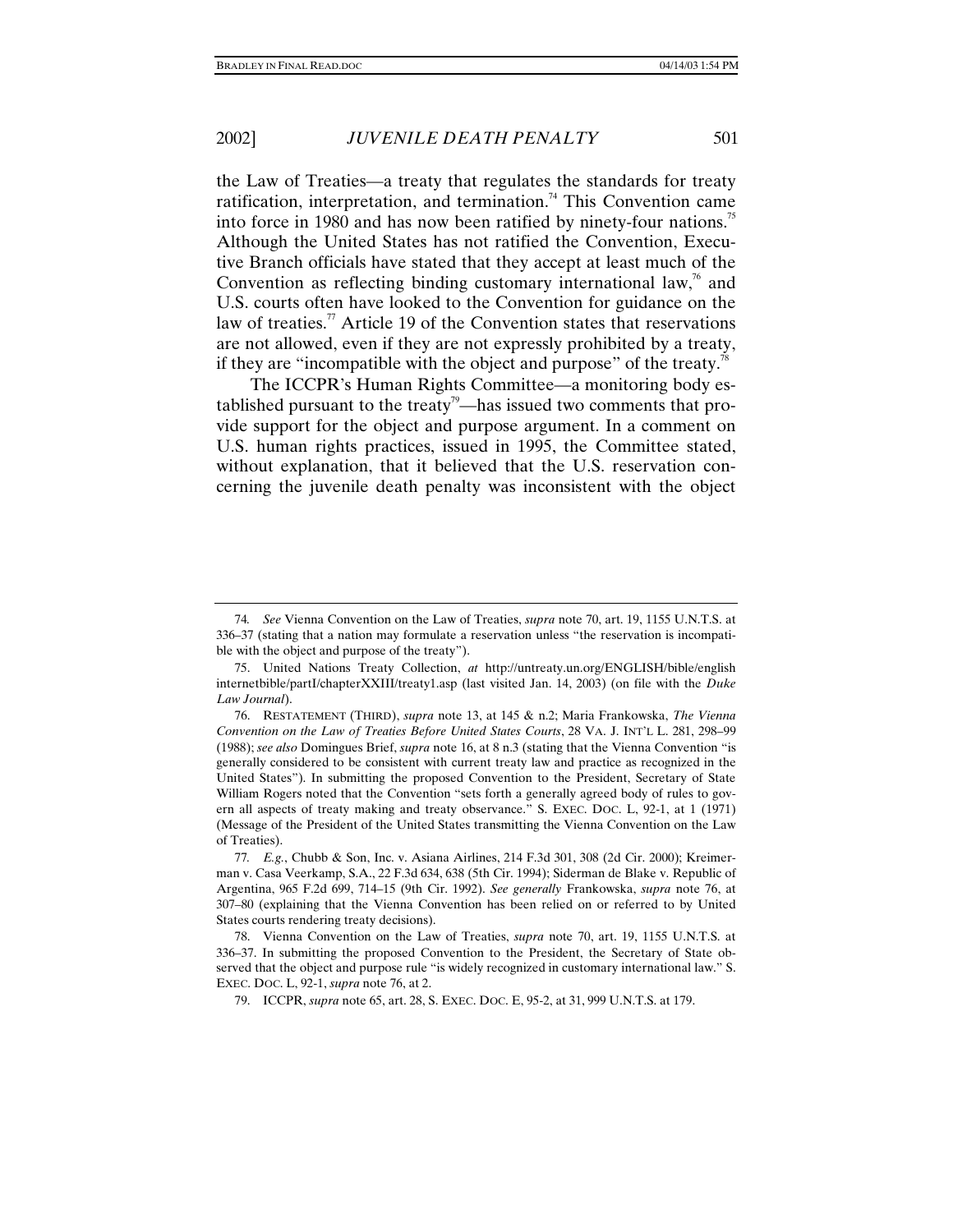the Law of Treaties—a treaty that regulates the standards for treaty ratification, interpretation, and termination.[74] This Convention came into force in 1980 and has now been ratified by ninety-four nations.[75] Although the United States has not ratified the Convention, Executive Branch officials have stated that they accept at least much of the Convention as reflecting binding customary international law,[76] and U.S. courts often have looked to the Convention for guidance on the law of treaties.[77] Article 19 of the Convention states that reservations are not allowed, even if they are not expressly prohibited by a treaty, if they are "incompatible with the object and purpose" of the treaty.[78]

The ICCPR's Human Rights Committee—a monitoring body established pursuant to the treaty[79]—has issued two comments that provide support for the object and purpose argument. In a comment on U.S. human rights practices, issued in 1995, the Committee stated, without explanation, that it believed that the U.S. reservation concerning the juvenile death penalty was inconsistent with the object

---

74. *See* Vienna Convention on the Law of Treaties, *supra* note 70, art. 19, 1155 U.N.T.S. at 336–37 (stating that a nation may formulate a reservation unless "the reservation is incompatible with the object and purpose of the treaty").

75. United Nations Treaty Collection, *at* http://untreaty.un.org/ENGLISH/bible/englishinternetbible/partI/chapterXXIII/treaty1.asp (last visited Jan. 14, 2003) (on file with the *Duke Law Journal*).

76. RESTATEMENT (THIRD), *supra* note 13, at 145 & n.2; Maria Frankowska, *The Vienna Convention on the Law of Treaties Before United States Courts*, 28 VA. J. INT'L L. 281, 298–99 (1988); *see also* Domingues Brief, *supra* note 16, at 8 n.3 (stating that the Vienna Convention "is generally considered to be consistent with current treaty law and practice as recognized in the United States"). In submitting the proposed Convention to the President, Secretary of State William Rogers noted that the Convention "sets forth a generally agreed body of rules to govern all aspects of treaty making and treaty observance." S. EXEC. DOC. L, 92-1, at 1 (1971) (Message of the President of the United States transmitting the Vienna Convention on the Law of Treaties).

77. *E.g.*, Chubb & Son, Inc. v. Asiana Airlines, 214 F.3d 301, 308 (2d Cir. 2000); Kreimerman v. Casa Veerkamp, S.A., 22 F.3d 634, 638 (5th Cir. 1994); Siderman de Blake v. Republic of Argentina, 965 F.2d 699, 714–15 (9th Cir. 1992). *See generally* Frankowska, *supra* note 76, at 307–80 (explaining that the Vienna Convention has been relied on or referred to by United States courts rendering treaty decisions).

78. Vienna Convention on the Law of Treaties, *supra* note 70, art. 19, 1155 U.N.T.S. at 336–37. In submitting the proposed Convention to the President, the Secretary of State observed that the object and purpose rule "is widely recognized in customary international law." S. EXEC. DOC. L, 92-1, *supra* note 76, at 2.

79. ICCPR, *supra* note 65, art. 28, S. EXEC. DOC. E, 95-2, at 31, 999 U.N.T.S. at 179.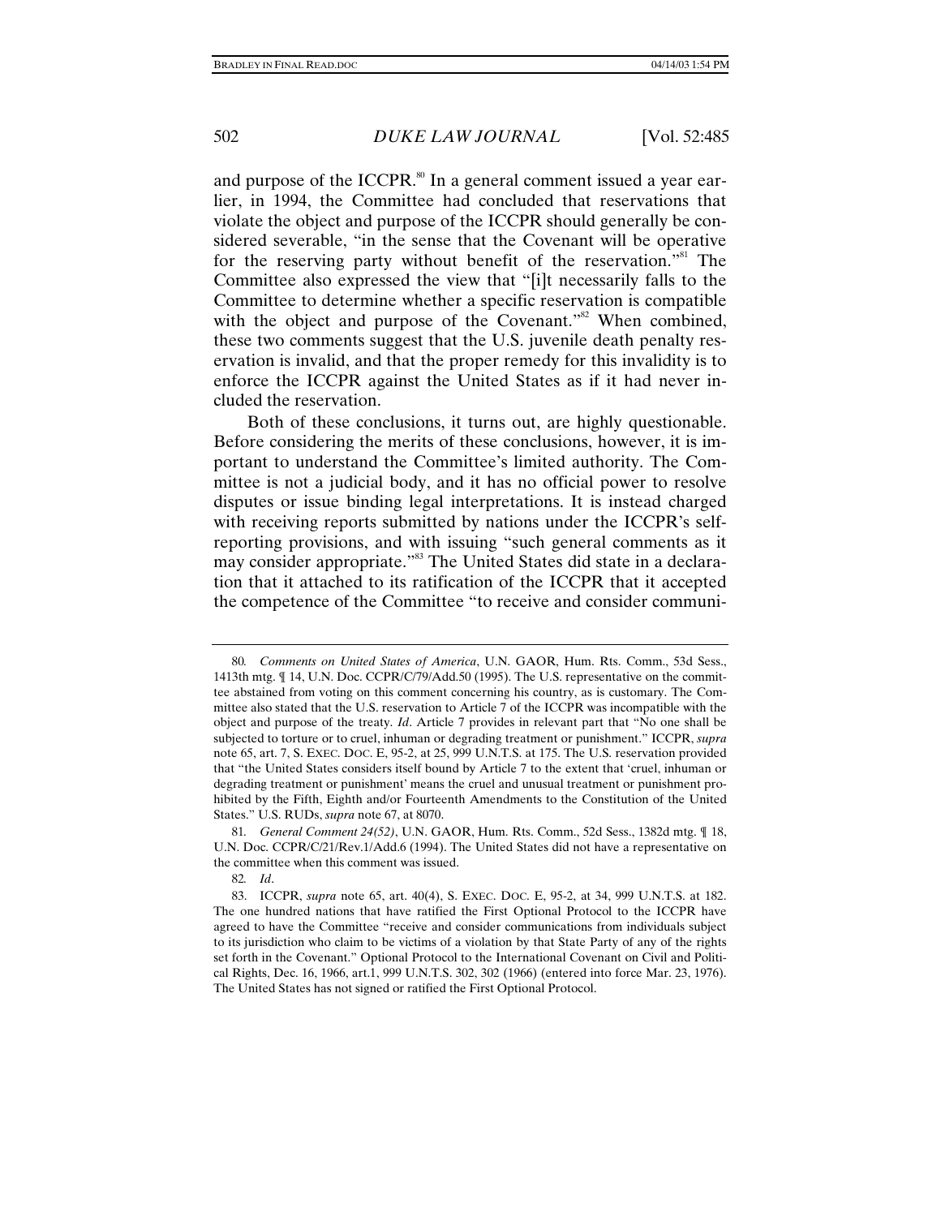and purpose of the ICCPR.[80] In a general comment issued a year earlier, in 1994, the Committee had concluded that reservations that violate the object and purpose of the ICCPR should generally be considered severable, "in the sense that the Covenant will be operative for the reserving party without benefit of the reservation."[81] The Committee also expressed the view that "[i]t necessarily falls to the Committee to determine whether a specific reservation is compatible with the object and purpose of the Covenant."[82] When combined, these two comments suggest that the U.S. juvenile death penalty reservation is invalid, and that the proper remedy for this invalidity is to enforce the ICCPR against the United States as if it had never included the reservation.

Both of these conclusions, it turns out, are highly questionable. Before considering the merits of these conclusions, however, it is important to understand the Committee's limited authority. The Committee is not a judicial body, and it has no official power to resolve disputes or issue binding legal interpretations. It is instead charged with receiving reports submitted by nations under the ICCPR's self-reporting provisions, and with issuing "such general comments as it may consider appropriate."[83] The United States did state in a declaration that it attached to its ratification of the ICCPR that it accepted the competence of the Committee "to receive and consider communi-

---

80. *Comments on United States of America*, U.N. GAOR, Hum. Rts. Comm., 53d Sess., 1413th mtg. ¶ 14, U.N. Doc. CCPR/C/79/Add.50 (1995). The U.S. representative on the committee abstained from voting on this comment concerning his country, as is customary. The Committee also stated that the U.S. reservation to Article 7 of the ICCPR was incompatible with the object and purpose of the treaty. *Id*. Article 7 provides in relevant part that "No one shall be subjected to torture or to cruel, inhuman or degrading treatment or punishment." ICCPR, *supra* note 65, art. 7, S. EXEC. DOC. E, 95-2, at 25, 999 U.N.T.S. at 175. The U.S. reservation provided that "the United States considers itself bound by Article 7 to the extent that 'cruel, inhuman or degrading treatment or punishment' means the cruel and unusual treatment or punishment prohibited by the Fifth, Eighth and/or Fourteenth Amendments to the Constitution of the United States." U.S. RUDs, *supra* note 67, at 8070.

81. *General Comment 24(52)*, U.N. GAOR, Hum. Rts. Comm., 52d Sess., 1382d mtg. ¶ 18, U.N. Doc. CCPR/C/21/Rev.1/Add.6 (1994). The United States did not have a representative on the committee when this comment was issued.

82. *Id*.

83. ICCPR, *supra* note 65, art. 40(4), S. EXEC. DOC. E, 95-2, at 34, 999 U.N.T.S. at 182. The one hundred nations that have ratified the First Optional Protocol to the ICCPR have agreed to have the Committee "receive and consider communications from individuals subject to its jurisdiction who claim to be victims of a violation by that State Party of any of the rights set forth in the Covenant." Optional Protocol to the International Covenant on Civil and Political Rights, Dec. 16, 1966, art.1, 999 U.N.T.S. 302, 302 (1966) (entered into force Mar. 23, 1976). The United States has not signed or ratified the First Optional Protocol.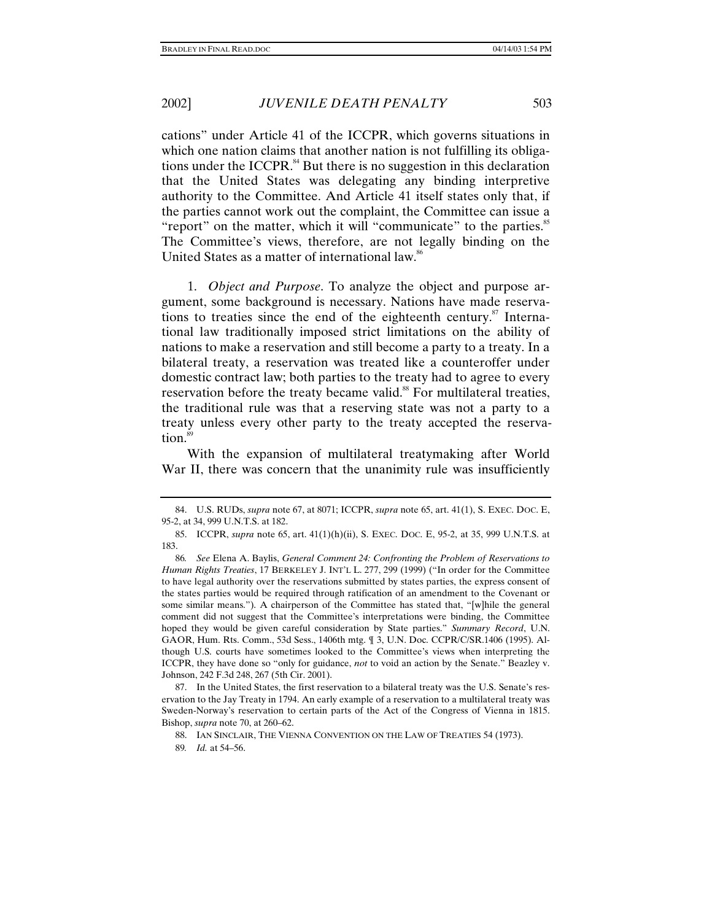cations" under Article 41 of the ICCPR, which governs situations in which one nation claims that another nation is not fulfilling its obligations under the ICCPR.[84] But there is no suggestion in this declaration that the United States was delegating any binding interpretive authority to the Committee. And Article 41 itself states only that, if the parties cannot work out the complaint, the Committee can issue a "report" on the matter, which it will "communicate" to the parties.[85] The Committee's views, therefore, are not legally binding on the United States as a matter of international law.[86]

1. *Object and Purpose*. To analyze the object and purpose argument, some background is necessary. Nations have made reservations to treaties since the end of the eighteenth century.[87] International law traditionally imposed strict limitations on the ability of nations to make a reservation and still become a party to a treaty. In a bilateral treaty, a reservation was treated like a counteroffer under domestic contract law; both parties to the treaty had to agree to every reservation before the treaty became valid.[88] For multilateral treaties, the traditional rule was that a reserving state was not a party to a treaty unless every other party to the treaty accepted the reservation.[89]

With the expansion of multilateral treatymaking after World War II, there was concern that the unanimity rule was insufficiently

---

84. U.S. RUDs, *supra* note 67, at 8071; ICCPR, *supra* note 65, art. 41(1), S. EXEC. DOC. E, 95-2, at 34, 999 U.N.T.S. at 182.

85. ICCPR, *supra* note 65, art. 41(1)(h)(ii), S. EXEC. DOC. E, 95-2, at 35, 999 U.N.T.S. at 183.

86. *See* Elena A. Baylis, *General Comment 24: Confronting the Problem of Reservations to Human Rights Treaties*, 17 BERKELEY J. INT'L L. 277, 299 (1999) ("In order for the Committee to have legal authority over the reservations submitted by states parties, the express consent of the states parties would be required through ratification of an amendment to the Covenant or some similar means."). A chairperson of the Committee has stated that, "[w]hile the general comment did not suggest that the Committee's interpretations were binding, the Committee hoped they would be given careful consideration by State parties." *Summary Record*, U.N. GAOR, Hum. Rts. Comm., 53d Sess., 1406th mtg. ¶ 3, U.N. Doc. CCPR/C/SR.1406 (1995). Although U.S. courts have sometimes looked to the Committee's views when interpreting the ICCPR, they have done so "only for guidance, *not* to void an action by the Senate." Beazley v. Johnson, 242 F.3d 248, 267 (5th Cir. 2001).

87. In the United States, the first reservation to a bilateral treaty was the U.S. Senate's reservation to the Jay Treaty in 1794. An early example of a reservation to a multilateral treaty was Sweden-Norway's reservation to certain parts of the Act of the Congress of Vienna in 1815. Bishop, *supra* note 70, at 260–62.

88. IAN SINCLAIR, THE VIENNA CONVENTION ON THE LAW OF TREATIES 54 (1973).

89. *Id.* at 54–56.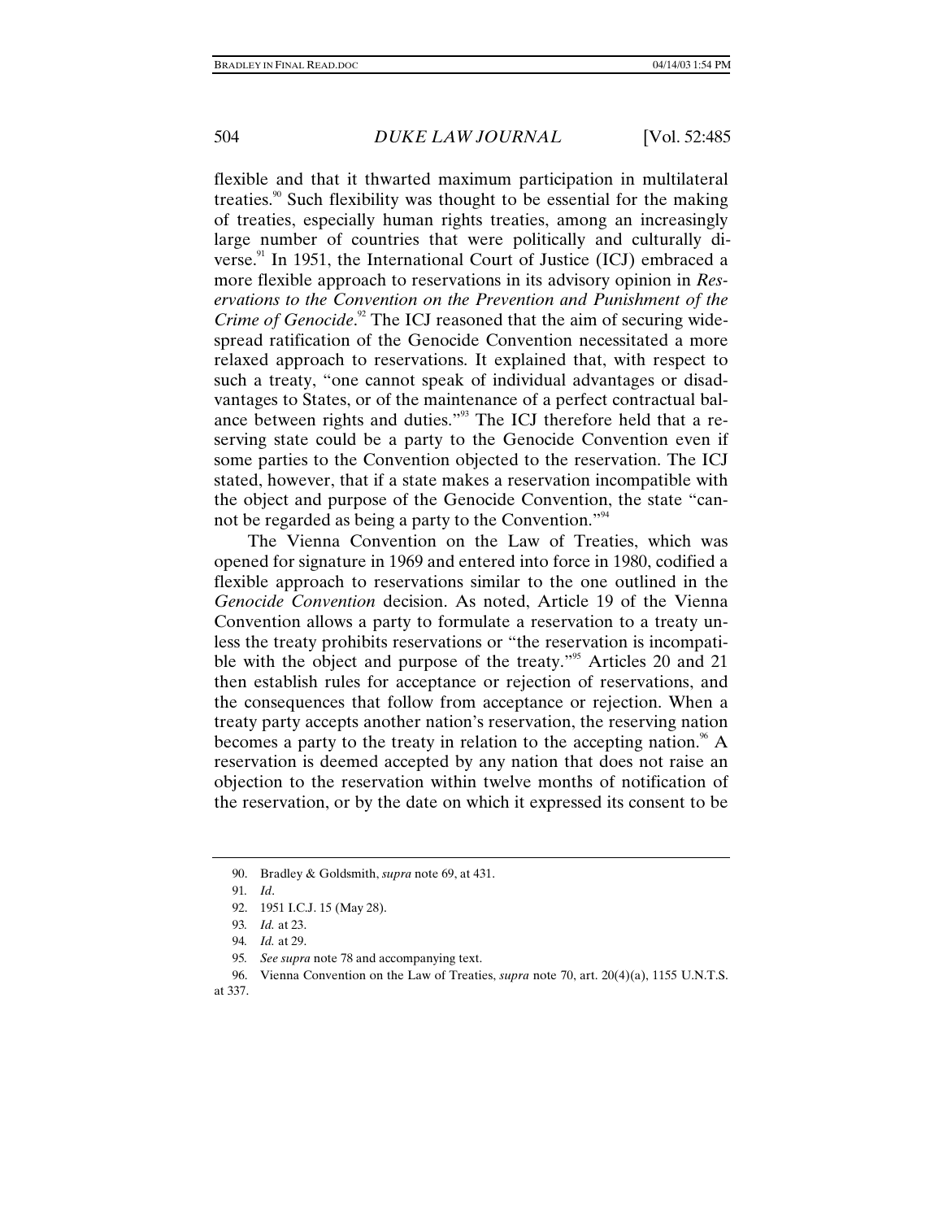flexible and that it thwarted maximum participation in multilateral treaties.[90] Such flexibility was thought to be essential for the making of treaties, especially human rights treaties, among an increasingly large number of countries that were politically and culturally diverse.[91] In 1951, the International Court of Justice (ICJ) embraced a more flexible approach to reservations in its advisory opinion in *Reservations to the Convention on the Prevention and Punishment of the Crime of Genocide*.[92] The ICJ reasoned that the aim of securing widespread ratification of the Genocide Convention necessitated a more relaxed approach to reservations. It explained that, with respect to such a treaty, "one cannot speak of individual advantages or disadvantages to States, or of the maintenance of a perfect contractual balance between rights and duties."[93] The ICJ therefore held that a reserving state could be a party to the Genocide Convention even if some parties to the Convention objected to the reservation. The ICJ stated, however, that if a state makes a reservation incompatible with the object and purpose of the Genocide Convention, the state "cannot be regarded as being a party to the Convention."[94]

The Vienna Convention on the Law of Treaties, which was opened for signature in 1969 and entered into force in 1980, codified a flexible approach to reservations similar to the one outlined in the *Genocide Convention* decision. As noted, Article 19 of the Vienna Convention allows a party to formulate a reservation to a treaty unless the treaty prohibits reservations or "the reservation is incompatible with the object and purpose of the treaty."[95] Articles 20 and 21 then establish rules for acceptance or rejection of reservations, and the consequences that follow from acceptance or rejection. When a treaty party accepts another nation's reservation, the reserving nation becomes a party to the treaty in relation to the accepting nation.[96] A reservation is deemed accepted by any nation that does not raise an objection to the reservation within twelve months of notification of the reservation, or by the date on which it expressed its consent to be

---

90. Bradley & Goldsmith, *supra* note 69, at 431.

91. *Id*.

92. 1951 I.C.J. 15 (May 28).

93. *Id.* at 23.

94. *Id.* at 29.

95. *See supra* note 78 and accompanying text.

96. Vienna Convention on the Law of Treaties, *supra* note 70, art. 20(4)(a), 1155 U.N.T.S. at 337.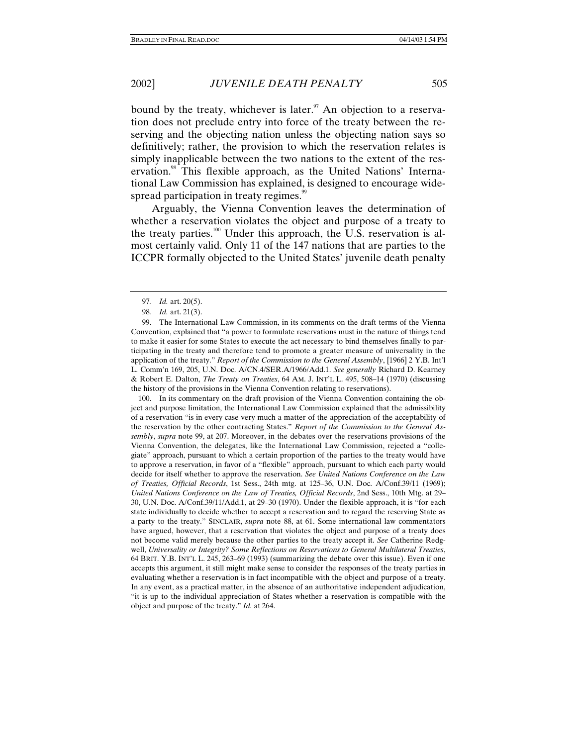bound by the treaty, whichever is later.[97] An objection to a reservation does not preclude entry into force of the treaty between the reserving and the objecting nation unless the objecting nation says so definitively; rather, the provision to which the reservation relates is simply inapplicable between the two nations to the extent of the reservation.[98] This flexible approach, as the United Nations' International Law Commission has explained, is designed to encourage widespread participation in treaty regimes.[99]

Arguably, the Vienna Convention leaves the determination of whether a reservation violates the object and purpose of a treaty to the treaty parties.[100] Under this approach, the U.S. reservation is almost certainly valid. Only 11 of the 147 nations that are parties to the ICCPR formally objected to the United States' juvenile death penalty

---

97. *Id.* art. 20(5).

98. *Id.* art. 21(3).

99. The International Law Commission, in its comments on the draft terms of the Vienna Convention, explained that "a power to formulate reservations must in the nature of things tend to make it easier for some States to execute the act necessary to bind themselves finally to participating in the treaty and therefore tend to promote a greater measure of universality in the application of the treaty." *Report of the Commission to the General Assembly*, [1966] 2 Y.B. Int'l L. Comm'n 169, 205, U.N. Doc. A/CN.4/SER.A/1966/Add.1. *See generally* Richard D. Kearney & Robert E. Dalton, *The Treaty on Treaties*, 64 AM. J. INT'L L. 495, 508–14 (1970) (discussing the history of the provisions in the Vienna Convention relating to reservations).

100. In its commentary on the draft provision of the Vienna Convention containing the object and purpose limitation, the International Law Commission explained that the admissibility of a reservation "is in every case very much a matter of the appreciation of the acceptability of the reservation by the other contracting States." *Report of the Commission to the General Assembly*, *supra* note 99, at 207. Moreover, in the debates over the reservations provisions of the Vienna Convention, the delegates, like the International Law Commission, rejected a "collegiate" approach, pursuant to which a certain proportion of the parties to the treaty would have to approve a reservation, in favor of a "flexible" approach, pursuant to which each party would decide for itself whether to approve the reservation. *See United Nations Conference on the Law of Treaties, Official Records*, 1st Sess., 24th mtg. at 125–36, U.N. Doc. A/Conf.39/11 (1969); *United Nations Conference on the Law of Treaties, Official Records*, 2nd Sess., 10th Mtg. at 29–30, U.N. Doc. A/Conf.39/11/Add.1, at 29–30 (1970). Under the flexible approach, it is "for each state individually to decide whether to accept a reservation and to regard the reserving State as a party to the treaty." SINCLAIR, *supra* note 88, at 61. Some international law commentators have argued, however, that a reservation that violates the object and purpose of a treaty does not become valid merely because the other parties to the treaty accept it. *See* Catherine Redgwell, *Universality or Integrity? Some Reflections on Reservations to General Multilateral Treaties*, 64 BRIT. Y.B. INT'L L. 245, 263–69 (1993) (summarizing the debate over this issue). Even if one accepts this argument, it still might make sense to consider the responses of the treaty parties in evaluating whether a reservation is in fact incompatible with the object and purpose of a treaty. In any event, as a practical matter, in the absence of an authoritative independent adjudication, "it is up to the individual appreciation of States whether a reservation is compatible with the object and purpose of the treaty." *Id.* at 264.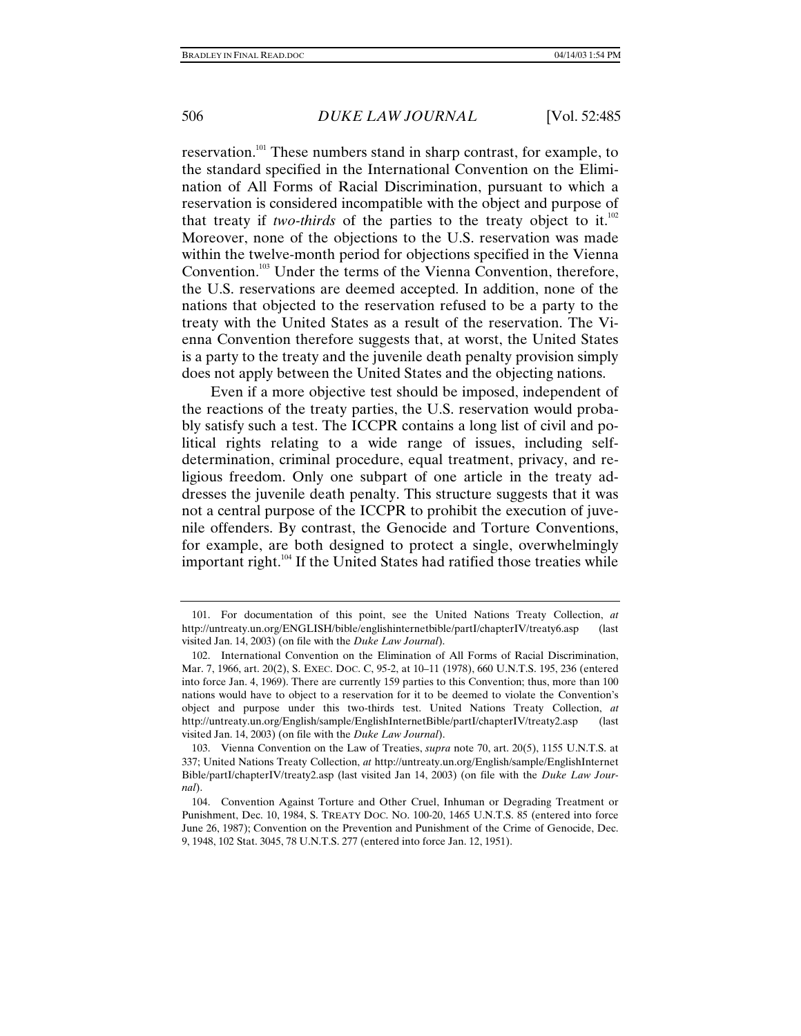reservation.[101] These numbers stand in sharp contrast, for example, to the standard specified in the International Convention on the Elimination of All Forms of Racial Discrimination, pursuant to which a reservation is considered incompatible with the object and purpose of that treaty if *two-thirds* of the parties to the treaty object to it.[102] Moreover, none of the objections to the U.S. reservation was made within the twelve-month period for objections specified in the Vienna Convention.[103] Under the terms of the Vienna Convention, therefore, the U.S. reservations are deemed accepted. In addition, none of the nations that objected to the reservation refused to be a party to the treaty with the United States as a result of the reservation. The Vienna Convention therefore suggests that, at worst, the United States is a party to the treaty and the juvenile death penalty provision simply does not apply between the United States and the objecting nations.

Even if a more objective test should be imposed, independent of the reactions of the treaty parties, the U.S. reservation would probably satisfy such a test. The ICCPR contains a long list of civil and political rights relating to a wide range of issues, including self-determination, criminal procedure, equal treatment, privacy, and religious freedom. Only one subpart of one article in the treaty addresses the juvenile death penalty. This structure suggests that it was not a central purpose of the ICCPR to prohibit the execution of juvenile offenders. By contrast, the Genocide and Torture Conventions, for example, are both designed to protect a single, overwhelmingly important right.[104] If the United States had ratified those treaties while

---

101. For documentation of this point, see the United Nations Treaty Collection, *at* http://untreaty.un.org/ENGLISH/bible/englishinternetbible/partI/chapterIV/treaty6.asp (last visited Jan. 14, 2003) (on file with the *Duke Law Journal*).

102. International Convention on the Elimination of All Forms of Racial Discrimination, Mar. 7, 1966, art. 20(2), S. EXEC. DOC. C, 95-2, at 10–11 (1978), 660 U.N.T.S. 195, 236 (entered into force Jan. 4, 1969). There are currently 159 parties to this Convention; thus, more than 100 nations would have to object to a reservation for it to be deemed to violate the Convention's object and purpose under this two-thirds test. United Nations Treaty Collection, *at* http://untreaty.un.org/English/sample/EnglishInternetBible/partI/chapterIV/treaty2.asp (last visited Jan. 14, 2003) (on file with the *Duke Law Journal*).

103. Vienna Convention on the Law of Treaties, *supra* note 70, art. 20(5), 1155 U.N.T.S. at 337; United Nations Treaty Collection, *at* http://untreaty.un.org/English/sample/EnglishInternetBible/partI/chapterIV/treaty2.asp (last visited Jan 14, 2003) (on file with the *Duke Law Journal*).

104. Convention Against Torture and Other Cruel, Inhuman or Degrading Treatment or Punishment, Dec. 10, 1984, S. TREATY DOC. NO. 100-20, 1465 U.N.T.S. 85 (entered into force June 26, 1987); Convention on the Prevention and Punishment of the Crime of Genocide, Dec. 9, 1948, 102 Stat. 3045, 78 U.N.T.S. 277 (entered into force Jan. 12, 1951).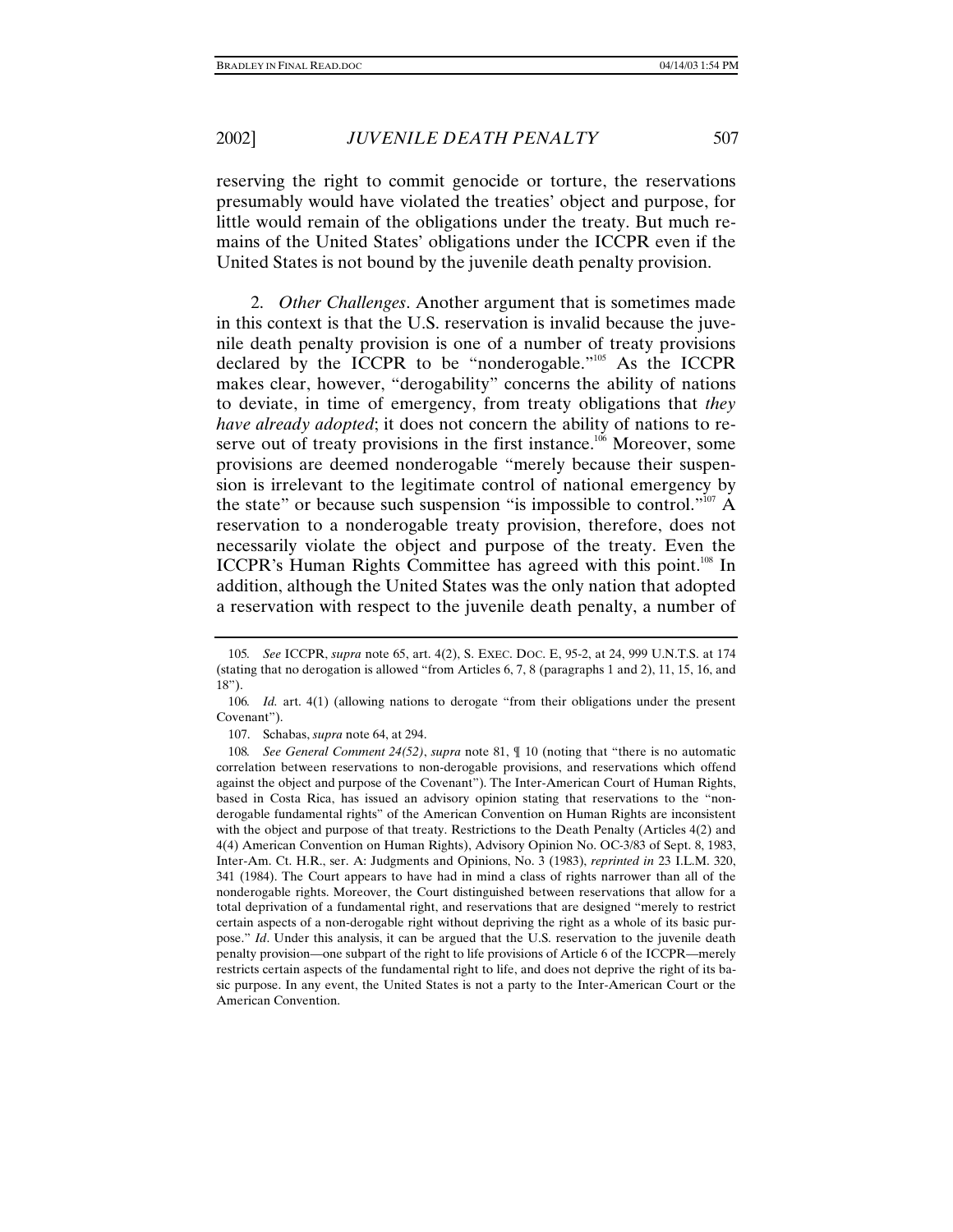reserving the right to commit genocide or torture, the reservations presumably would have violated the treaties' object and purpose, for little would remain of the obligations under the treaty. But much remains of the United States' obligations under the ICCPR even if the United States is not bound by the juvenile death penalty provision.

2. *Other Challenges*. Another argument that is sometimes made in this context is that the U.S. reservation is invalid because the juvenile death penalty provision is one of a number of treaty provisions declared by the ICCPR to be "nonderogable."[105] As the ICCPR makes clear, however, "derogability" concerns the ability of nations to deviate, in time of emergency, from treaty obligations that *they have already adopted*; it does not concern the ability of nations to reserve out of treaty provisions in the first instance.[106] Moreover, some provisions are deemed nonderogable "merely because their suspension is irrelevant to the legitimate control of national emergency by the state" or because such suspension "is impossible to control."[107] A reservation to a nonderogable treaty provision, therefore, does not necessarily violate the object and purpose of the treaty. Even the ICCPR's Human Rights Committee has agreed with this point.[108] In addition, although the United States was the only nation that adopted a reservation with respect to the juvenile death penalty, a number of

---

105. *See* ICCPR, *supra* note 65, art. 4(2), S. EXEC. DOC. E, 95-2, at 24, 999 U.N.T.S. at 174 (stating that no derogation is allowed "from Articles 6, 7, 8 (paragraphs 1 and 2), 11, 15, 16, and 18").

106. *Id.* art. 4(1) (allowing nations to derogate "from their obligations under the present Covenant").

107. Schabas, *supra* note 64, at 294.

108. *See General Comment 24(52)*, *supra* note 81, ¶ 10 (noting that "there is no automatic correlation between reservations to non-derogable provisions, and reservations which offend against the object and purpose of the Covenant"). The Inter-American Court of Human Rights, based in Costa Rica, has issued an advisory opinion stating that reservations to the "non-derogable fundamental rights" of the American Convention on Human Rights are inconsistent with the object and purpose of that treaty. Restrictions to the Death Penalty (Articles 4(2) and 4(4) American Convention on Human Rights), Advisory Opinion No. OC-3/83 of Sept. 8, 1983, Inter-Am. Ct. H.R., ser. A: Judgments and Opinions, No. 3 (1983), *reprinted in* 23 I.L.M. 320, 341 (1984). The Court appears to have had in mind a class of rights narrower than all of the nonderogable rights. Moreover, the Court distinguished between reservations that allow for a total deprivation of a fundamental right, and reservations that are designed "merely to restrict certain aspects of a non-derogable right without depriving the right as a whole of its basic purpose." *Id*. Under this analysis, it can be argued that the U.S. reservation to the juvenile death penalty provision—one subpart of the right to life provisions of Article 6 of the ICCPR—merely restricts certain aspects of the fundamental right to life, and does not deprive the right of its basic purpose. In any event, the United States is not a party to the Inter-American Court or the American Convention.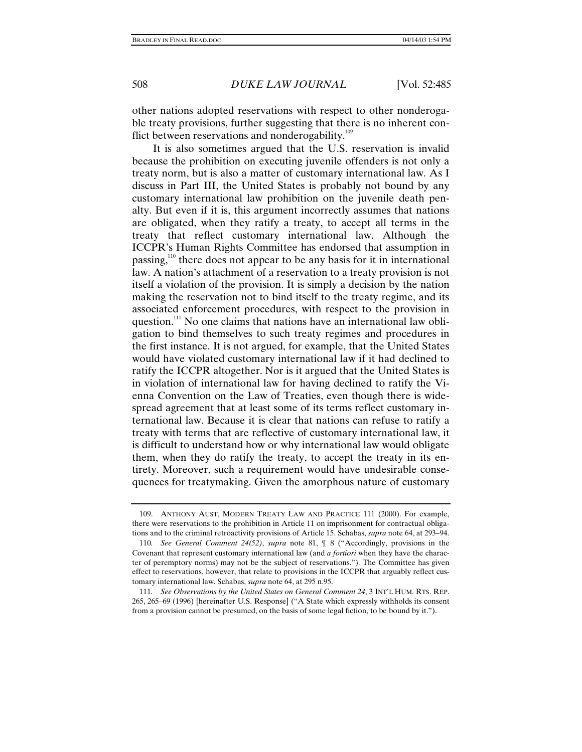other nations adopted reservations with respect to other nonderogable treaty provisions, further suggesting that there is no inherent conflict between reservations and nonderogability.[109]

It is also sometimes argued that the U.S. reservation is invalid because the prohibition on executing juvenile offenders is not only a treaty norm, but is also a matter of customary international law. As I discuss in Part III, the United States is probably not bound by any customary international law prohibition on the juvenile death penalty. But even if it is, this argument incorrectly assumes that nations are obligated, when they ratify a treaty, to accept all terms in the treaty that reflect customary international law. Although the ICCPR's Human Rights Committee has endorsed that assumption in passing,[110] there does not appear to be any basis for it in international law. A nation's attachment of a reservation to a treaty provision is not itself a violation of the provision. It is simply a decision by the nation making the reservation not to bind itself to the treaty regime, and its associated enforcement procedures, with respect to the provision in question.[111] No one claims that nations have an international law obligation to bind themselves to such treaty regimes and procedures in the first instance. It is not argued, for example, that the United States would have violated customary international law if it had declined to ratify the ICCPR altogether. Nor is it argued that the United States is in violation of international law for having declined to ratify the Vienna Convention on the Law of Treaties, even though there is widespread agreement that at least some of its terms reflect customary international law. Because it is clear that nations can refuse to ratify a treaty with terms that are reflective of customary international law, it is difficult to understand how or why international law would obligate them, when they do ratify the treaty, to accept the treaty in its entirety. Moreover, such a requirement would have undesirable consequences for treatymaking. Given the amorphous nature of customary

---

109. ANTHONY AUST, MODERN TREATY LAW AND PRACTICE 111 (2000). For example, there were reservations to the prohibition in Article 11 on imprisonment for contractual obligations and to the criminal retroactivity provisions of Article 15. Schabas, *supra* note 64, at 293–94.

110. *See General Comment 24(52)*, *supra* note 81, ¶ 8 ("Accordingly, provisions in the Covenant that represent customary international law (and *a fortiori* when they have the character of peremptory norms) may not be the subject of reservations."). The Committee has given effect to reservations, however, that relate to provisions in the ICCPR that arguably reflect customary international law. Schabas, *supra* note 64, at 295 n.95.

111. *See Observations by the United States on General Comment 24*, 3 INT'L HUM. RTS. REP. 265, 265–69 (1996) [hereinafter U.S. Response] ("A State which expressly withholds its consent from a provision cannot be presumed, on the basis of some legal fiction, to be bound by it.").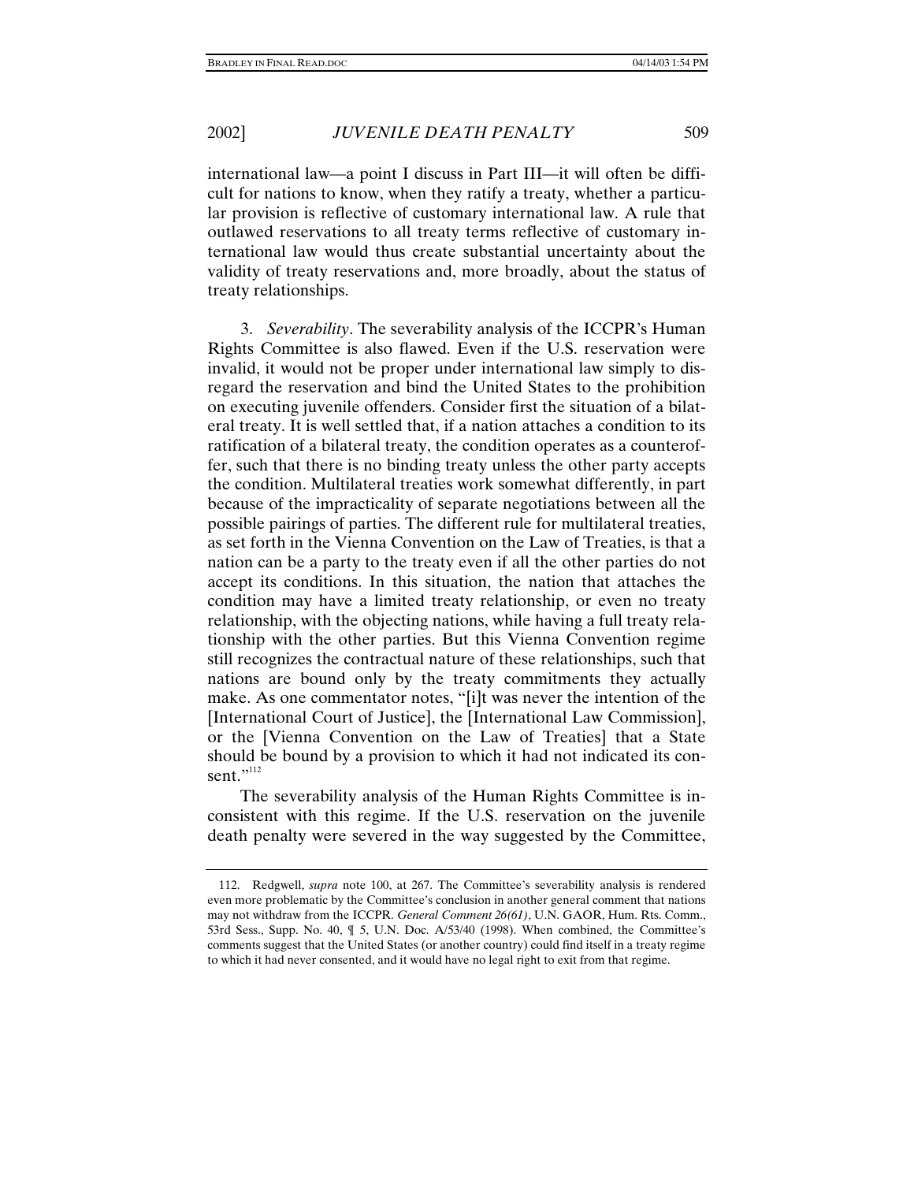international law—a point I discuss in Part III—it will often be difficult for nations to know, when they ratify a treaty, whether a particular provision is reflective of customary international law. A rule that outlawed reservations to all treaty terms reflective of customary international law would thus create substantial uncertainty about the validity of treaty reservations and, more broadly, about the status of treaty relationships.

3. *Severability*. The severability analysis of the ICCPR's Human Rights Committee is also flawed. Even if the U.S. reservation were invalid, it would not be proper under international law simply to disregard the reservation and bind the United States to the prohibition on executing juvenile offenders. Consider first the situation of a bilateral treaty. It is well settled that, if a nation attaches a condition to its ratification of a bilateral treaty, the condition operates as a counteroffer, such that there is no binding treaty unless the other party accepts the condition. Multilateral treaties work somewhat differently, in part because of the impracticality of separate negotiations between all the possible pairings of parties. The different rule for multilateral treaties, as set forth in the Vienna Convention on the Law of Treaties, is that a nation can be a party to the treaty even if all the other parties do not accept its conditions. In this situation, the nation that attaches the condition may have a limited treaty relationship, or even no treaty relationship, with the objecting nations, while having a full treaty relationship with the other parties. But this Vienna Convention regime still recognizes the contractual nature of these relationships, such that nations are bound only by the treaty commitments they actually make. As one commentator notes, "[i]t was never the intention of the [International Court of Justice], the [International Law Commission], or the [Vienna Convention on the Law of Treaties] that a State should be bound by a provision to which it had not indicated its consent."[112]

The severability analysis of the Human Rights Committee is inconsistent with this regime. If the U.S. reservation on the juvenile death penalty were severed in the way suggested by the Committee,

112. Redgwell, *supra* note 100, at 267. The Committee's severability analysis is rendered even more problematic by the Committee's conclusion in another general comment that nations may not withdraw from the ICCPR. *General Comment 26(61)*, U.N. GAOR, Hum. Rts. Comm., 53rd Sess., Supp. No. 40, ¶ 5, U.N. Doc. A/53/40 (1998). When combined, the Committee's comments suggest that the United States (or another country) could find itself in a treaty regime to which it had never consented, and it would have no legal right to exit from that regime.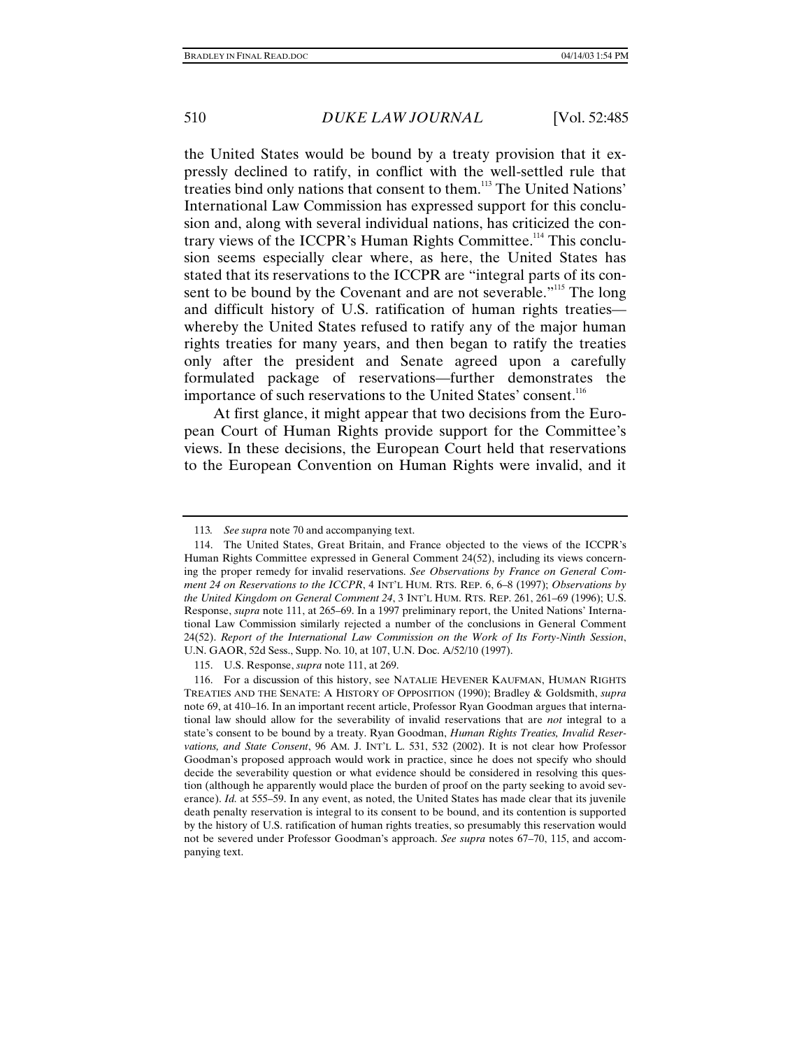the United States would be bound by a treaty provision that it expressly declined to ratify, in conflict with the well-settled rule that treaties bind only nations that consent to them.[113] The United Nations' International Law Commission has expressed support for this conclusion and, along with several individual nations, has criticized the contrary views of the ICCPR's Human Rights Committee.[114] This conclusion seems especially clear where, as here, the United States has stated that its reservations to the ICCPR are "integral parts of its consent to be bound by the Covenant and are not severable."[115] The long and difficult history of U.S. ratification of human rights treaties—whereby the United States refused to ratify any of the major human rights treaties for many years, and then began to ratify the treaties only after the president and Senate agreed upon a carefully formulated package of reservations—further demonstrates the importance of such reservations to the United States' consent.[116]

At first glance, it might appear that two decisions from the European Court of Human Rights provide support for the Committee's views. In these decisions, the European Court held that reservations to the European Convention on Human Rights were invalid, and it

---

113. *See supra* note 70 and accompanying text.

114. The United States, Great Britain, and France objected to the views of the ICCPR's Human Rights Committee expressed in General Comment 24(52), including its views concerning the proper remedy for invalid reservations. *See Observations by France on General Comment 24 on Reservations to the ICCPR*, 4 INT'L HUM. RTS. REP. 6, 6–8 (1997); *Observations by the United Kingdom on General Comment 24*, 3 INT'L HUM. RTS. REP. 261, 261–69 (1996); U.S. Response, *supra* note 111, at 265–69. In a 1997 preliminary report, the United Nations' International Law Commission similarly rejected a number of the conclusions in General Comment 24(52). *Report of the International Law Commission on the Work of Its Forty-Ninth Session*, U.N. GAOR, 52d Sess., Supp. No. 10, at 107, U.N. Doc. A/52/10 (1997).

115. U.S. Response, *supra* note 111, at 269.

116. For a discussion of this history, see NATALIE HEVENER KAUFMAN, HUMAN RIGHTS TREATIES AND THE SENATE: A HISTORY OF OPPOSITION (1990); Bradley & Goldsmith, *supra* note 69, at 410–16. In an important recent article, Professor Ryan Goodman argues that international law should allow for the severability of invalid reservations that are *not* integral to a state's consent to be bound by a treaty. Ryan Goodman, *Human Rights Treaties, Invalid Reservations, and State Consent*, 96 AM. J. INT'L L. 531, 532 (2002). It is not clear how Professor Goodman's proposed approach would work in practice, since he does not specify who should decide the severability question or what evidence should be considered in resolving this question (although he apparently would place the burden of proof on the party seeking to avoid severance). *Id.* at 555–59. In any event, as noted, the United States has made clear that its juvenile death penalty reservation is integral to its consent to be bound, and its contention is supported by the history of U.S. ratification of human rights treaties, so presumably this reservation would not be severed under Professor Goodman's approach. *See supra* notes 67–70, 115, and accompanying text.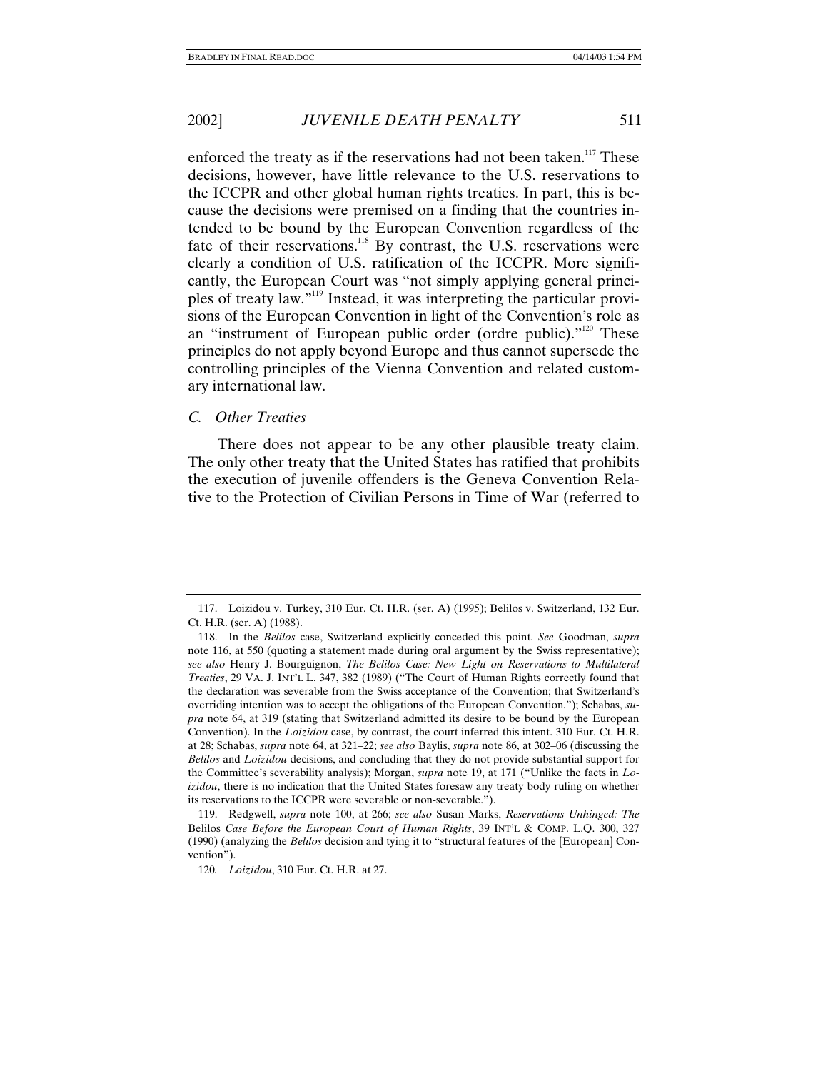enforced the treaty as if the reservations had not been taken.[117] These decisions, however, have little relevance to the U.S. reservations to the ICCPR and other global human rights treaties. In part, this is because the decisions were premised on a finding that the countries intended to be bound by the European Convention regardless of the fate of their reservations.[118] By contrast, the U.S. reservations were clearly a condition of U.S. ratification of the ICCPR. More significantly, the European Court was "not simply applying general principles of treaty law."[119] Instead, it was interpreting the particular provisions of the European Convention in light of the Convention's role as an "instrument of European public order (ordre public)."[120] These principles do not apply beyond Europe and thus cannot supersede the controlling principles of the Vienna Convention and related customary international law.

### C. Other Treaties

There does not appear to be any other plausible treaty claim. The only other treaty that the United States has ratified that prohibits the execution of juvenile offenders is the Geneva Convention Relative to the Protection of Civilian Persons in Time of War (referred to

---

117. Loizidou v. Turkey, 310 Eur. Ct. H.R. (ser. A) (1995); Belilos v. Switzerland, 132 Eur. Ct. H.R. (ser. A) (1988).

118. In the *Belilos* case, Switzerland explicitly conceded this point. *See* Goodman, *supra* note 116, at 550 (quoting a statement made during oral argument by the Swiss representative); *see also* Henry J. Bourguignon, *The Belilos Case: New Light on Reservations to Multilateral Treaties*, 29 VA. J. INT'L L. 347, 382 (1989) ("The Court of Human Rights correctly found that the declaration was severable from the Swiss acceptance of the Convention; that Switzerland's overriding intention was to accept the obligations of the European Convention."); Schabas, *supra* note 64, at 319 (stating that Switzerland admitted its desire to be bound by the European Convention). In the *Loizidou* case, by contrast, the court inferred this intent. 310 Eur. Ct. H.R. at 28; Schabas, *supra* note 64, at 321–22; *see also* Baylis, *supra* note 86, at 302–06 (discussing the *Belilos* and *Loizidou* decisions, and concluding that they do not provide substantial support for the Committee's severability analysis); Morgan, *supra* note 19, at 171 ("Unlike the facts in *Loizidou*, there is no indication that the United States foresaw any treaty body ruling on whether its reservations to the ICCPR were severable or non-severable.").

119. Redgwell, *supra* note 100, at 266; *see also* Susan Marks, *Reservations Unhinged: The* Belilos *Case Before the European Court of Human Rights*, 39 INT'L & COMP. L.Q. 300, 327 (1990) (analyzing the *Belilos* decision and tying it to "structural features of the [European] Convention").

120. *Loizidou*, 310 Eur. Ct. H.R. at 27.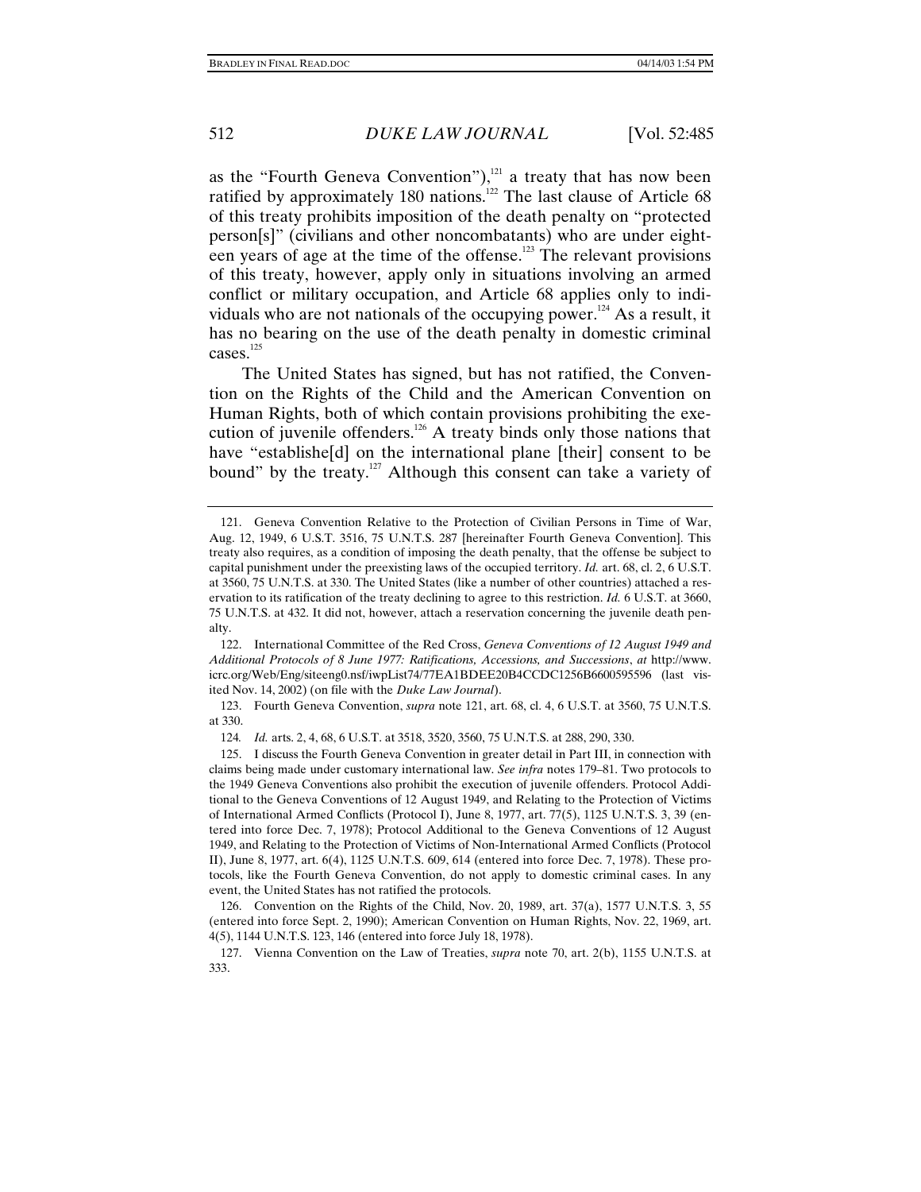as the "Fourth Geneva Convention"),[121] a treaty that has now been ratified by approximately 180 nations.[122] The last clause of Article 68 of this treaty prohibits imposition of the death penalty on "protected person[s]" (civilians and other noncombatants) who are under eighteen years of age at the time of the offense.[123] The relevant provisions of this treaty, however, apply only in situations involving an armed conflict or military occupation, and Article 68 applies only to individuals who are not nationals of the occupying power.[124] As a result, it has no bearing on the use of the death penalty in domestic criminal cases.[125]

The United States has signed, but has not ratified, the Convention on the Rights of the Child and the American Convention on Human Rights, both of which contain provisions prohibiting the execution of juvenile offenders.[126] A treaty binds only those nations that have "establishe[d] on the international plane [their] consent to be bound" by the treaty.[127] Although this consent can take a variety of

---

121. Geneva Convention Relative to the Protection of Civilian Persons in Time of War, Aug. 12, 1949, 6 U.S.T. 3516, 75 U.N.T.S. 287 [hereinafter Fourth Geneva Convention]. This treaty also requires, as a condition of imposing the death penalty, that the offense be subject to capital punishment under the preexisting laws of the occupied territory. *Id.* art. 68, cl. 2, 6 U.S.T. at 3560, 75 U.N.T.S. at 330. The United States (like a number of other countries) attached a reservation to its ratification of the treaty declining to agree to this restriction. *Id.* 6 U.S.T. at 3660, 75 U.N.T.S. at 432. It did not, however, attach a reservation concerning the juvenile death penalty.

122. International Committee of the Red Cross, *Geneva Conventions of 12 August 1949 and Additional Protocols of 8 June 1977: Ratifications, Accessions, and Successions*, *at* http://www.icrc.org/Web/Eng/siteeng0.nsf/iwpList74/77EA1BDEE20B4CCDC1256B6600595596 (last visited Nov. 14, 2002) (on file with the *Duke Law Journal*).

123. Fourth Geneva Convention, *supra* note 121, art. 68, cl. 4, 6 U.S.T. at 3560, 75 U.N.T.S. at 330.

124. *Id.* arts. 2, 4, 68, 6 U.S.T. at 3518, 3520, 3560, 75 U.N.T.S. at 288, 290, 330.

125. I discuss the Fourth Geneva Convention in greater detail in Part III, in connection with claims being made under customary international law. *See infra* notes 179–81. Two protocols to the 1949 Geneva Conventions also prohibit the execution of juvenile offenders. Protocol Additional to the Geneva Conventions of 12 August 1949, and Relating to the Protection of Victims of International Armed Conflicts (Protocol I), June 8, 1977, art. 77(5), 1125 U.N.T.S. 3, 39 (entered into force Dec. 7, 1978); Protocol Additional to the Geneva Conventions of 12 August 1949, and Relating to the Protection of Victims of Non-International Armed Conflicts (Protocol II), June 8, 1977, art. 6(4), 1125 U.N.T.S. 609, 614 (entered into force Dec. 7, 1978). These protocols, like the Fourth Geneva Convention, do not apply to domestic criminal cases. In any event, the United States has not ratified the protocols.

126. Convention on the Rights of the Child, Nov. 20, 1989, art. 37(a), 1577 U.N.T.S. 3, 55 (entered into force Sept. 2, 1990); American Convention on Human Rights, Nov. 22, 1969, art. 4(5), 1144 U.N.T.S. 123, 146 (entered into force July 18, 1978).

127. Vienna Convention on the Law of Treaties, *supra* note 70, art. 2(b), 1155 U.N.T.S. at 333.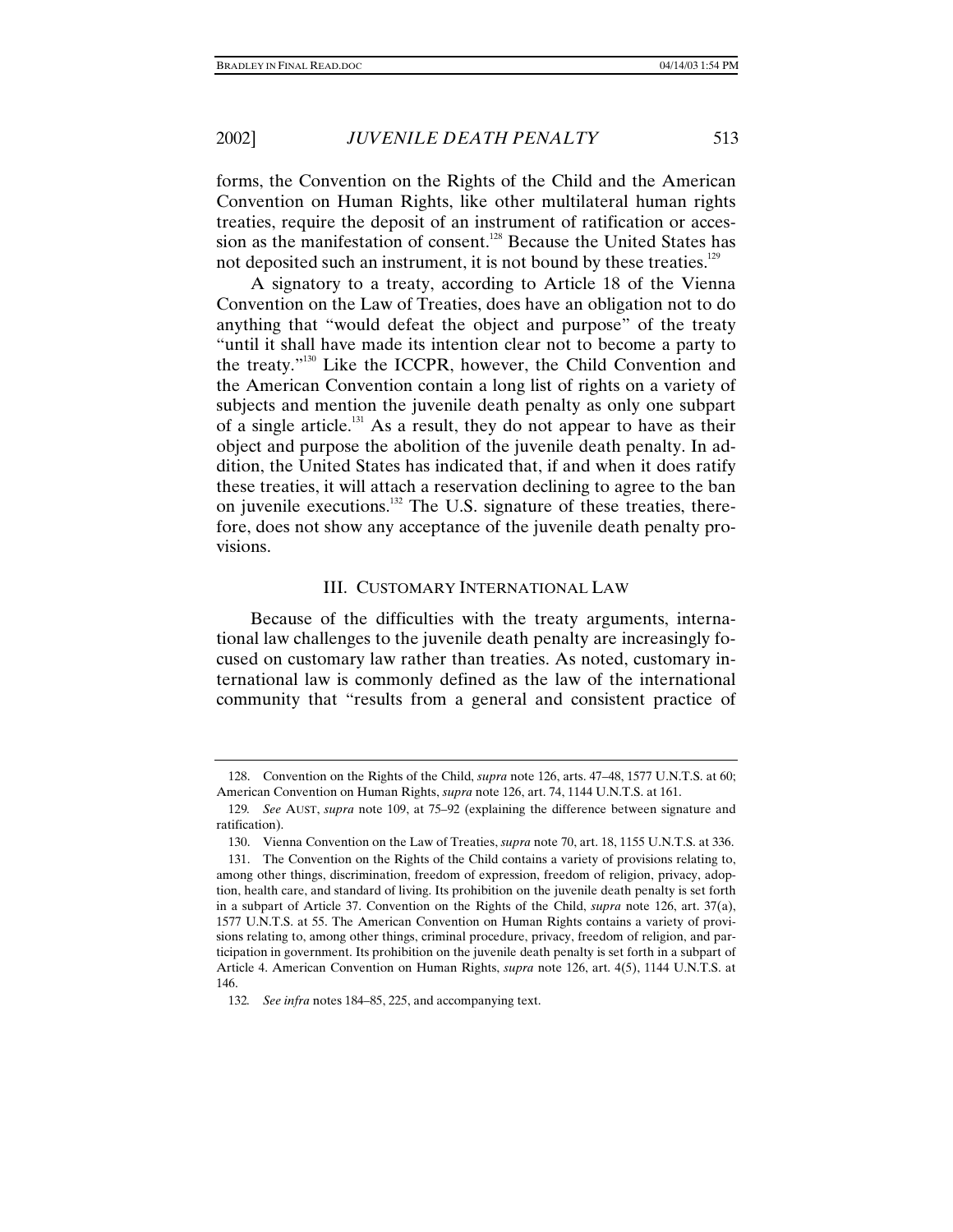forms, the Convention on the Rights of the Child and the American Convention on Human Rights, like other multilateral human rights treaties, require the deposit of an instrument of ratification or accession as the manifestation of consent.[128] Because the United States has not deposited such an instrument, it is not bound by these treaties.[129]

A signatory to a treaty, according to Article 18 of the Vienna Convention on the Law of Treaties, does have an obligation not to do anything that "would defeat the object and purpose" of the treaty "until it shall have made its intention clear not to become a party to the treaty."[130] Like the ICCPR, however, the Child Convention and the American Convention contain a long list of rights on a variety of subjects and mention the juvenile death penalty as only one subpart of a single article.[131] As a result, they do not appear to have as their object and purpose the abolition of the juvenile death penalty. In addition, the United States has indicated that, if and when it does ratify these treaties, it will attach a reservation declining to agree to the ban on juvenile executions.[132] The U.S. signature of these treaties, therefore, does not show any acceptance of the juvenile death penalty provisions.

## III. CUSTOMARY INTERNATIONAL LAW

Because of the difficulties with the treaty arguments, international law challenges to the juvenile death penalty are increasingly focused on customary law rather than treaties. As noted, customary international law is commonly defined as the law of the international community that "results from a general and consistent practice of

---

128. Convention on the Rights of the Child, *supra* note 126, arts. 47–48, 1577 U.N.T.S. at 60; American Convention on Human Rights, *supra* note 126, art. 74, 1144 U.N.T.S. at 161.

129. *See* AUST, *supra* note 109, at 75–92 (explaining the difference between signature and ratification).

130. Vienna Convention on the Law of Treaties, *supra* note 70, art. 18, 1155 U.N.T.S. at 336.

131. The Convention on the Rights of the Child contains a variety of provisions relating to, among other things, discrimination, freedom of expression, freedom of religion, privacy, adoption, health care, and standard of living. Its prohibition on the juvenile death penalty is set forth in a subpart of Article 37. Convention on the Rights of the Child, *supra* note 126, art. 37(a), 1577 U.N.T.S. at 55. The American Convention on Human Rights contains a variety of provisions relating to, among other things, criminal procedure, privacy, freedom of religion, and participation in government. Its prohibition on the juvenile death penalty is set forth in a subpart of Article 4. American Convention on Human Rights, *supra* note 126, art. 4(5), 1144 U.N.T.S. at 146.

132. *See infra* notes 184–85, 225, and accompanying text.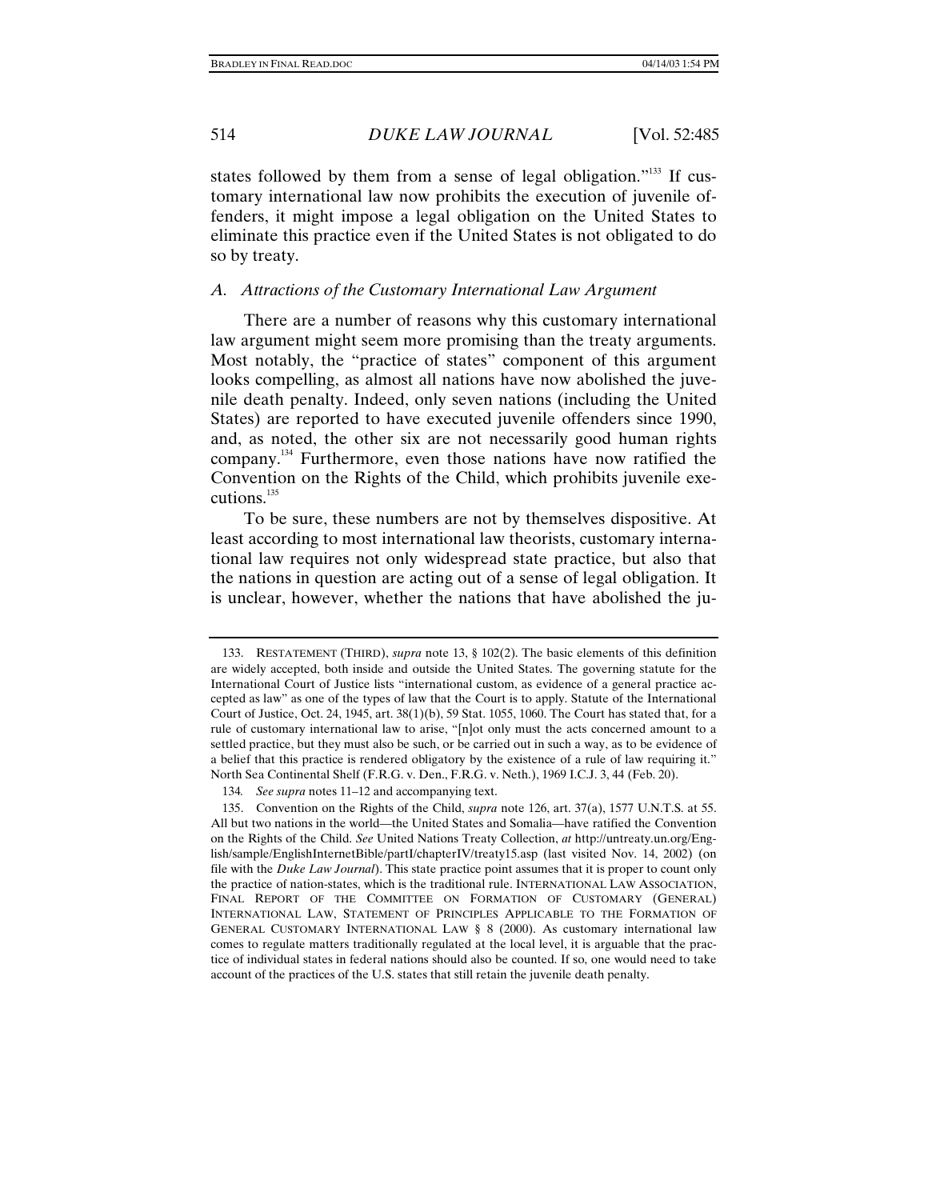states followed by them from a sense of legal obligation."[133] If customary international law now prohibits the execution of juvenile offenders, it might impose a legal obligation on the United States to eliminate this practice even if the United States is not obligated to do so by treaty.

### *A. Attractions of the Customary International Law Argument*

There are a number of reasons why this customary international law argument might seem more promising than the treaty arguments. Most notably, the "practice of states" component of this argument looks compelling, as almost all nations have now abolished the juvenile death penalty. Indeed, only seven nations (including the United States) are reported to have executed juvenile offenders since 1990, and, as noted, the other six are not necessarily good human rights company.[134] Furthermore, even those nations have now ratified the Convention on the Rights of the Child, which prohibits juvenile executions.[135]

To be sure, these numbers are not by themselves dispositive. At least according to most international law theorists, customary international law requires not only widespread state practice, but also that the nations in question are acting out of a sense of legal obligation. It is unclear, however, whether the nations that have abolished the ju-

---

133. RESTATEMENT (THIRD), *supra* note 13, § 102(2). The basic elements of this definition are widely accepted, both inside and outside the United States. The governing statute for the International Court of Justice lists "international custom, as evidence of a general practice accepted as law" as one of the types of law that the Court is to apply. Statute of the International Court of Justice, Oct. 24, 1945, art. 38(1)(b), 59 Stat. 1055, 1060. The Court has stated that, for a rule of customary international law to arise, "[n]ot only must the acts concerned amount to a settled practice, but they must also be such, or be carried out in such a way, as to be evidence of a belief that this practice is rendered obligatory by the existence of a rule of law requiring it." North Sea Continental Shelf (F.R.G. v. Den., F.R.G. v. Neth.), 1969 I.C.J. 3, 44 (Feb. 20).

134. *See supra* notes 11–12 and accompanying text.

135. Convention on the Rights of the Child, *supra* note 126, art. 37(a), 1577 U.N.T.S. at 55. All but two nations in the world—the United States and Somalia—have ratified the Convention on the Rights of the Child. *See* United Nations Treaty Collection, *at* http://untreaty.un.org/English/sample/EnglishInternetBible/partI/chapterIV/treaty15.asp (last visited Nov. 14, 2002) (on file with the *Duke Law Journal*). This state practice point assumes that it is proper to count only the practice of nation-states, which is the traditional rule. INTERNATIONAL LAW ASSOCIATION, FINAL REPORT OF THE COMMITTEE ON FORMATION OF CUSTOMARY (GENERAL) INTERNATIONAL LAW, STATEMENT OF PRINCIPLES APPLICABLE TO THE FORMATION OF GENERAL CUSTOMARY INTERNATIONAL LAW § 8 (2000). As customary international law comes to regulate matters traditionally regulated at the local level, it is arguable that the practice of individual states in federal nations should also be counted. If so, one would need to take account of the practices of the U.S. states that still retain the juvenile death penalty.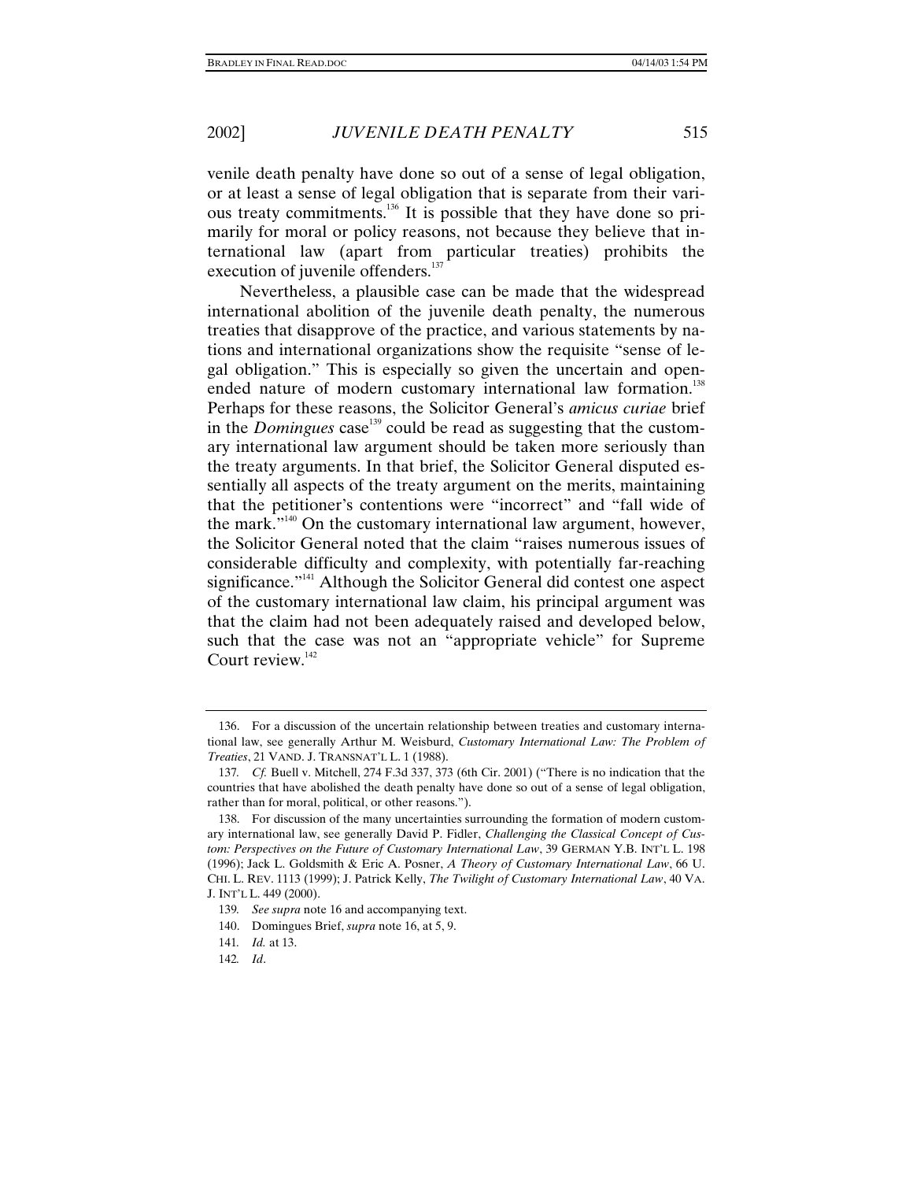venile death penalty have done so out of a sense of legal obligation, or at least a sense of legal obligation that is separate from their various treaty commitments.[136] It is possible that they have done so primarily for moral or policy reasons, not because they believe that international law (apart from particular treaties) prohibits the execution of juvenile offenders.[137]

Nevertheless, a plausible case can be made that the widespread international abolition of the juvenile death penalty, the numerous treaties that disapprove of the practice, and various statements by nations and international organizations show the requisite "sense of legal obligation." This is especially so given the uncertain and open-ended nature of modern customary international law formation.[138] Perhaps for these reasons, the Solicitor General's *amicus curiae* brief in the *Domingues* case[139] could be read as suggesting that the customary international law argument should be taken more seriously than the treaty arguments. In that brief, the Solicitor General disputed essentially all aspects of the treaty argument on the merits, maintaining that the petitioner's contentions were "incorrect" and "fall wide of the mark."[140] On the customary international law argument, however, the Solicitor General noted that the claim "raises numerous issues of considerable difficulty and complexity, with potentially far-reaching significance."[141] Although the Solicitor General did contest one aspect of the customary international law claim, his principal argument was that the claim had not been adequately raised and developed below, such that the case was not an "appropriate vehicle" for Supreme Court review.[142]

---

136. For a discussion of the uncertain relationship between treaties and customary international law, see generally Arthur M. Weisburd, *Customary International Law: The Problem of Treaties*, 21 VAND. J. TRANSNAT'L L. 1 (1988).

137. *Cf.* Buell v. Mitchell, 274 F.3d 337, 373 (6th Cir. 2001) ("There is no indication that the countries that have abolished the death penalty have done so out of a sense of legal obligation, rather than for moral, political, or other reasons.").

138. For discussion of the many uncertainties surrounding the formation of modern customary international law, see generally David P. Fidler, *Challenging the Classical Concept of Custom: Perspectives on the Future of Customary International Law*, 39 GERMAN Y.B. INT'L L. 198 (1996); Jack L. Goldsmith & Eric A. Posner, *A Theory of Customary International Law*, 66 U. CHI. L. REV. 1113 (1999); J. Patrick Kelly, *The Twilight of Customary International Law*, 40 VA. J. INT'L L. 449 (2000).

139. *See supra* note 16 and accompanying text.

140. Domingues Brief, *supra* note 16, at 5, 9.

141. *Id.* at 13.

142. *Id*.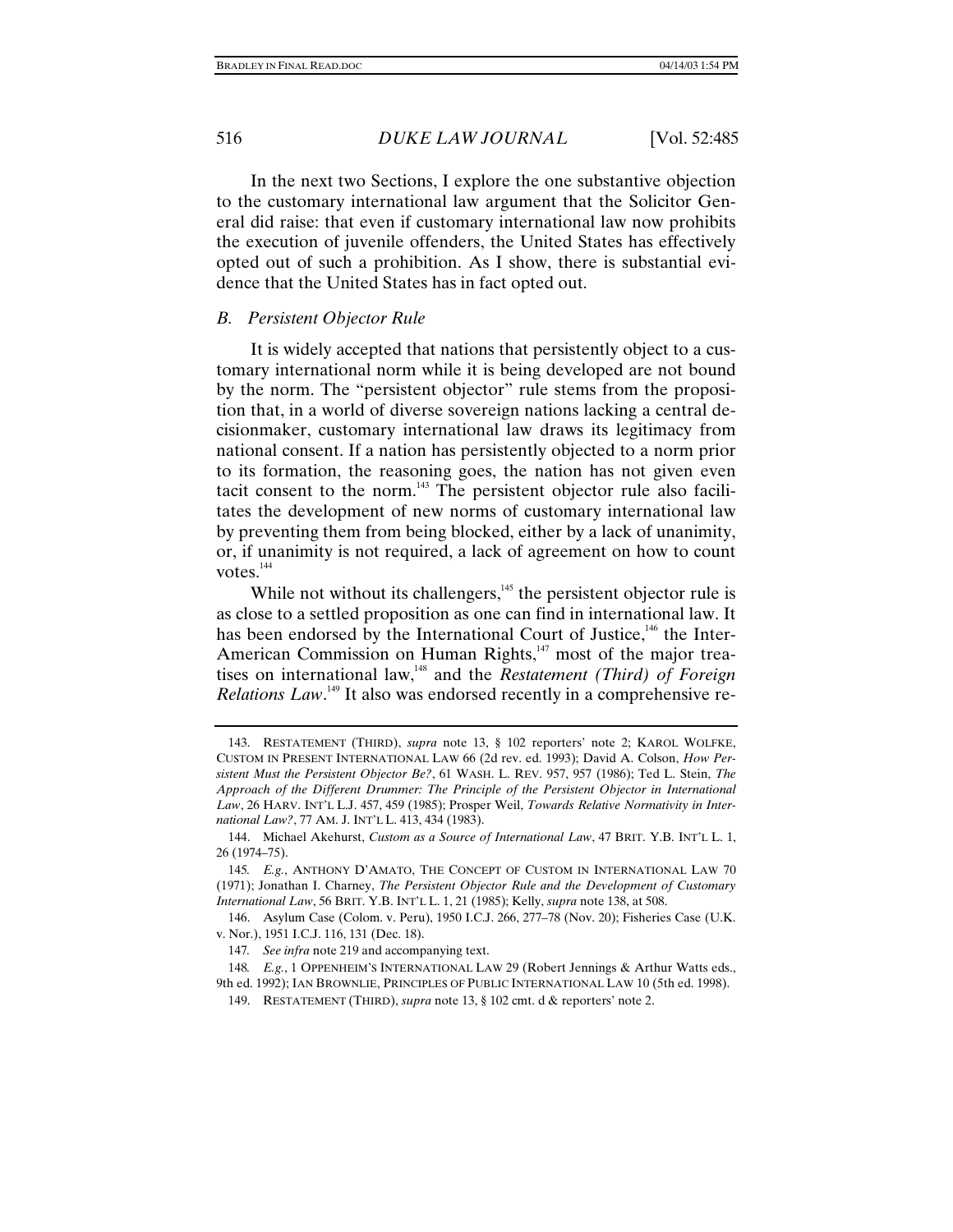In the next two Sections, I explore the one substantive objection to the customary international law argument that the Solicitor General did raise: that even if customary international law now prohibits the execution of juvenile offenders, the United States has effectively opted out of such a prohibition. As I show, there is substantial evidence that the United States has in fact opted out.

### *B. Persistent Objector Rule*

It is widely accepted that nations that persistently object to a customary international norm while it is being developed are not bound by the norm. The "persistent objector" rule stems from the proposition that, in a world of diverse sovereign nations lacking a central decisionmaker, customary international law draws its legitimacy from national consent. If a nation has persistently objected to a norm prior to its formation, the reasoning goes, the nation has not given even tacit consent to the norm.[143] The persistent objector rule also facilitates the development of new norms of customary international law by preventing them from being blocked, either by a lack of unanimity, or, if unanimity is not required, a lack of agreement on how to count votes.[144]

While not without its challengers,[145] the persistent objector rule is as close to a settled proposition as one can find in international law. It has been endorsed by the International Court of Justice,[146] the Inter-American Commission on Human Rights,[147] most of the major treatises on international law,[148] and the *Restatement (Third) of Foreign Relations Law*.[149] It also was endorsed recently in a comprehensive re-

---

143. RESTATEMENT (THIRD), *supra* note 13, § 102 reporters' note 2; KAROL WOLFKE, CUSTOM IN PRESENT INTERNATIONAL LAW 66 (2d rev. ed. 1993); David A. Colson, *How Persistent Must the Persistent Objector Be?*, 61 WASH. L. REV. 957, 957 (1986); Ted L. Stein, *The Approach of the Different Drummer: The Principle of the Persistent Objector in International Law*, 26 HARV. INT'L L.J. 457, 459 (1985); Prosper Weil, *Towards Relative Normativity in International Law?*, 77 AM. J. INT'L L. 413, 434 (1983).

144. Michael Akehurst, *Custom as a Source of International Law*, 47 BRIT. Y.B. INT'L L. 1, 26 (1974–75).

145. *E.g.*, ANTHONY D'AMATO, THE CONCEPT OF CUSTOM IN INTERNATIONAL LAW 70 (1971); Jonathan I. Charney, *The Persistent Objector Rule and the Development of Customary International Law*, 56 BRIT. Y.B. INT'L L. 1, 21 (1985); Kelly, *supra* note 138, at 508.

146. Asylum Case (Colom. v. Peru), 1950 I.C.J. 266, 277–78 (Nov. 20); Fisheries Case (U.K. v. Nor.), 1951 I.C.J. 116, 131 (Dec. 18).

147. *See infra* note 219 and accompanying text.

148. *E.g.*, 1 OPPENHEIM'S INTERNATIONAL LAW 29 (Robert Jennings & Arthur Watts eds., 9th ed. 1992); IAN BROWNLIE, PRINCIPLES OF PUBLIC INTERNATIONAL LAW 10 (5th ed. 1998).

149. RESTATEMENT (THIRD), *supra* note 13, § 102 cmt. d & reporters' note 2.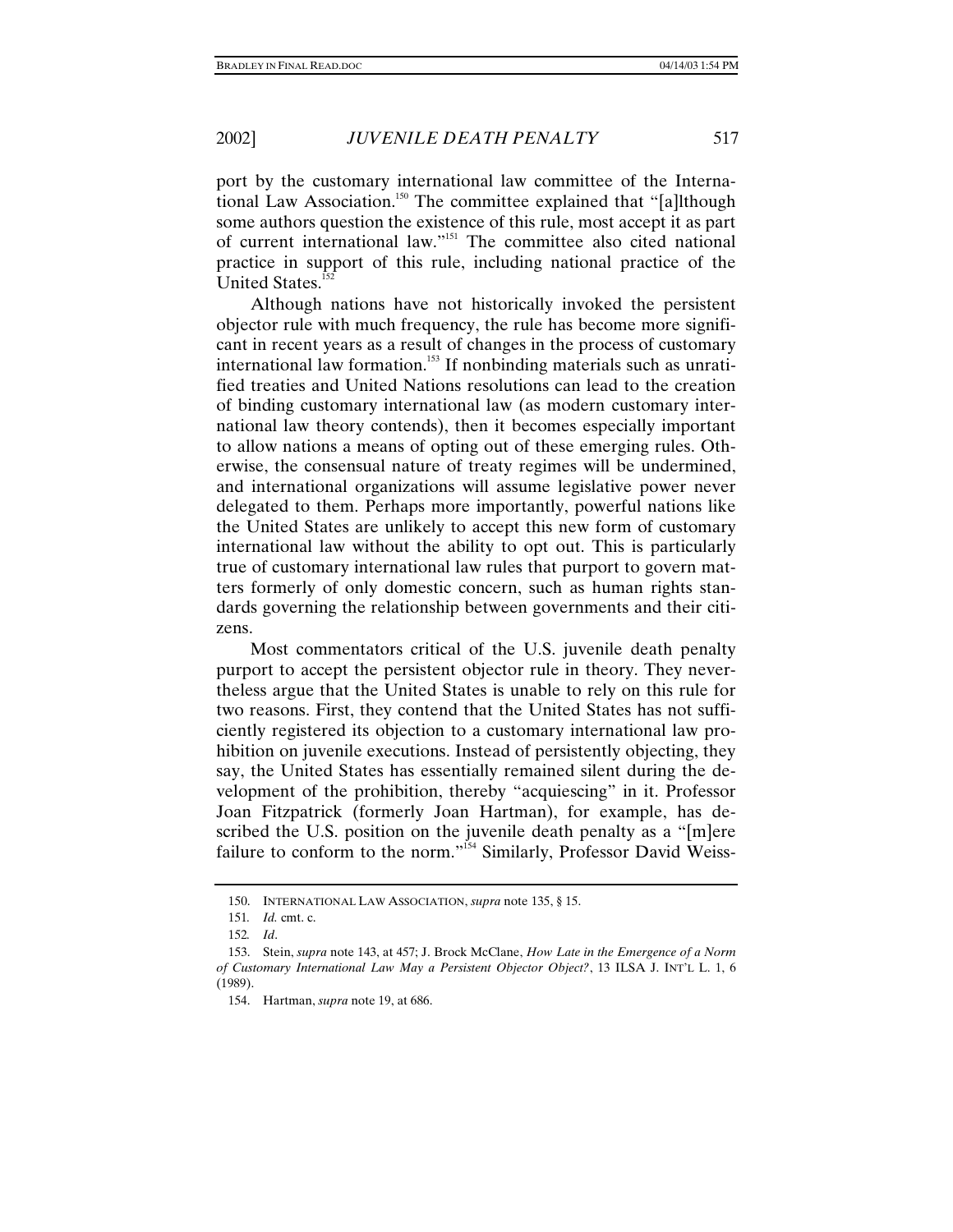port by the customary international law committee of the International Law Association.[150] The committee explained that "[a]lthough some authors question the existence of this rule, most accept it as part of current international law."[151] The committee also cited national practice in support of this rule, including national practice of the United States.[152]

Although nations have not historically invoked the persistent objector rule with much frequency, the rule has become more significant in recent years as a result of changes in the process of customary international law formation.[153] If nonbinding materials such as unratified treaties and United Nations resolutions can lead to the creation of binding customary international law (as modern customary international law theory contends), then it becomes especially important to allow nations a means of opting out of these emerging rules. Otherwise, the consensual nature of treaty regimes will be undermined, and international organizations will assume legislative power never delegated to them. Perhaps more importantly, powerful nations like the United States are unlikely to accept this new form of customary international law without the ability to opt out. This is particularly true of customary international law rules that purport to govern matters formerly of only domestic concern, such as human rights standards governing the relationship between governments and their citizens.

Most commentators critical of the U.S. juvenile death penalty purport to accept the persistent objector rule in theory. They nevertheless argue that the United States is unable to rely on this rule for two reasons. First, they contend that the United States has not sufficiently registered its objection to a customary international law prohibition on juvenile executions. Instead of persistently objecting, they say, the United States has essentially remained silent during the development of the prohibition, thereby "acquiescing" in it. Professor Joan Fitzpatrick (formerly Joan Hartman), for example, has described the U.S. position on the juvenile death penalty as a "[m]ere failure to conform to the norm."[154] Similarly, Professor David Weiss-

---

150. INTERNATIONAL LAW ASSOCIATION, *supra* note 135, § 15.

151. *Id.* cmt. c.

152. *Id*.

153. Stein, *supra* note 143, at 457; J. Brock McClane, *How Late in the Emergence of a Norm of Customary International Law May a Persistent Objector Object?*, 13 ILSA J. INT'L L. 1, 6 (1989).

154. Hartman, *supra* note 19, at 686.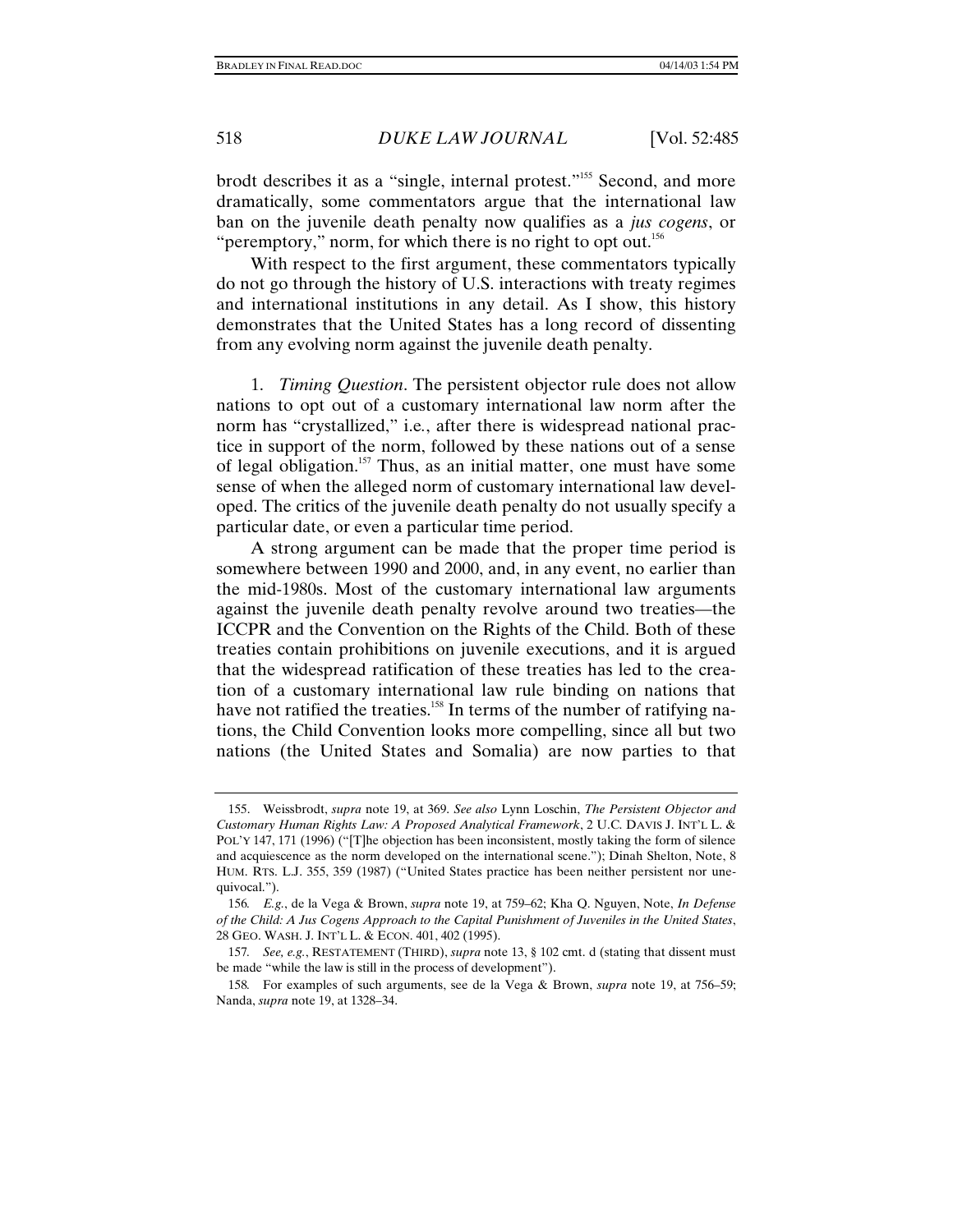brodt describes it as a "single, internal protest."[155] Second, and more dramatically, some commentators argue that the international law ban on the juvenile death penalty now qualifies as a *jus cogens*, or "peremptory," norm, for which there is no right to opt out.[156]

With respect to the first argument, these commentators typically do not go through the history of U.S. interactions with treaty regimes and international institutions in any detail. As I show, this history demonstrates that the United States has a long record of dissenting from any evolving norm against the juvenile death penalty.

1. *Timing Question*. The persistent objector rule does not allow nations to opt out of a customary international law norm after the norm has "crystallized," i.e., after there is widespread national practice in support of the norm, followed by these nations out of a sense of legal obligation.[157] Thus, as an initial matter, one must have some sense of when the alleged norm of customary international law developed. The critics of the juvenile death penalty do not usually specify a particular date, or even a particular time period.

A strong argument can be made that the proper time period is somewhere between 1990 and 2000, and, in any event, no earlier than the mid-1980s. Most of the customary international law arguments against the juvenile death penalty revolve around two treaties—the ICCPR and the Convention on the Rights of the Child. Both of these treaties contain prohibitions on juvenile executions, and it is argued that the widespread ratification of these treaties has led to the creation of a customary international law rule binding on nations that have not ratified the treaties.[158] In terms of the number of ratifying nations, the Child Convention looks more compelling, since all but two nations (the United States and Somalia) are now parties to that

---

155. Weissbrodt, *supra* note 19, at 369. *See also* Lynn Loschin, *The Persistent Objector and Customary Human Rights Law: A Proposed Analytical Framework*, 2 U.C. DAVIS J. INT'L L. & POL'Y 147, 171 (1996) ("[T]he objection has been inconsistent, mostly taking the form of silence and acquiescence as the norm developed on the international scene."); Dinah Shelton, Note, 8 HUM. RTS. L.J. 355, 359 (1987) ("United States practice has been neither persistent nor unequivocal.").

156. *E.g.*, de la Vega & Brown, *supra* note 19, at 759–62; Kha Q. Nguyen, Note, *In Defense of the Child: A Jus Cogens Approach to the Capital Punishment of Juveniles in the United States*, 28 GEO. WASH. J. INT'L L. & ECON. 401, 402 (1995).

157. *See, e.g.*, RESTATEMENT (THIRD), *supra* note 13, § 102 cmt. d (stating that dissent must be made "while the law is still in the process of development").

158. For examples of such arguments, see de la Vega & Brown, *supra* note 19, at 756–59; Nanda, *supra* note 19, at 1328–34.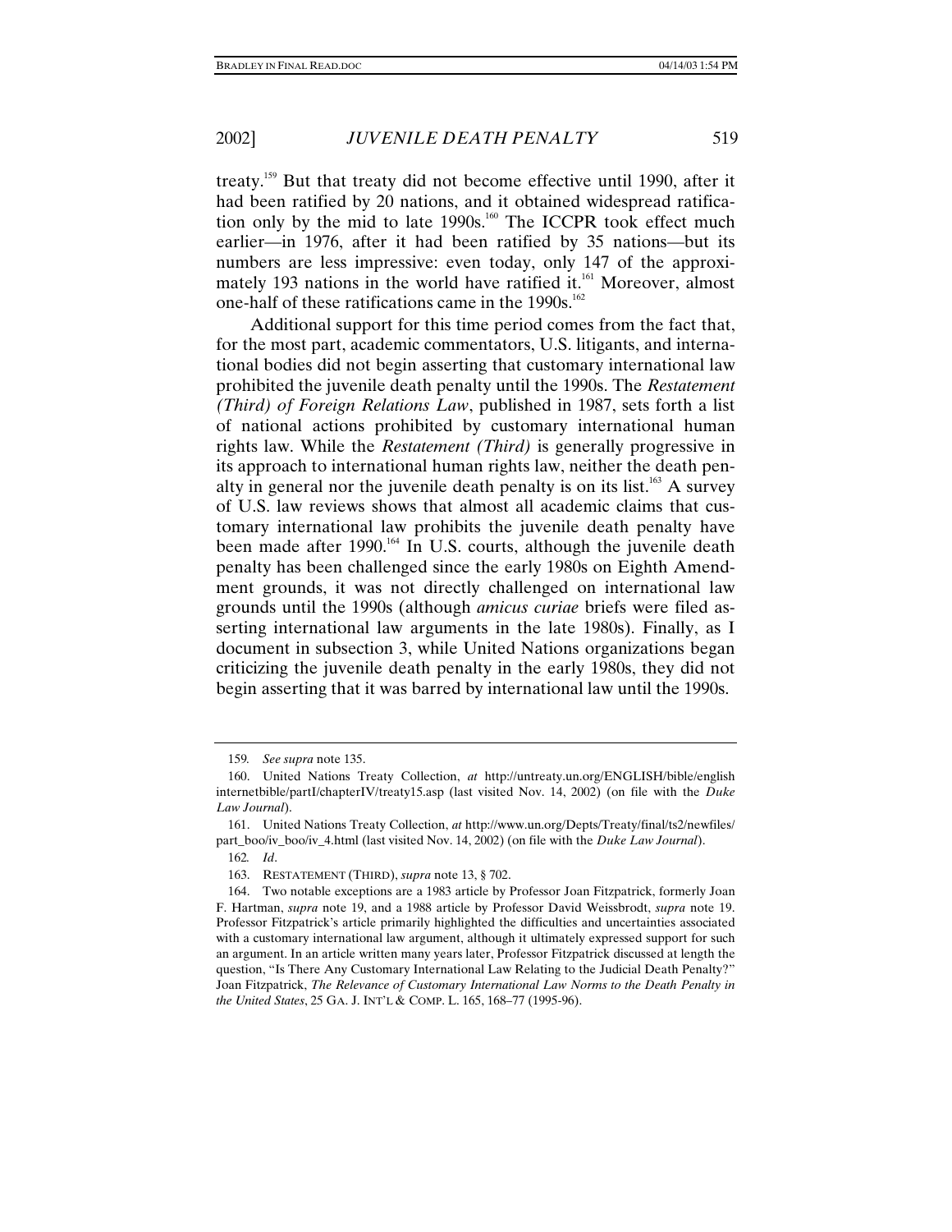treaty.[159] But that treaty did not become effective until 1990, after it had been ratified by 20 nations, and it obtained widespread ratification only by the mid to late 1990s.[160] The ICCPR took effect much earlier—in 1976, after it had been ratified by 35 nations—but its numbers are less impressive: even today, only 147 of the approximately 193 nations in the world have ratified it.[161] Moreover, almost one-half of these ratifications came in the 1990s.[162]

Additional support for this time period comes from the fact that, for the most part, academic commentators, U.S. litigants, and international bodies did not begin asserting that customary international law prohibited the juvenile death penalty until the 1990s. The *Restatement (Third) of Foreign Relations Law*, published in 1987, sets forth a list of national actions prohibited by customary international human rights law. While the *Restatement (Third)* is generally progressive in its approach to international human rights law, neither the death penalty in general nor the juvenile death penalty is on its list.[163] A survey of U.S. law reviews shows that almost all academic claims that customary international law prohibits the juvenile death penalty have been made after 1990.[164] In U.S. courts, although the juvenile death penalty has been challenged since the early 1980s on Eighth Amendment grounds, it was not directly challenged on international law grounds until the 1990s (although *amicus curiae* briefs were filed asserting international law arguments in the late 1980s). Finally, as I document in subsection 3, while United Nations organizations began criticizing the juvenile death penalty in the early 1980s, they did not begin asserting that it was barred by international law until the 1990s.

---

159. *See supra* note 135.

160. United Nations Treaty Collection, *at* http://untreaty.un.org/ENGLISH/bible/englishinternetbible/partI/chapterIV/treaty15.asp (last visited Nov. 14, 2002) (on file with the *Duke Law Journal*).

161. United Nations Treaty Collection, *at* http://www.un.org/Depts/Treaty/final/ts2/newfiles/part_boo/iv_boo/iv_4.html (last visited Nov. 14, 2002) (on file with the *Duke Law Journal*).

162. *Id*.

163. RESTATEMENT (THIRD), *supra* note 13, § 702.

164. Two notable exceptions are a 1983 article by Professor Joan Fitzpatrick, formerly Joan F. Hartman, *supra* note 19, and a 1988 article by Professor David Weissbrodt, *supra* note 19. Professor Fitzpatrick's article primarily highlighted the difficulties and uncertainties associated with a customary international law argument, although it ultimately expressed support for such an argument. In an article written many years later, Professor Fitzpatrick discussed at length the question, "Is There Any Customary International Law Relating to the Judicial Death Penalty?" Joan Fitzpatrick, *The Relevance of Customary International Law Norms to the Death Penalty in the United States*, 25 GA. J. INT'L & COMP. L. 165, 168–77 (1995-96).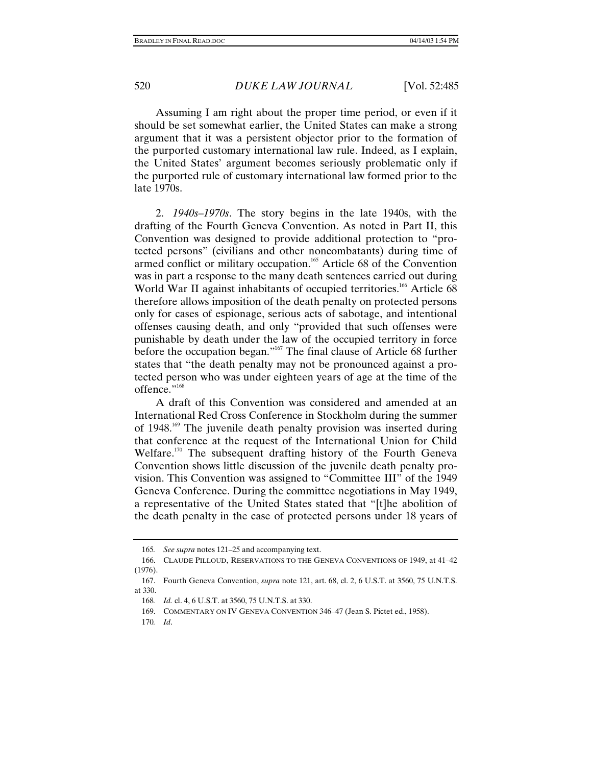Assuming I am right about the proper time period, or even if it should be set somewhat earlier, the United States can make a strong argument that it was a persistent objector prior to the formation of the purported customary international law rule. Indeed, as I explain, the United States' argument becomes seriously problematic only if the purported rule of customary international law formed prior to the late 1970s.

2. *1940s–1970s*. The story begins in the late 1940s, with the drafting of the Fourth Geneva Convention. As noted in Part II, this Convention was designed to provide additional protection to "protected persons" (civilians and other noncombatants) during time of armed conflict or military occupation.[165] Article 68 of the Convention was in part a response to the many death sentences carried out during World War II against inhabitants of occupied territories.[166] Article 68 therefore allows imposition of the death penalty on protected persons only for cases of espionage, serious acts of sabotage, and intentional offenses causing death, and only "provided that such offenses were punishable by death under the law of the occupied territory in force before the occupation began."[167] The final clause of Article 68 further states that "the death penalty may not be pronounced against a protected person who was under eighteen years of age at the time of the offence."[168]

A draft of this Convention was considered and amended at an International Red Cross Conference in Stockholm during the summer of 1948.[169] The juvenile death penalty provision was inserted during that conference at the request of the International Union for Child Welfare.[170] The subsequent drafting history of the Fourth Geneva Convention shows little discussion of the juvenile death penalty provision. This Convention was assigned to "Committee III" of the 1949 Geneva Conference. During the committee negotiations in May 1949, a representative of the United States stated that "[t]he abolition of the death penalty in the case of protected persons under 18 years of

---

165. *See supra* notes 121–25 and accompanying text.

166. CLAUDE PILLOUD, RESERVATIONS TO THE GENEVA CONVENTIONS OF 1949, at 41–42 (1976).

167. Fourth Geneva Convention, *supra* note 121, art. 68, cl. 2, 6 U.S.T. at 3560, 75 U.N.T.S. at 330.

168. *Id.* cl. 4, 6 U.S.T. at 3560, 75 U.N.T.S. at 330.

169. COMMENTARY ON IV GENEVA CONVENTION 346–47 (Jean S. Pictet ed., 1958).

170. *Id*.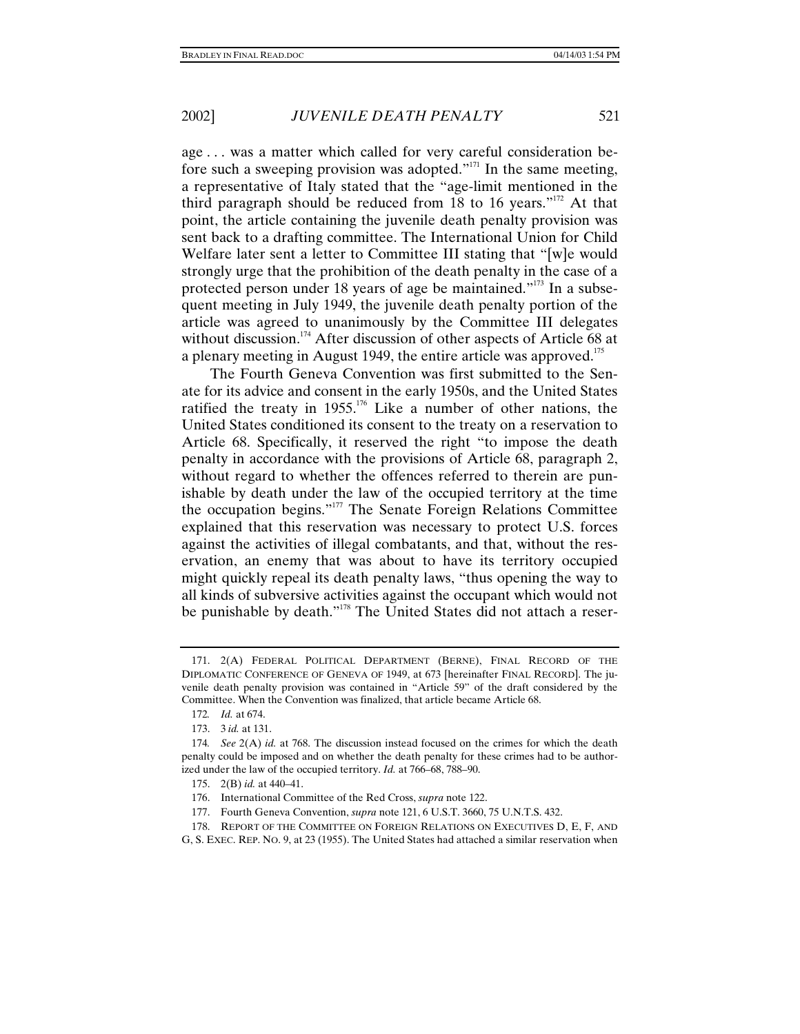age . . . was a matter which called for very careful consideration before such a sweeping provision was adopted."[171] In the same meeting, a representative of Italy stated that the "age-limit mentioned in the third paragraph should be reduced from 18 to 16 years."[172] At that point, the article containing the juvenile death penalty provision was sent back to a drafting committee. The International Union for Child Welfare later sent a letter to Committee III stating that "[w]e would strongly urge that the prohibition of the death penalty in the case of a protected person under 18 years of age be maintained."[173] In a subsequent meeting in July 1949, the juvenile death penalty portion of the article was agreed to unanimously by the Committee III delegates without discussion.[174] After discussion of other aspects of Article 68 at a plenary meeting in August 1949, the entire article was approved.[175]

The Fourth Geneva Convention was first submitted to the Senate for its advice and consent in the early 1950s, and the United States ratified the treaty in 1955.[176] Like a number of other nations, the United States conditioned its consent to the treaty on a reservation to Article 68. Specifically, it reserved the right "to impose the death penalty in accordance with the provisions of Article 68, paragraph 2, without regard to whether the offences referred to therein are punishable by death under the law of the occupied territory at the time the occupation begins."[177] The Senate Foreign Relations Committee explained that this reservation was necessary to protect U.S. forces against the activities of illegal combatants, and that, without the reservation, an enemy that was about to have its territory occupied might quickly repeal its death penalty laws, "thus opening the way to all kinds of subversive activities against the occupant which would not be punishable by death."[178] The United States did not attach a reser-

---

171. 2(A) FEDERAL POLITICAL DEPARTMENT (BERNE), FINAL RECORD OF THE DIPLOMATIC CONFERENCE OF GENEVA OF 1949, at 673 [hereinafter FINAL RECORD]. The juvenile death penalty provision was contained in "Article 59" of the draft considered by the Committee. When the Convention was finalized, that article became Article 68.

172. *Id.* at 674.

173. 3 *id.* at 131.

174. *See* 2(A) *id.* at 768. The discussion instead focused on the crimes for which the death penalty could be imposed and on whether the death penalty for these crimes had to be authorized under the law of the occupied territory. *Id.* at 766–68, 788–90.

175. 2(B) *id.* at 440–41.

176. International Committee of the Red Cross, *supra* note 122.

177. Fourth Geneva Convention, *supra* note 121, 6 U.S.T. 3660, 75 U.N.T.S. 432.

178. REPORT OF THE COMMITTEE ON FOREIGN RELATIONS ON EXECUTIVES D, E, F, AND G, S. EXEC. REP. NO. 9, at 23 (1955). The United States had attached a similar reservation when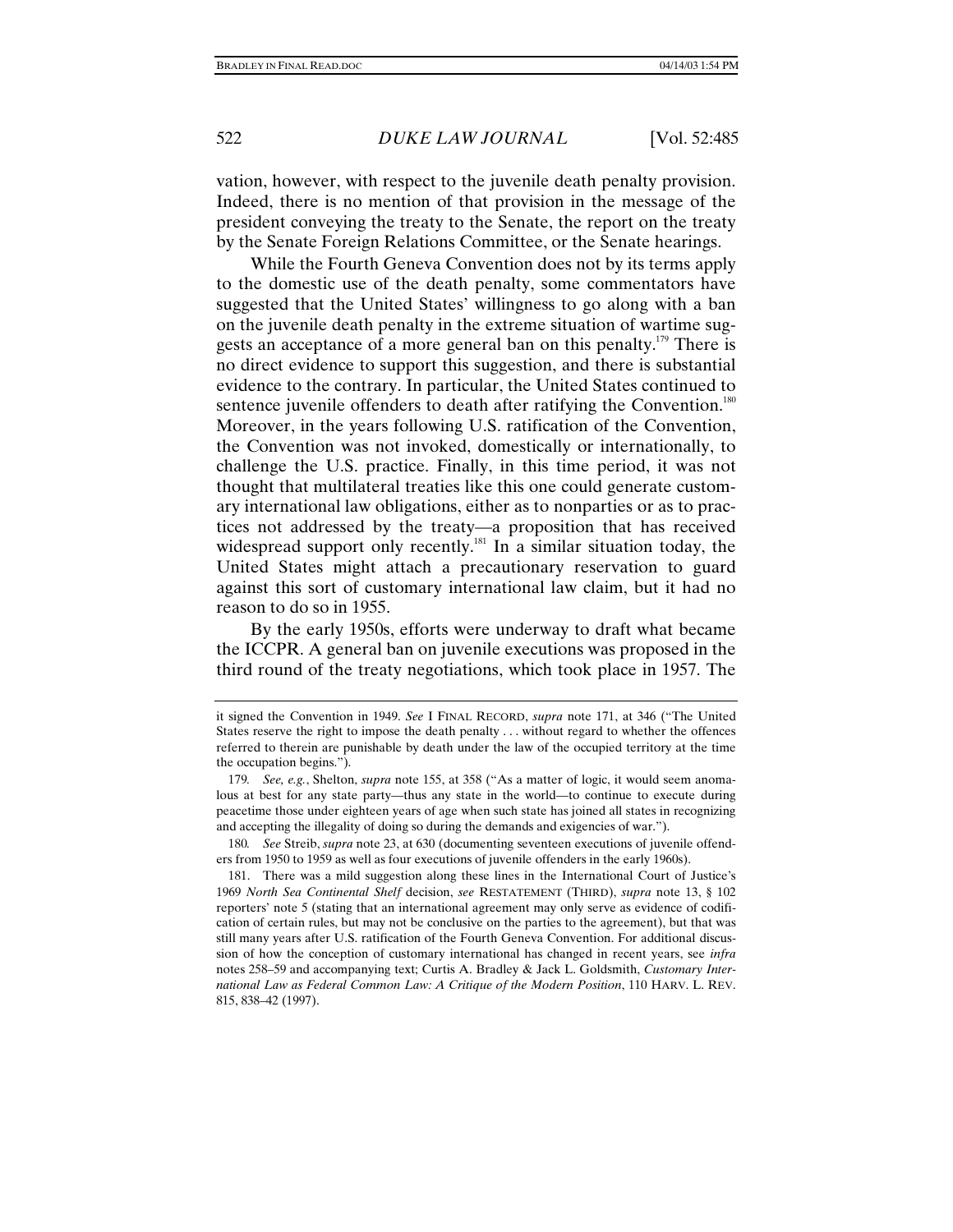vation, however, with respect to the juvenile death penalty provision. Indeed, there is no mention of that provision in the message of the president conveying the treaty to the Senate, the report on the treaty by the Senate Foreign Relations Committee, or the Senate hearings.

While the Fourth Geneva Convention does not by its terms apply to the domestic use of the death penalty, some commentators have suggested that the United States' willingness to go along with a ban on the juvenile death penalty in the extreme situation of wartime suggests an acceptance of a more general ban on this penalty.[179] There is no direct evidence to support this suggestion, and there is substantial evidence to the contrary. In particular, the United States continued to sentence juvenile offenders to death after ratifying the Convention.[180] Moreover, in the years following U.S. ratification of the Convention, the Convention was not invoked, domestically or internationally, to challenge the U.S. practice. Finally, in this time period, it was not thought that multilateral treaties like this one could generate customary international law obligations, either as to nonparties or as to practices not addressed by the treaty—a proposition that has received widespread support only recently.[181] In a similar situation today, the United States might attach a precautionary reservation to guard against this sort of customary international law claim, but it had no reason to do so in 1955.

By the early 1950s, efforts were underway to draft what became the ICCPR. A general ban on juvenile executions was proposed in the third round of the treaty negotiations, which took place in 1957. The

---

it signed the Convention in 1949. *See* I FINAL RECORD, *supra* note 171, at 346 ("The United States reserve the right to impose the death penalty . . . without regard to whether the offences referred to therein are punishable by death under the law of the occupied territory at the time the occupation begins.").

179. *See, e.g.*, Shelton, *supra* note 155, at 358 ("As a matter of logic, it would seem anomalous at best for any state party—thus any state in the world—to continue to execute during peacetime those under eighteen years of age when such state has joined all states in recognizing and accepting the illegality of doing so during the demands and exigencies of war.").

180. *See* Streib, *supra* note 23, at 630 (documenting seventeen executions of juvenile offenders from 1950 to 1959 as well as four executions of juvenile offenders in the early 1960s).

181. There was a mild suggestion along these lines in the International Court of Justice's 1969 *North Sea Continental Shelf* decision, *see* RESTATEMENT (THIRD), *supra* note 13, § 102 reporters' note 5 (stating that an international agreement may only serve as evidence of codification of certain rules, but may not be conclusive on the parties to the agreement), but that was still many years after U.S. ratification of the Fourth Geneva Convention. For additional discussion of how the conception of customary international has changed in recent years, see *infra* notes 258–59 and accompanying text; Curtis A. Bradley & Jack L. Goldsmith, *Customary International Law as Federal Common Law: A Critique of the Modern Position*, 110 HARV. L. REV. 815, 838–42 (1997).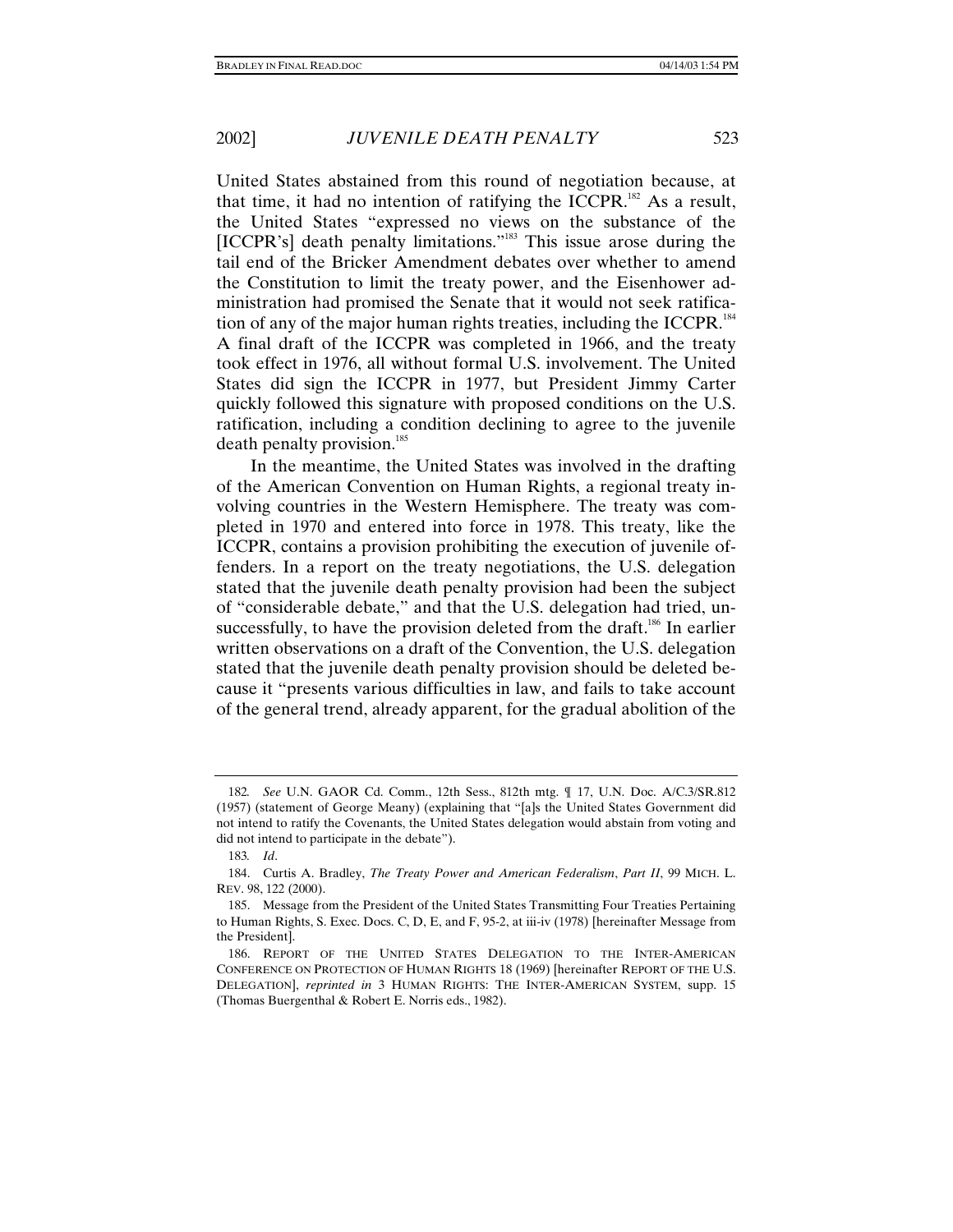United States abstained from this round of negotiation because, at that time, it had no intention of ratifying the ICCPR.[182] As a result, the United States "expressed no views on the substance of the [ICCPR's] death penalty limitations."[183] This issue arose during the tail end of the Bricker Amendment debates over whether to amend the Constitution to limit the treaty power, and the Eisenhower administration had promised the Senate that it would not seek ratification of any of the major human rights treaties, including the ICCPR.[184] A final draft of the ICCPR was completed in 1966, and the treaty took effect in 1976, all without formal U.S. involvement. The United States did sign the ICCPR in 1977, but President Jimmy Carter quickly followed this signature with proposed conditions on the U.S. ratification, including a condition declining to agree to the juvenile death penalty provision.[185]

In the meantime, the United States was involved in the drafting of the American Convention on Human Rights, a regional treaty involving countries in the Western Hemisphere. The treaty was completed in 1970 and entered into force in 1978. This treaty, like the ICCPR, contains a provision prohibiting the execution of juvenile offenders. In a report on the treaty negotiations, the U.S. delegation stated that the juvenile death penalty provision had been the subject of "considerable debate," and that the U.S. delegation had tried, unsuccessfully, to have the provision deleted from the draft.[186] In earlier written observations on a draft of the Convention, the U.S. delegation stated that the juvenile death penalty provision should be deleted because it "presents various difficulties in law, and fails to take account of the general trend, already apparent, for the gradual abolition of the

---

182. *See* U.N. GAOR Cd. Comm., 12th Sess., 812th mtg. ¶ 17, U.N. Doc. A/C.3/SR.812 (1957) (statement of George Meany) (explaining that "[a]s the United States Government did not intend to ratify the Covenants, the United States delegation would abstain from voting and did not intend to participate in the debate").

183. *Id*.

184. Curtis A. Bradley, *The Treaty Power and American Federalism*, *Part II*, 99 MICH. L. REV. 98, 122 (2000).

185. Message from the President of the United States Transmitting Four Treaties Pertaining to Human Rights, S. Exec. Docs. C, D, E, and F, 95-2, at iii-iv (1978) [hereinafter Message from the President].

186. REPORT OF THE UNITED STATES DELEGATION TO THE INTER-AMERICAN CONFERENCE ON PROTECTION OF HUMAN RIGHTS 18 (1969) [hereinafter REPORT OF THE U.S. DELEGATION], *reprinted in* 3 HUMAN RIGHTS: THE INTER-AMERICAN SYSTEM, supp. 15 (Thomas Buergenthal & Robert E. Norris eds., 1982).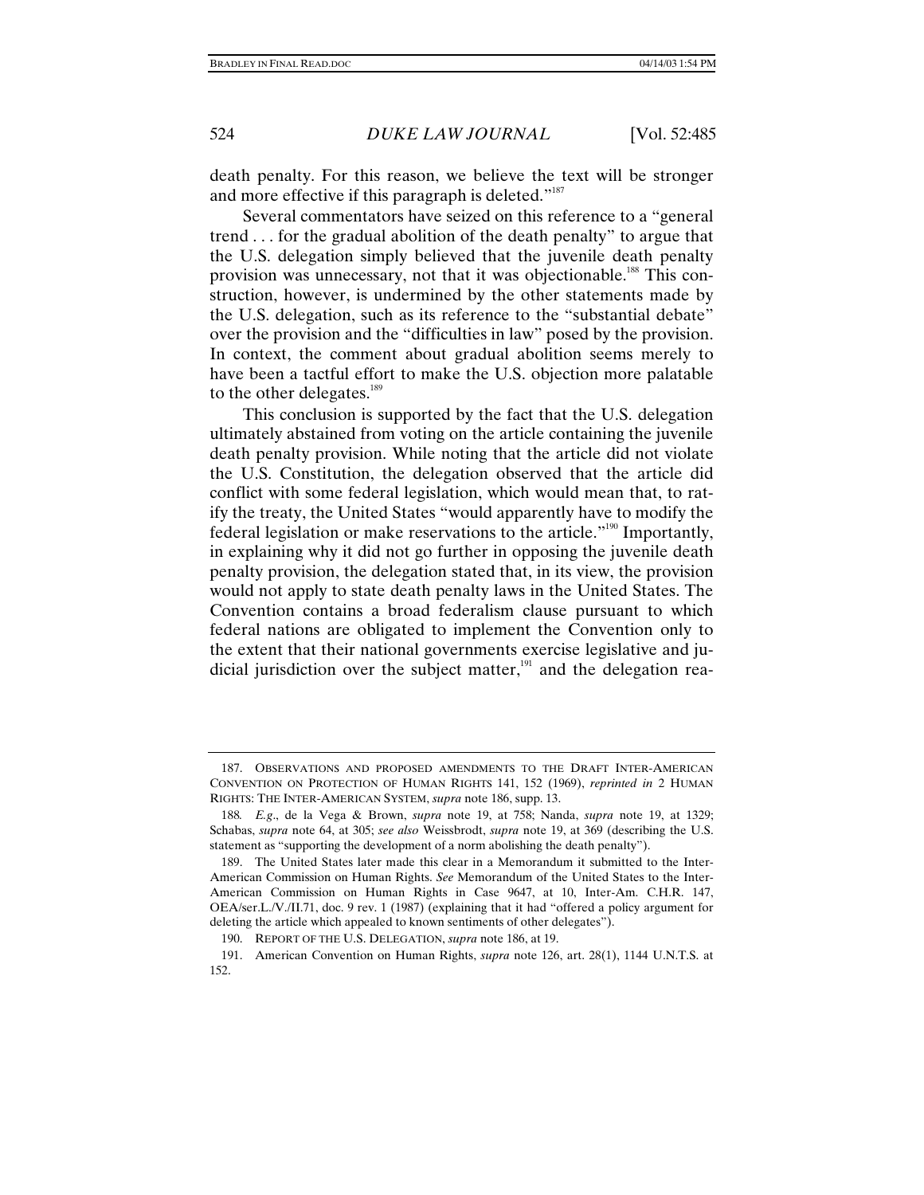death penalty. For this reason, we believe the text will be stronger and more effective if this paragraph is deleted."[187]

Several commentators have seized on this reference to a "general trend . . . for the gradual abolition of the death penalty" to argue that the U.S. delegation simply believed that the juvenile death penalty provision was unnecessary, not that it was objectionable.[188] This construction, however, is undermined by the other statements made by the U.S. delegation, such as its reference to the "substantial debate" over the provision and the "difficulties in law" posed by the provision. In context, the comment about gradual abolition seems merely to have been a tactful effort to make the U.S. objection more palatable to the other delegates.[189]

This conclusion is supported by the fact that the U.S. delegation ultimately abstained from voting on the article containing the juvenile death penalty provision. While noting that the article did not violate the U.S. Constitution, the delegation observed that the article did conflict with some federal legislation, which would mean that, to ratify the treaty, the United States "would apparently have to modify the federal legislation or make reservations to the article."[190] Importantly, in explaining why it did not go further in opposing the juvenile death penalty provision, the delegation stated that, in its view, the provision would not apply to state death penalty laws in the United States. The Convention contains a broad federalism clause pursuant to which federal nations are obligated to implement the Convention only to the extent that their national governments exercise legislative and judicial jurisdiction over the subject matter,[191] and the delegation rea-

---

187. OBSERVATIONS AND PROPOSED AMENDMENTS TO THE DRAFT INTER-AMERICAN CONVENTION ON PROTECTION OF HUMAN RIGHTS 141, 152 (1969), *reprinted in* 2 HUMAN RIGHTS: THE INTER-AMERICAN SYSTEM, *supra* note 186, supp. 13.

188. *E.g.*, de la Vega & Brown, *supra* note 19, at 758; Nanda, *supra* note 19, at 1329; Schabas, *supra* note 64, at 305; *see also* Weissbrodt, *supra* note 19, at 369 (describing the U.S. statement as "supporting the development of a norm abolishing the death penalty").

189. The United States later made this clear in a Memorandum it submitted to the Inter-American Commission on Human Rights. *See* Memorandum of the United States to the Inter-American Commission on Human Rights in Case 9647, at 10, Inter-Am. C.H.R. 147, OEA/ser.L./V./II.71, doc. 9 rev. 1 (1987) (explaining that it had "offered a policy argument for deleting the article which appealed to known sentiments of other delegates").

190. REPORT OF THE U.S. DELEGATION, *supra* note 186, at 19.

191. American Convention on Human Rights, *supra* note 126, art. 28(1), 1144 U.N.T.S. at 152.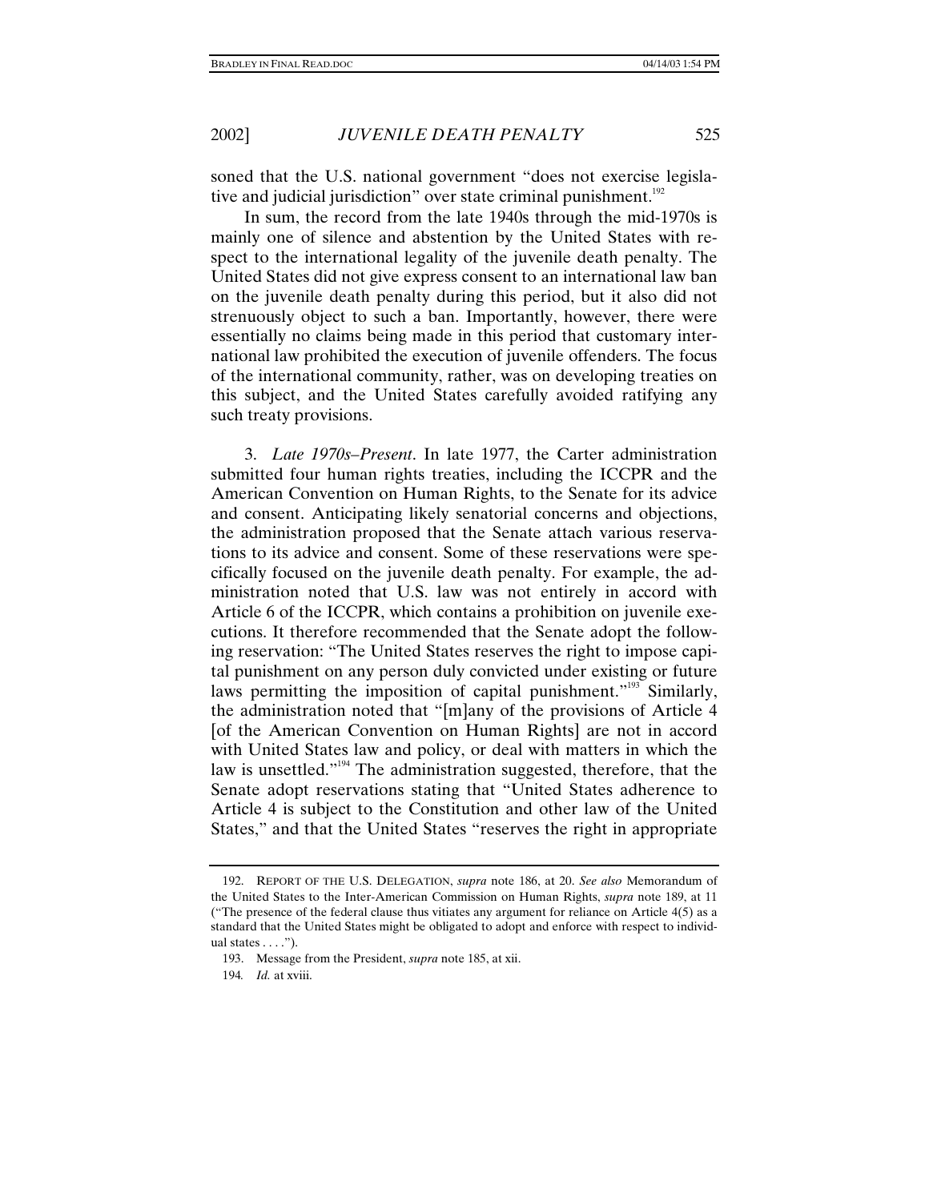soned that the U.S. national government "does not exercise legislative and judicial jurisdiction" over state criminal punishment.[192]

In sum, the record from the late 1940s through the mid-1970s is mainly one of silence and abstention by the United States with respect to the international legality of the juvenile death penalty. The United States did not give express consent to an international law ban on the juvenile death penalty during this period, but it also did not strenuously object to such a ban. Importantly, however, there were essentially no claims being made in this period that customary international law prohibited the execution of juvenile offenders. The focus of the international community, rather, was on developing treaties on this subject, and the United States carefully avoided ratifying any such treaty provisions.

3. *Late 1970s–Present*. In late 1977, the Carter administration submitted four human rights treaties, including the ICCPR and the American Convention on Human Rights, to the Senate for its advice and consent. Anticipating likely senatorial concerns and objections, the administration proposed that the Senate attach various reservations to its advice and consent. Some of these reservations were specifically focused on the juvenile death penalty. For example, the administration noted that U.S. law was not entirely in accord with Article 6 of the ICCPR, which contains a prohibition on juvenile executions. It therefore recommended that the Senate adopt the following reservation: "The United States reserves the right to impose capital punishment on any person duly convicted under existing or future laws permitting the imposition of capital punishment."[193] Similarly, the administration noted that "[m]any of the provisions of Article 4 [of the American Convention on Human Rights] are not in accord with United States law and policy, or deal with matters in which the law is unsettled."[194] The administration suggested, therefore, that the Senate adopt reservations stating that "United States adherence to Article 4 is subject to the Constitution and other law of the United States," and that the United States "reserves the right in appropriate

192. REPORT OF THE U.S. DELEGATION, *supra* note 186, at 20. *See also* Memorandum of the United States to the Inter-American Commission on Human Rights, *supra* note 189, at 11 ("The presence of the federal clause thus vitiates any argument for reliance on Article 4(5) as a standard that the United States might be obligated to adopt and enforce with respect to individual states . . . .").

193. Message from the President, *supra* note 185, at xii.

194. *Id.* at xviii.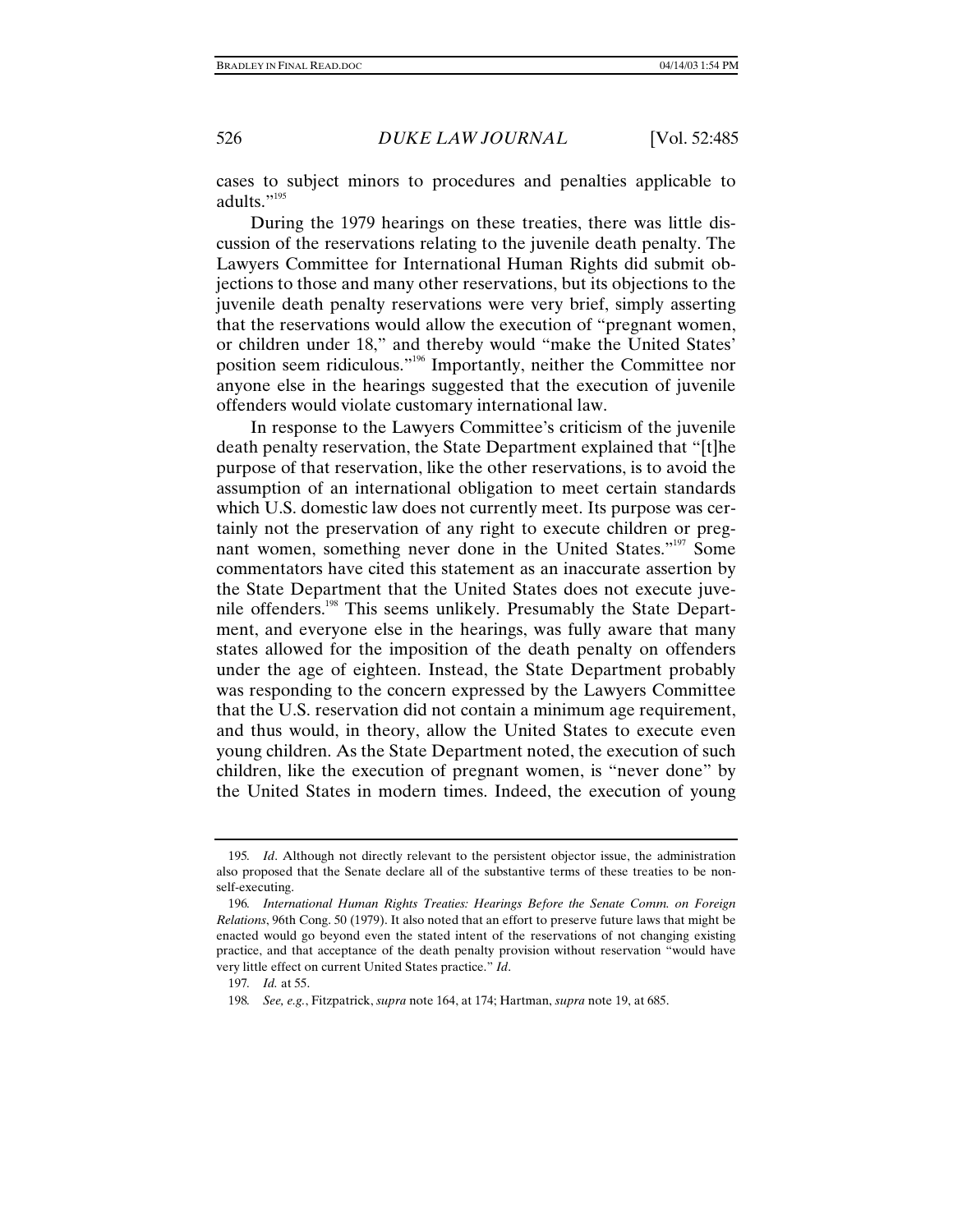cases to subject minors to procedures and penalties applicable to adults."[195]

During the 1979 hearings on these treaties, there was little discussion of the reservations relating to the juvenile death penalty. The Lawyers Committee for International Human Rights did submit objections to those and many other reservations, but its objections to the juvenile death penalty reservations were very brief, simply asserting that the reservations would allow the execution of "pregnant women, or children under 18," and thereby would "make the United States' position seem ridiculous."[196] Importantly, neither the Committee nor anyone else in the hearings suggested that the execution of juvenile offenders would violate customary international law.

In response to the Lawyers Committee's criticism of the juvenile death penalty reservation, the State Department explained that "[t]he purpose of that reservation, like the other reservations, is to avoid the assumption of an international obligation to meet certain standards which U.S. domestic law does not currently meet. Its purpose was certainly not the preservation of any right to execute children or pregnant women, something never done in the United States."[197] Some commentators have cited this statement as an inaccurate assertion by the State Department that the United States does not execute juvenile offenders.[198] This seems unlikely. Presumably the State Department, and everyone else in the hearings, was fully aware that many states allowed for the imposition of the death penalty on offenders under the age of eighteen. Instead, the State Department probably was responding to the concern expressed by the Lawyers Committee that the U.S. reservation did not contain a minimum age requirement, and thus would, in theory, allow the United States to execute even young children. As the State Department noted, the execution of such children, like the execution of pregnant women, is "never done" by the United States in modern times. Indeed, the execution of young

---

195. *Id*. Although not directly relevant to the persistent objector issue, the administration also proposed that the Senate declare all of the substantive terms of these treaties to be non-self-executing.

196. *International Human Rights Treaties: Hearings Before the Senate Comm. on Foreign Relations*, 96th Cong. 50 (1979). It also noted that an effort to preserve future laws that might be enacted would go beyond even the stated intent of the reservations of not changing existing practice, and that acceptance of the death penalty provision without reservation "would have very little effect on current United States practice." *Id*.

197. *Id.* at 55.

198. *See, e.g.*, Fitzpatrick, *supra* note 164, at 174; Hartman, *supra* note 19, at 685.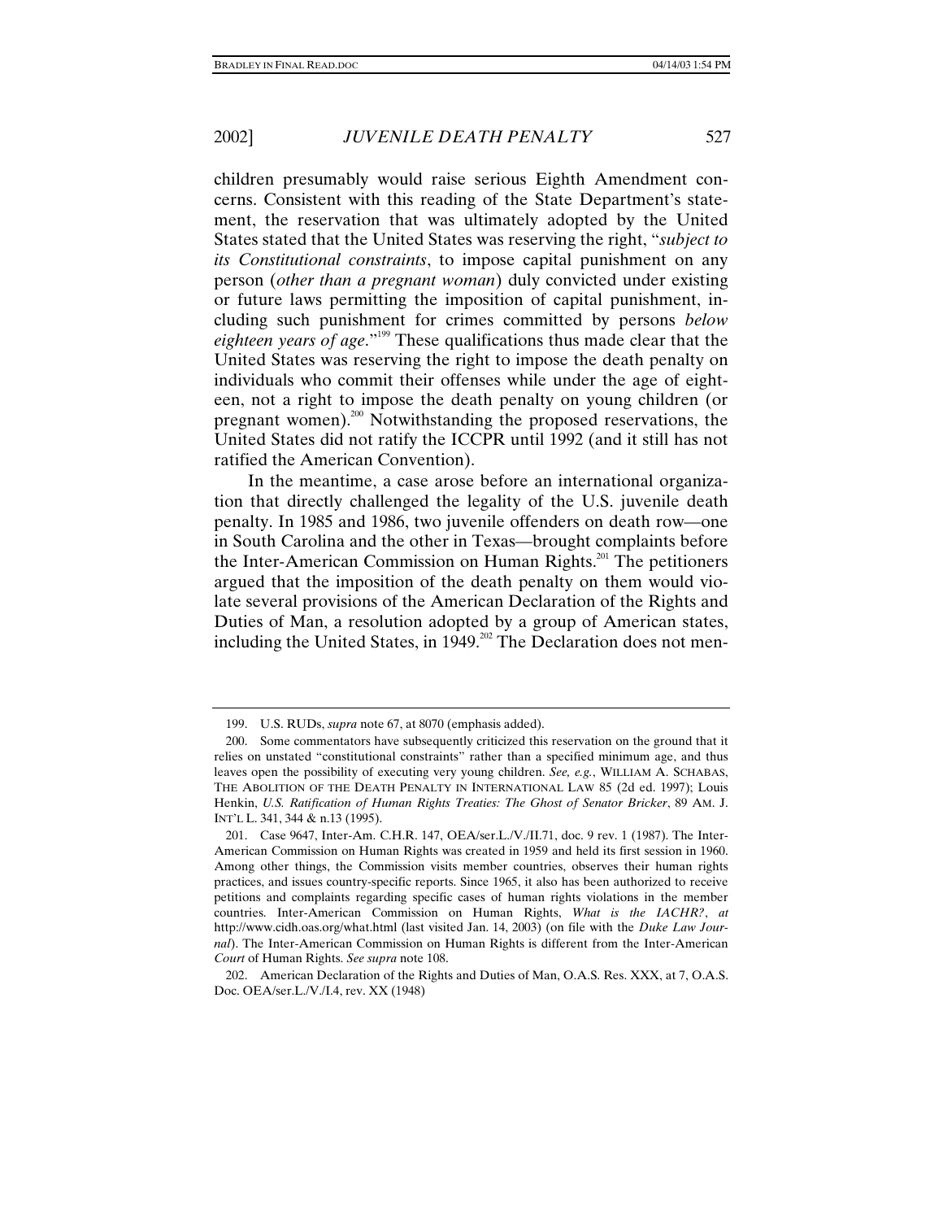children presumably would raise serious Eighth Amendment concerns. Consistent with this reading of the State Department's statement, the reservation that was ultimately adopted by the United States stated that the United States was reserving the right, "*subject to its Constitutional constraints*, to impose capital punishment on any person (*other than a pregnant woman*) duly convicted under existing or future laws permitting the imposition of capital punishment, including such punishment for crimes committed by persons *below eighteen years of age*."[199] These qualifications thus made clear that the United States was reserving the right to impose the death penalty on individuals who commit their offenses while under the age of eighteen, not a right to impose the death penalty on young children (or pregnant women).[200] Notwithstanding the proposed reservations, the United States did not ratify the ICCPR until 1992 (and it still has not ratified the American Convention).

In the meantime, a case arose before an international organization that directly challenged the legality of the U.S. juvenile death penalty. In 1985 and 1986, two juvenile offenders on death row—one in South Carolina and the other in Texas—brought complaints before the Inter-American Commission on Human Rights.[201] The petitioners argued that the imposition of the death penalty on them would violate several provisions of the American Declaration of the Rights and Duties of Man, a resolution adopted by a group of American states, including the United States, in 1949.[202] The Declaration does not men-

---

199. U.S. RUDs, *supra* note 67, at 8070 (emphasis added).

200. Some commentators have subsequently criticized this reservation on the ground that it relies on unstated "constitutional constraints" rather than a specified minimum age, and thus leaves open the possibility of executing very young children. *See, e.g.*, WILLIAM A. SCHABAS, THE ABOLITION OF THE DEATH PENALTY IN INTERNATIONAL LAW 85 (2d ed. 1997); Louis Henkin, *U.S. Ratification of Human Rights Treaties: The Ghost of Senator Bricker*, 89 AM. J. INT'L L. 341, 344 & n.13 (1995).

201. Case 9647, Inter-Am. C.H.R. 147, OEA/ser.L./V./II.71, doc. 9 rev. 1 (1987). The Inter-American Commission on Human Rights was created in 1959 and held its first session in 1960. Among other things, the Commission visits member countries, observes their human rights practices, and issues country-specific reports. Since 1965, it also has been authorized to receive petitions and complaints regarding specific cases of human rights violations in the member countries. Inter-American Commission on Human Rights, *What is the IACHR?*, *at* http://www.cidh.oas.org/what.html (last visited Jan. 14, 2003) (on file with the *Duke Law Journal*). The Inter-American Commission on Human Rights is different from the Inter-American *Court* of Human Rights. *See supra* note 108.

202. American Declaration of the Rights and Duties of Man, O.A.S. Res. XXX, at 7, O.A.S. Doc. OEA/ser.L./V./I.4, rev. XX (1948)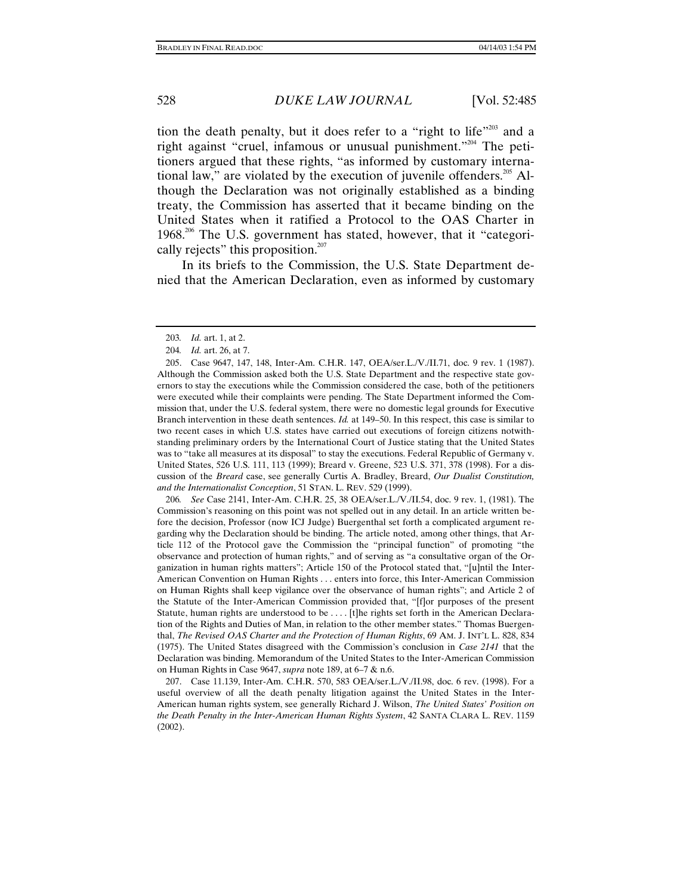tion the death penalty, but it does refer to a "right to life"[203] and a right against "cruel, infamous or unusual punishment."[204] The petitioners argued that these rights, "as informed by customary international law," are violated by the execution of juvenile offenders.[205] Although the Declaration was not originally established as a binding treaty, the Commission has asserted that it became binding on the United States when it ratified a Protocol to the OAS Charter in 1968.[206] The U.S. government has stated, however, that it "categorically rejects" this proposition.[207]

In its briefs to the Commission, the U.S. State Department denied that the American Declaration, even as informed by customary

---

203. *Id.* art. 1, at 2.

204. *Id.* art. 26, at 7.

205. Case 9647, 147, 148, Inter-Am. C.H.R. 147, OEA/ser.L./V./II.71, doc. 9 rev. 1 (1987). Although the Commission asked both the U.S. State Department and the respective state governors to stay the executions while the Commission considered the case, both of the petitioners were executed while their complaints were pending. The State Department informed the Commission that, under the U.S. federal system, there were no domestic legal grounds for Executive Branch intervention in these death sentences. *Id.* at 149–50. In this respect, this case is similar to two recent cases in which U.S. states have carried out executions of foreign citizens notwithstanding preliminary orders by the International Court of Justice stating that the United States was to "take all measures at its disposal" to stay the executions. Federal Republic of Germany v. United States, 526 U.S. 111, 113 (1999); Breard v. Greene, 523 U.S. 371, 378 (1998). For a discussion of the *Breard* case, see generally Curtis A. Bradley, Breard, *Our Dualist Constitution, and the Internationalist Conception*, 51 STAN. L. REV. 529 (1999).

206. *See* Case 2141, Inter-Am. C.H.R. 25, 38 OEA/ser.L./V./II.54, doc. 9 rev. 1, (1981). The Commission's reasoning on this point was not spelled out in any detail. In an article written before the decision, Professor (now ICJ Judge) Buergenthal set forth a complicated argument regarding why the Declaration should be binding. The article noted, among other things, that Article 112 of the Protocol gave the Commission the "principal function" of promoting "the observance and protection of human rights," and of serving as "a consultative organ of the Organization in human rights matters"; Article 150 of the Protocol stated that, "[u]ntil the Inter-American Convention on Human Rights . . . enters into force, this Inter-American Commission on Human Rights shall keep vigilance over the observance of human rights"; and Article 2 of the Statute of the Inter-American Commission provided that, "[f]or purposes of the present Statute, human rights are understood to be . . . . [t]he rights set forth in the American Declaration of the Rights and Duties of Man, in relation to the other member states." Thomas Buergenthal, *The Revised OAS Charter and the Protection of Human Rights*, 69 AM. J. INT'L L. 828, 834 (1975). The United States disagreed with the Commission's conclusion in *Case 2141* that the Declaration was binding. Memorandum of the United States to the Inter-American Commission on Human Rights in Case 9647, *supra* note 189, at 6–7 & n.6.

207. Case 11.139, Inter-Am. C.H.R. 570, 583 OEA/ser.L./V./II.98, doc. 6 rev. (1998). For a useful overview of all the death penalty litigation against the United States in the Inter-American human rights system, see generally Richard J. Wilson, *The United States' Position on the Death Penalty in the Inter-American Human Rights System*, 42 SANTA CLARA L. REV. 1159 (2002).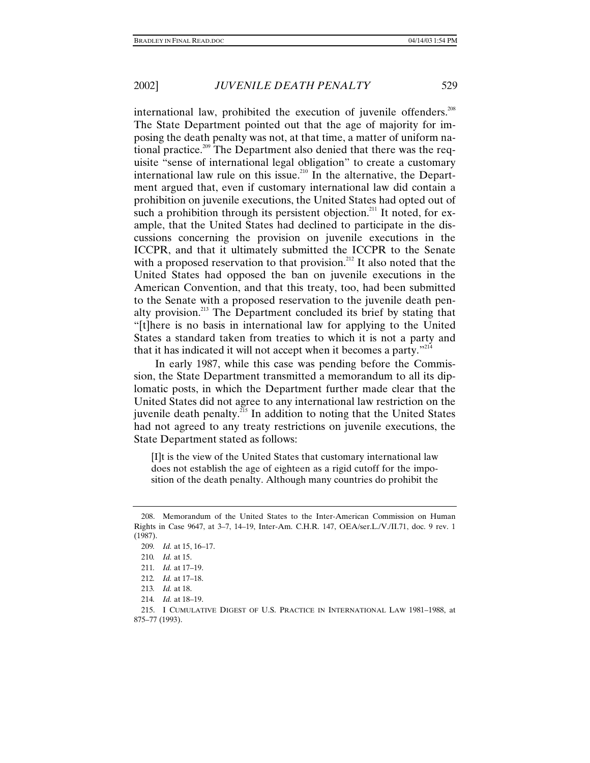international law, prohibited the execution of juvenile offenders.[208] The State Department pointed out that the age of majority for imposing the death penalty was not, at that time, a matter of uniform national practice.[209] The Department also denied that there was the requisite "sense of international legal obligation" to create a customary international law rule on this issue.[210] In the alternative, the Department argued that, even if customary international law did contain a prohibition on juvenile executions, the United States had opted out of such a prohibition through its persistent objection.[211] It noted, for example, that the United States had declined to participate in the discussions concerning the provision on juvenile executions in the ICCPR, and that it ultimately submitted the ICCPR to the Senate with a proposed reservation to that provision.[212] It also noted that the United States had opposed the ban on juvenile executions in the American Convention, and that this treaty, too, had been submitted to the Senate with a proposed reservation to the juvenile death penalty provision.[213] The Department concluded its brief by stating that "[t]here is no basis in international law for applying to the United States a standard taken from treaties to which it is not a party and that it has indicated it will not accept when it becomes a party."[214]

In early 1987, while this case was pending before the Commission, the State Department transmitted a memorandum to all its diplomatic posts, in which the Department further made clear that the United States did not agree to any international law restriction on the juvenile death penalty.[215] In addition to noting that the United States had not agreed to any treaty restrictions on juvenile executions, the State Department stated as follows:

> [I]t is the view of the United States that customary international law does not establish the age of eighteen as a rigid cutoff for the imposition of the death penalty. Although many countries do prohibit the

---

208. Memorandum of the United States to the Inter-American Commission on Human Rights in Case 9647, at 3–7, 14–19, Inter-Am. C.H.R. 147, OEA/ser.L./V./II.71, doc. 9 rev. 1 (1987).

209. *Id.* at 15, 16–17.

210. *Id.* at 15.

211. *Id.* at 17–19.

212. *Id.* at 17–18.

213. *Id.* at 18.

214. *Id.* at 18–19.

215. I CUMULATIVE DIGEST OF U.S. PRACTICE IN INTERNATIONAL LAW 1981–1988, at 875–77 (1993).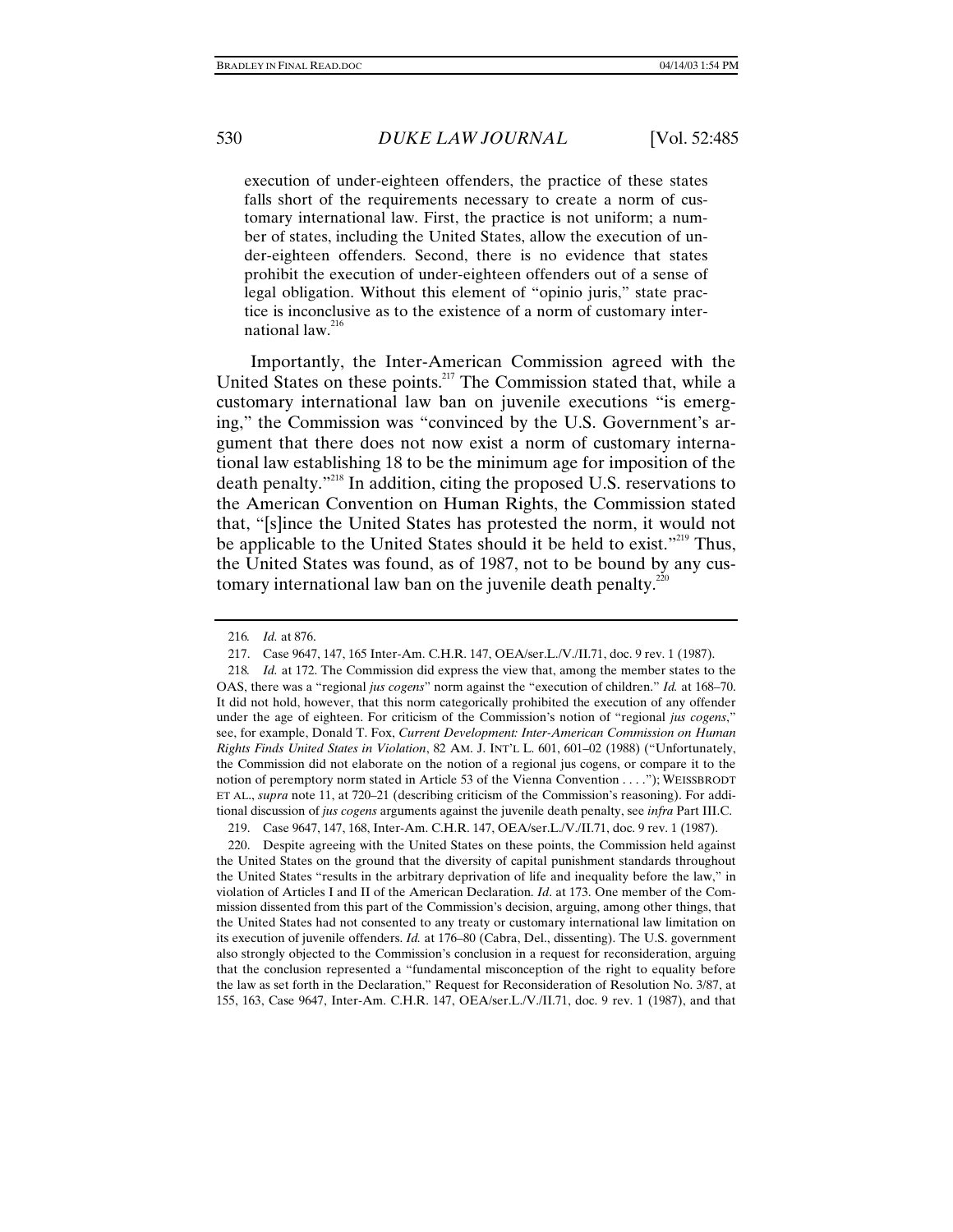> execution of under-eighteen offenders, the practice of these states falls short of the requirements necessary to create a norm of customary international law. First, the practice is not uniform; a number of states, including the United States, allow the execution of under-eighteen offenders. Second, there is no evidence that states prohibit the execution of under-eighteen offenders out of a sense of legal obligation. Without this element of "opinio juris," state practice is inconclusive as to the existence of a norm of customary international law.[216]

Importantly, the Inter-American Commission agreed with the United States on these points.[217] The Commission stated that, while a customary international law ban on juvenile executions "is emerging," the Commission was "convinced by the U.S. Government's argument that there does not now exist a norm of customary international law establishing 18 to be the minimum age for imposition of the death penalty."[218] In addition, citing the proposed U.S. reservations to the American Convention on Human Rights, the Commission stated that, "[s]ince the United States has protested the norm, it would not be applicable to the United States should it be held to exist."[219] Thus, the United States was found, as of 1987, not to be bound by any customary international law ban on the juvenile death penalty.[220]

---

216. *Id.* at 876.

217. Case 9647, 147, 165 Inter-Am. C.H.R. 147, OEA/ser.L./V./II.71, doc. 9 rev. 1 (1987).

218. *Id.* at 172. The Commission did express the view that, among the member states to the OAS, there was a "regional *jus cogens*" norm against the "execution of children." *Id.* at 168–70. It did not hold, however, that this norm categorically prohibited the execution of any offender under the age of eighteen. For criticism of the Commission's notion of "regional *jus cogens*," see, for example, Donald T. Fox, *Current Development: Inter-American Commission on Human Rights Finds United States in Violation*, 82 AM. J. INT'L L. 601, 601–02 (1988) ("Unfortunately, the Commission did not elaborate on the notion of a regional jus cogens, or compare it to the notion of peremptory norm stated in Article 53 of the Vienna Convention . . . ."); WEISSBRODT ET AL., *supra* note 11, at 720–21 (describing criticism of the Commission's reasoning). For additional discussion of *jus cogens* arguments against the juvenile death penalty, see *infra* Part III.C.

219. Case 9647, 147, 168, Inter-Am. C.H.R. 147, OEA/ser.L./V./II.71, doc. 9 rev. 1 (1987).

220. Despite agreeing with the United States on these points, the Commission held against the United States on the ground that the diversity of capital punishment standards throughout the United States "results in the arbitrary deprivation of life and inequality before the law," in violation of Articles I and II of the American Declaration. *Id*. at 173. One member of the Commission dissented from this part of the Commission's decision, arguing, among other things, that the United States had not consented to any treaty or customary international law limitation on its execution of juvenile offenders. *Id.* at 176–80 (Cabra, Del., dissenting). The U.S. government also strongly objected to the Commission's conclusion in a request for reconsideration, arguing that the conclusion represented a "fundamental misconception of the right to equality before the law as set forth in the Declaration," Request for Reconsideration of Resolution No. 3/87, at 155, 163, Case 9647, Inter-Am. C.H.R. 147, OEA/ser.L./V./II.71, doc. 9 rev. 1 (1987), and that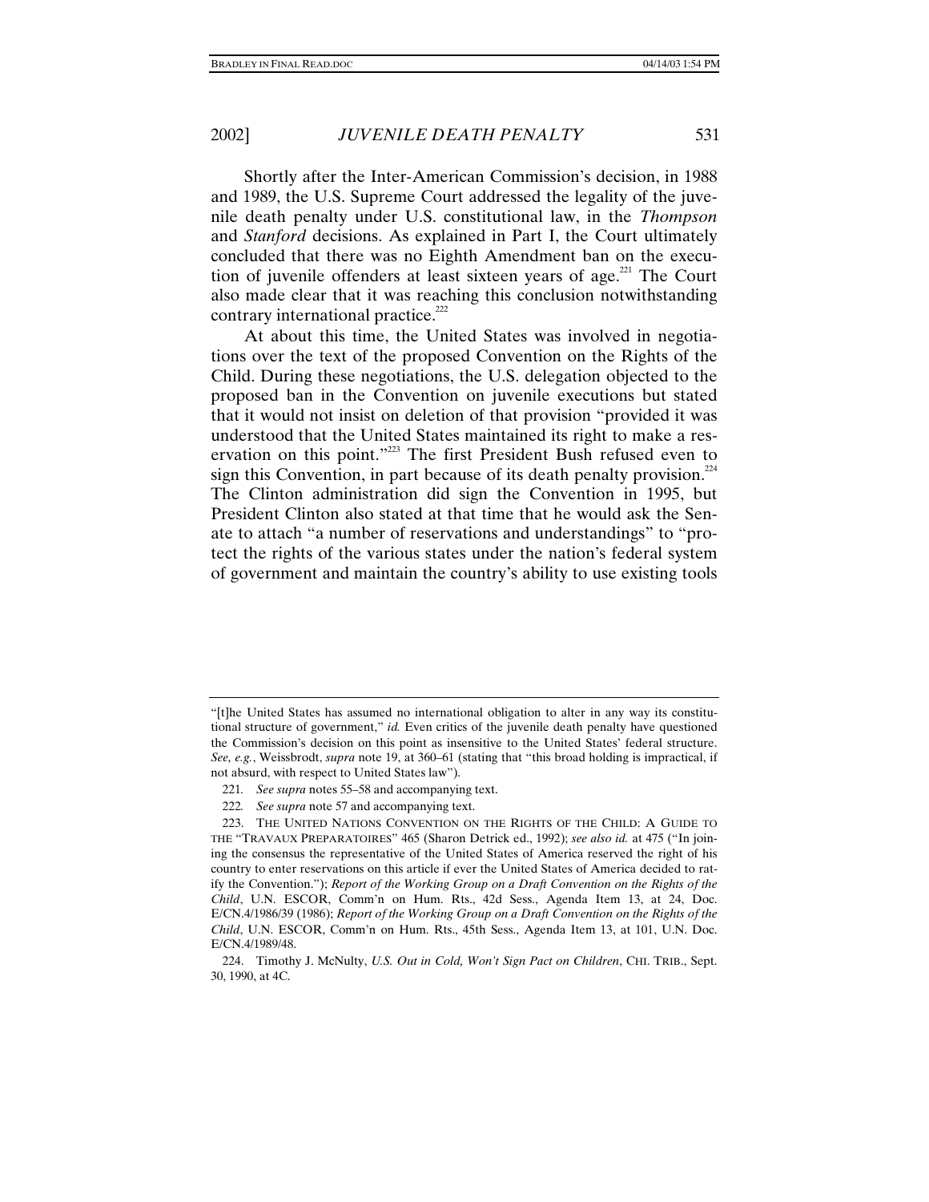Shortly after the Inter-American Commission's decision, in 1988 and 1989, the U.S. Supreme Court addressed the legality of the juvenile death penalty under U.S. constitutional law, in the *Thompson* and *Stanford* decisions. As explained in Part I, the Court ultimately concluded that there was no Eighth Amendment ban on the execution of juvenile offenders at least sixteen years of age.[221] The Court also made clear that it was reaching this conclusion notwithstanding contrary international practice.[222]

At about this time, the United States was involved in negotiations over the text of the proposed Convention on the Rights of the Child. During these negotiations, the U.S. delegation objected to the proposed ban in the Convention on juvenile executions but stated that it would not insist on deletion of that provision "provided it was understood that the United States maintained its right to make a reservation on this point."[223] The first President Bush refused even to sign this Convention, in part because of its death penalty provision.[224] The Clinton administration did sign the Convention in 1995, but President Clinton also stated at that time that he would ask the Senate to attach "a number of reservations and understandings" to "protect the rights of the various states under the nation's federal system of government and maintain the country's ability to use existing tools

---

"[t]he United States has assumed no international obligation to alter in any way its constitutional structure of government," *id.* Even critics of the juvenile death penalty have questioned the Commission's decision on this point as insensitive to the United States' federal structure. *See, e.g.*, Weissbrodt, *supra* note 19, at 360–61 (stating that "this broad holding is impractical, if not absurd, with respect to United States law").

221. *See supra* notes 55–58 and accompanying text.

222. *See supra* note 57 and accompanying text.

223. THE UNITED NATIONS CONVENTION ON THE RIGHTS OF THE CHILD: A GUIDE TO THE "TRAVAUX PREPARATOIRES" 465 (Sharon Detrick ed., 1992); *see also id.* at 475 ("In joining the consensus the representative of the United States of America reserved the right of his country to enter reservations on this article if ever the United States of America decided to ratify the Convention."); *Report of the Working Group on a Draft Convention on the Rights of the Child*, U.N. ESCOR, Comm'n on Hum. Rts., 42d Sess., Agenda Item 13, at 24, Doc. E/CN.4/1986/39 (1986); *Report of the Working Group on a Draft Convention on the Rights of the Child*, U.N. ESCOR, Comm'n on Hum. Rts., 45th Sess., Agenda Item 13, at 101, U.N. Doc. E/CN.4/1989/48.

224. Timothy J. McNulty, *U.S. Out in Cold, Won't Sign Pact on Children*, CHI. TRIB., Sept. 30, 1990, at 4C.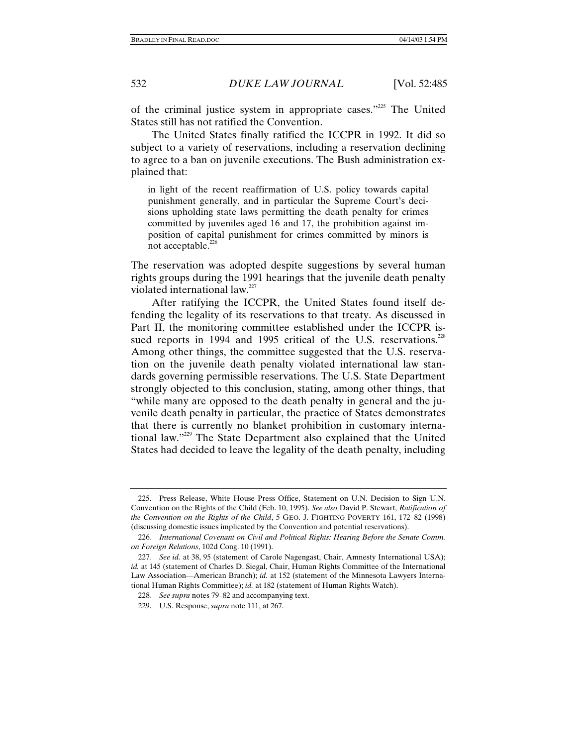of the criminal justice system in appropriate cases."[225] The United States still has not ratified the Convention.

The United States finally ratified the ICCPR in 1992. It did so subject to a variety of reservations, including a reservation declining to agree to a ban on juvenile executions. The Bush administration explained that:

> in light of the recent reaffirmation of U.S. policy towards capital punishment generally, and in particular the Supreme Court's decisions upholding state laws permitting the death penalty for crimes committed by juveniles aged 16 and 17, the prohibition against imposition of capital punishment for crimes committed by minors is not acceptable.[226]

The reservation was adopted despite suggestions by several human rights groups during the 1991 hearings that the juvenile death penalty violated international law.[227]

After ratifying the ICCPR, the United States found itself defending the legality of its reservations to that treaty. As discussed in Part II, the monitoring committee established under the ICCPR issued reports in 1994 and 1995 critical of the U.S. reservations.[228] Among other things, the committee suggested that the U.S. reservation on the juvenile death penalty violated international law standards governing permissible reservations. The U.S. State Department strongly objected to this conclusion, stating, among other things, that "while many are opposed to the death penalty in general and the juvenile death penalty in particular, the practice of States demonstrates that there is currently no blanket prohibition in customary international law."[229] The State Department also explained that the United States had decided to leave the legality of the death penalty, including

---

225. Press Release, White House Press Office, Statement on U.N. Decision to Sign U.N. Convention on the Rights of the Child (Feb. 10, 1995). *See also* David P. Stewart, *Ratification of the Convention on the Rights of the Child*, 5 GEO. J. FIGHTING POVERTY 161, 172–82 (1998) (discussing domestic issues implicated by the Convention and potential reservations).

226. *International Covenant on Civil and Political Rights: Hearing Before the Senate Comm. on Foreign Relations*, 102d Cong. 10 (1991).

227. *See id.* at 38, 95 (statement of Carole Nagengast, Chair, Amnesty International USA); *id.* at 145 (statement of Charles D. Siegal, Chair, Human Rights Committee of the International Law Association—American Branch); *id.* at 152 (statement of the Minnesota Lawyers International Human Rights Committee); *id.* at 182 (statement of Human Rights Watch).

228. *See supra* notes 79–82 and accompanying text.

229. U.S. Response, *supra* note 111, at 267.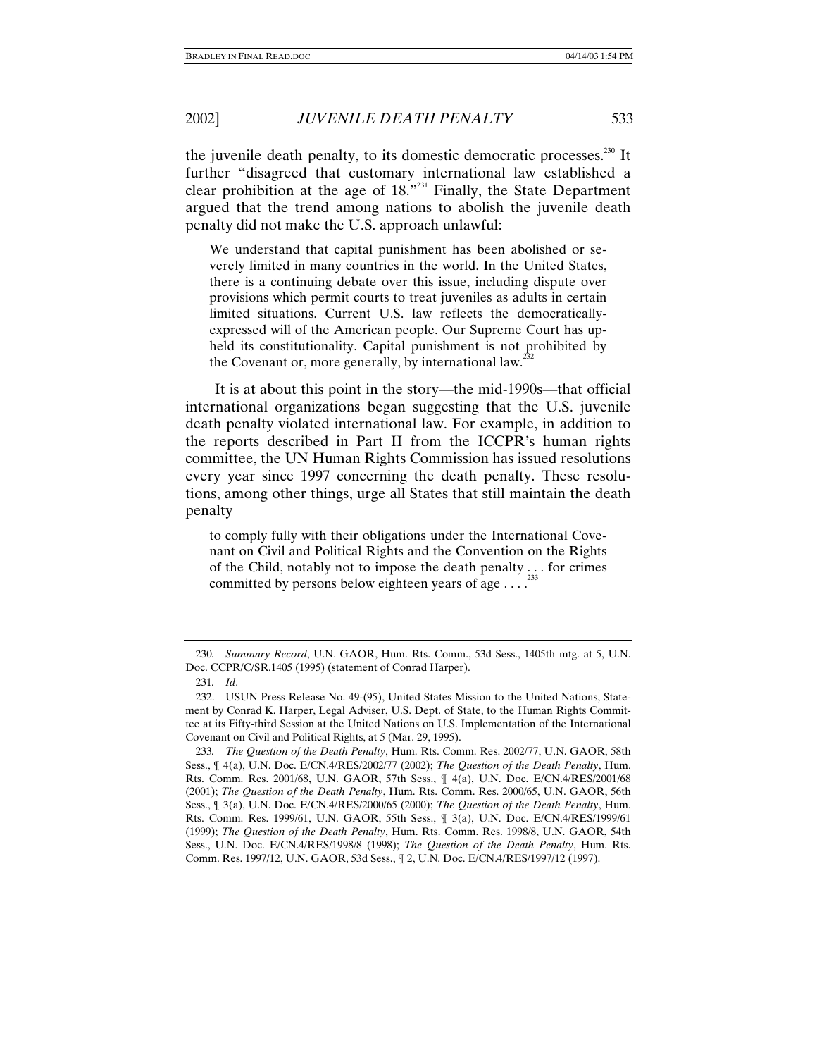the juvenile death penalty, to its domestic democratic processes.[230] It further "disagreed that customary international law established a clear prohibition at the age of 18."[231] Finally, the State Department argued that the trend among nations to abolish the juvenile death penalty did not make the U.S. approach unlawful:

> We understand that capital punishment has been abolished or severely limited in many countries in the world. In the United States, there is a continuing debate over this issue, including dispute over provisions which permit courts to treat juveniles as adults in certain limited situations. Current U.S. law reflects the democratically-expressed will of the American people. Our Supreme Court has upheld its constitutionality. Capital punishment is not prohibited by the Covenant or, more generally, by international law.[232]

It is at about this point in the story—the mid-1990s—that official international organizations began suggesting that the U.S. juvenile death penalty violated international law. For example, in addition to the reports described in Part II from the ICCPR's human rights committee, the UN Human Rights Commission has issued resolutions every year since 1997 concerning the death penalty. These resolutions, among other things, urge all States that still maintain the death penalty

> to comply fully with their obligations under the International Covenant on Civil and Political Rights and the Convention on the Rights of the Child, notably not to impose the death penalty . . . for crimes committed by persons below eighteen years of age . . . .[233]

---

230. *Summary Record*, U.N. GAOR, Hum. Rts. Comm., 53d Sess., 1405th mtg. at 5, U.N. Doc. CCPR/C/SR.1405 (1995) (statement of Conrad Harper).

231. *Id*.

232. USUN Press Release No. 49-(95), United States Mission to the United Nations, Statement by Conrad K. Harper, Legal Adviser, U.S. Dept. of State, to the Human Rights Committee at its Fifty-third Session at the United Nations on U.S. Implementation of the International Covenant on Civil and Political Rights, at 5 (Mar. 29, 1995).

233. *The Question of the Death Penalty*, Hum. Rts. Comm. Res. 2002/77, U.N. GAOR, 58th Sess., ¶ 4(a), U.N. Doc. E/CN.4/RES/2002/77 (2002); *The Question of the Death Penalty*, Hum. Rts. Comm. Res. 2001/68, U.N. GAOR, 57th Sess., ¶ 4(a), U.N. Doc. E/CN.4/RES/2001/68 (2001); *The Question of the Death Penalty*, Hum. Rts. Comm. Res. 2000/65, U.N. GAOR, 56th Sess., ¶ 3(a), U.N. Doc. E/CN.4/RES/2000/65 (2000); *The Question of the Death Penalty*, Hum. Rts. Comm. Res. 1999/61, U.N. GAOR, 55th Sess., ¶ 3(a), U.N. Doc. E/CN.4/RES/1999/61 (1999); *The Question of the Death Penalty*, Hum. Rts. Comm. Res. 1998/8, U.N. GAOR, 54th Sess., U.N. Doc. E/CN.4/RES/1998/8 (1998); *The Question of the Death Penalty*, Hum. Rts. Comm. Res. 1997/12, U.N. GAOR, 53d Sess., ¶ 2, U.N. Doc. E/CN.4/RES/1997/12 (1997).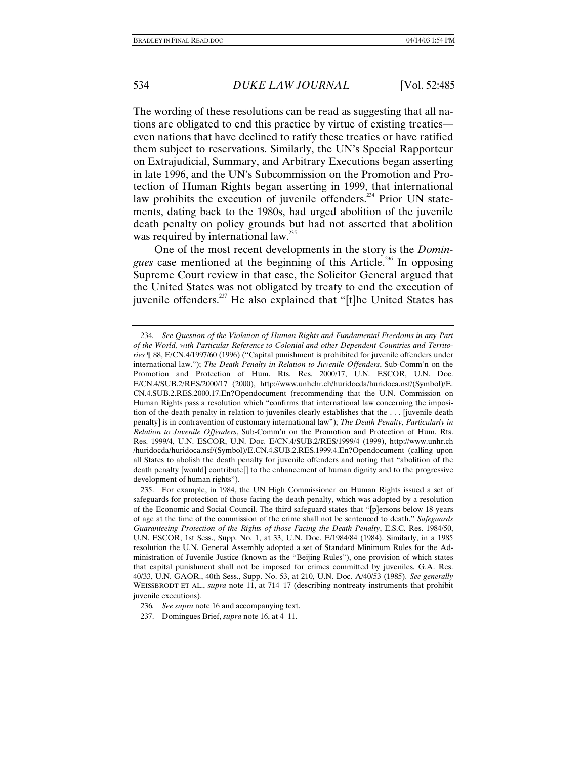The wording of these resolutions can be read as suggesting that all nations are obligated to end this practice by virtue of existing treaties—even nations that have declined to ratify these treaties or have ratified them subject to reservations. Similarly, the UN's Special Rapporteur on Extrajudicial, Summary, and Arbitrary Executions began asserting in late 1996, and the UN's Subcommission on the Promotion and Protection of Human Rights began asserting in 1999, that international law prohibits the execution of juvenile offenders.[234] Prior UN statements, dating back to the 1980s, had urged abolition of the juvenile death penalty on policy grounds but had not asserted that abolition was required by international law.[235]

One of the most recent developments in the story is the *Domingues* case mentioned at the beginning of this Article.[236] In opposing Supreme Court review in that case, the Solicitor General argued that the United States was not obligated by treaty to end the execution of juvenile offenders.[237] He also explained that "[t]he United States has

---

234. *See Question of the Violation of Human Rights and Fundamental Freedoms in any Part of the World, with Particular Reference to Colonial and other Dependent Countries and Territories* ¶ 88, E/CN.4/1997/60 (1996) ("Capital punishment is prohibited for juvenile offenders under international law."); *The Death Penalty in Relation to Juvenile Offenders*, Sub-Comm'n on the Promotion and Protection of Hum. Rts. Res. 2000/17, U.N. ESCOR, U.N. Doc. E/CN.4/SUB.2/RES/2000/17 (2000), http://www.unhchr.ch/huridocda/huridoca.nsf/(Symbol)/E.CN.4.SUB.2.RES.2000.17.En?Opendocument (recommending that the U.N. Commission on Human Rights pass a resolution which "confirms that international law concerning the imposition of the death penalty in relation to juveniles clearly establishes that the . . . [juvenile death penalty] is in contravention of customary international law"); *The Death Penalty, Particularly in Relation to Juvenile Offenders*, Sub-Comm'n on the Promotion and Protection of Hum. Rts. Res. 1999/4, U.N. ESCOR, U.N. Doc. E/CN.4/SUB.2/RES/1999/4 (1999), http://www.unhr.ch/huridocda/huridoca.nsf/(Symbol)/E.CN.4.SUB.2.RES.1999.4.En?Opendocument (calling upon all States to abolish the death penalty for juvenile offenders and noting that "abolition of the death penalty [would] contribute[] to the enhancement of human dignity and to the progressive development of human rights").

235. For example, in 1984, the UN High Commissioner on Human Rights issued a set of safeguards for protection of those facing the death penalty, which was adopted by a resolution of the Economic and Social Council. The third safeguard states that "[p]ersons below 18 years of age at the time of the commission of the crime shall not be sentenced to death." *Safeguards Guaranteeing Protection of the Rights of those Facing the Death Penalty*, E.S.C. Res. 1984/50, U.N. ESCOR, 1st Sess., Supp. No. 1, at 33, U.N. Doc. E/1984/84 (1984). Similarly, in a 1985 resolution the U.N. General Assembly adopted a set of Standard Minimum Rules for the Administration of Juvenile Justice (known as the "Beijing Rules"), one provision of which states that capital punishment shall not be imposed for crimes committed by juveniles. G.A. Res. 40/33, U.N. GAOR., 40th Sess., Supp. No. 53, at 210, U.N. Doc. A/40/53 (1985). *See generally* WEISSBRODT ET AL., *supra* note 11, at 714–17 (describing nontreaty instruments that prohibit juvenile executions).

236. *See supra* note 16 and accompanying text.

237. Domingues Brief, *supra* note 16, at 4–11.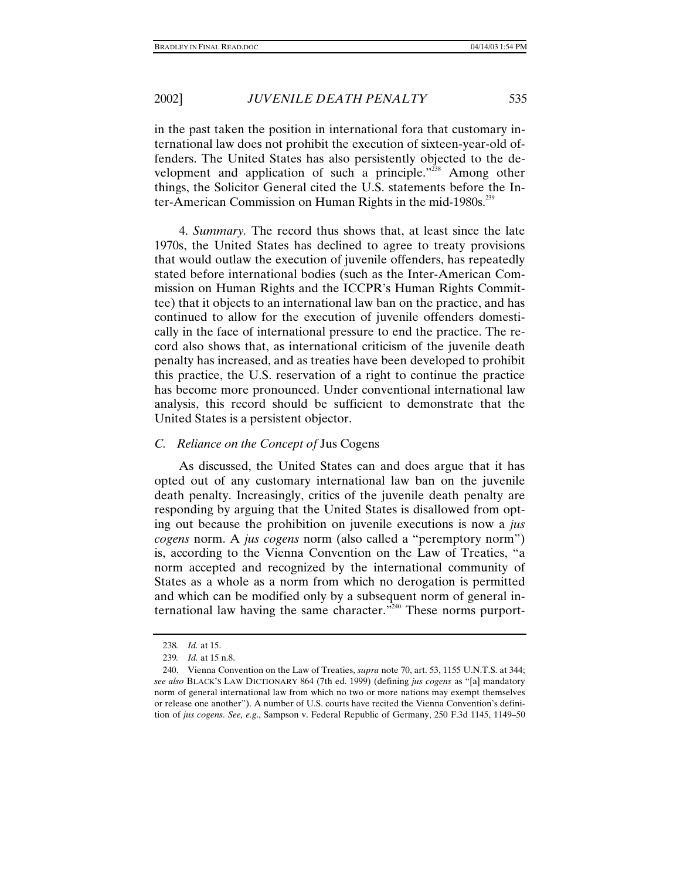in the past taken the position in international fora that customary international law does not prohibit the execution of sixteen-year-old offenders. The United States has also persistently objected to the development and application of such a principle."[238] Among other things, the Solicitor General cited the U.S. statements before the Inter-American Commission on Human Rights in the mid-1980s.[239]

4. *Summary.* The record thus shows that, at least since the late 1970s, the United States has declined to agree to treaty provisions that would outlaw the execution of juvenile offenders, has repeatedly stated before international bodies (such as the Inter-American Commission on Human Rights and the ICCPR's Human Rights Committee) that it objects to an international law ban on the practice, and has continued to allow for the execution of juvenile offenders domestically in the face of international pressure to end the practice. The record also shows that, as international criticism of the juvenile death penalty has increased, and as treaties have been developed to prohibit this practice, the U.S. reservation of a right to continue the practice has become more pronounced. Under conventional international law analysis, this record should be sufficient to demonstrate that the United States is a persistent objector.

### C. Reliance on the Concept of *Jus Cogens*

As discussed, the United States can and does argue that it has opted out of any customary international law ban on the juvenile death penalty. Increasingly, critics of the juvenile death penalty are responding by arguing that the United States is disallowed from opting out because the prohibition on juvenile executions is now a *jus cogens* norm. A *jus cogens* norm (also called a "peremptory norm") is, according to the Vienna Convention on the Law of Treaties, "a norm accepted and recognized by the international community of States as a whole as a norm from which no derogation is permitted and which can be modified only by a subsequent norm of general international law having the same character."[240] These norms purport-

---

238. *Id.* at 15.

239. *Id.* at 15 n.8.

240. Vienna Convention on the Law of Treaties, *supra* note 70, art. 53, 1155 U.N.T.S. at 344; *see also* BLACK'S LAW DICTIONARY 864 (7th ed. 1999) (defining *jus cogens* as "[a] mandatory norm of general international law from which no two or more nations may exempt themselves or release one another"). A number of U.S. courts have recited the Vienna Convention's definition of *jus cogens*. *See, e.g.*, Sampson v. Federal Republic of Germany, 250 F.3d 1145, 1149–50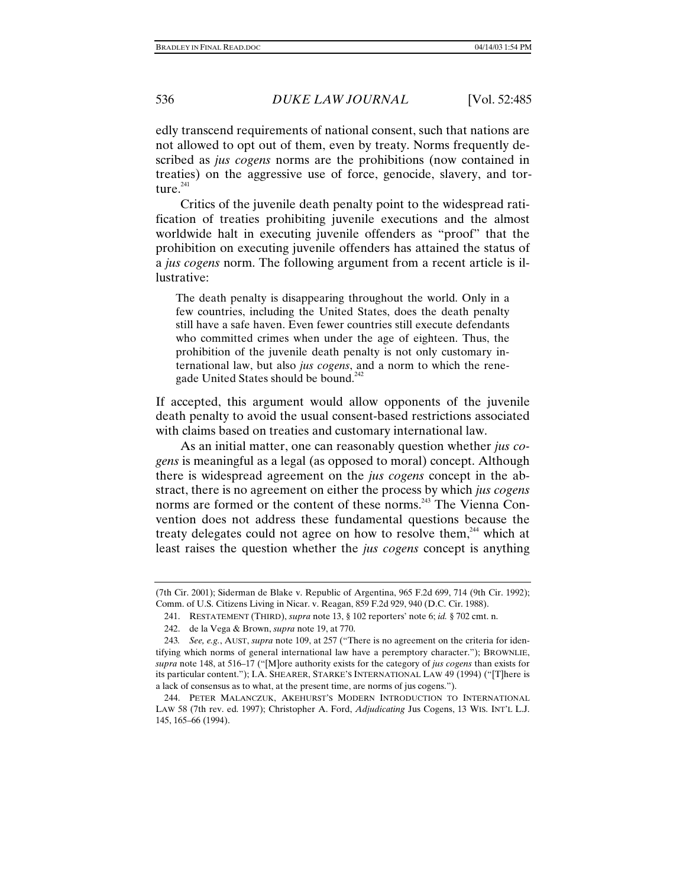edly transcend requirements of national consent, such that nations are not allowed to opt out of them, even by treaty. Norms frequently described as *jus cogens* norms are the prohibitions (now contained in treaties) on the aggressive use of force, genocide, slavery, and torture.[241]

Critics of the juvenile death penalty point to the widespread ratification of treaties prohibiting juvenile executions and the almost worldwide halt in executing juvenile offenders as "proof" that the prohibition on executing juvenile offenders has attained the status of a *jus cogens* norm. The following argument from a recent article is illustrative:

> The death penalty is disappearing throughout the world. Only in a few countries, including the United States, does the death penalty still have a safe haven. Even fewer countries still execute defendants who committed crimes when under the age of eighteen. Thus, the prohibition of the juvenile death penalty is not only customary international law, but also *jus cogens*, and a norm to which the renegade United States should be bound.[242]

If accepted, this argument would allow opponents of the juvenile death penalty to avoid the usual consent-based restrictions associated with claims based on treaties and customary international law.

As an initial matter, one can reasonably question whether *jus cogens* is meaningful as a legal (as opposed to moral) concept. Although there is widespread agreement on the *jus cogens* concept in the abstract, there is no agreement on either the process by which *jus cogens* norms are formed or the content of these norms.[243] The Vienna Convention does not address these fundamental questions because the treaty delegates could not agree on how to resolve them,[244] which at least raises the question whether the *jus cogens* concept is anything

---

(7th Cir. 2001); Siderman de Blake v. Republic of Argentina, 965 F.2d 699, 714 (9th Cir. 1992); Comm. of U.S. Citizens Living in Nicar. v. Reagan, 859 F.2d 929, 940 (D.C. Cir. 1988).

241. RESTATEMENT (THIRD), *supra* note 13, § 102 reporters' note 6; *id.* § 702 cmt. n.

242. de la Vega & Brown, *supra* note 19, at 770.

243. *See, e.g.*, AUST, *supra* note 109, at 257 ("There is no agreement on the criteria for identifying which norms of general international law have a peremptory character."); BROWNLIE, *supra* note 148, at 516–17 ("[M]ore authority exists for the category of *jus cogens* than exists for its particular content."); I.A. SHEARER, STARKE'S INTERNATIONAL LAW 49 (1994) ("[T]here is a lack of consensus as to what, at the present time, are norms of jus cogens.").

244. PETER MALANCZUK, AKEHURST'S MODERN INTRODUCTION TO INTERNATIONAL LAW 58 (7th rev. ed. 1997); Christopher A. Ford, *Adjudicating* Jus Cogens, 13 WIS. INT'L L.J. 145, 165–66 (1994).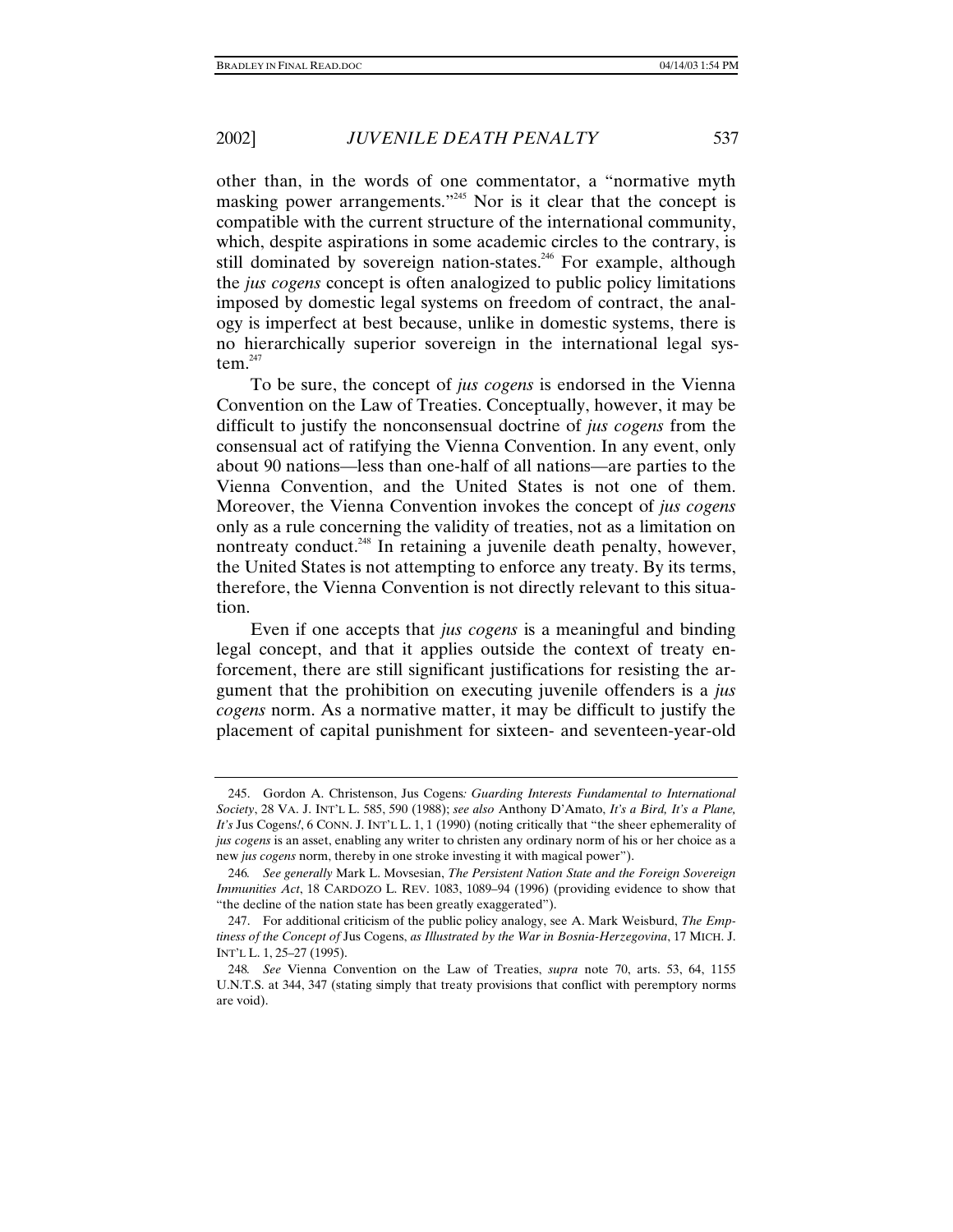other than, in the words of one commentator, a "normative myth masking power arrangements."[245] Nor is it clear that the concept is compatible with the current structure of the international community, which, despite aspirations in some academic circles to the contrary, is still dominated by sovereign nation-states.[246] For example, although the *jus cogens* concept is often analogized to public policy limitations imposed by domestic legal systems on freedom of contract, the analogy is imperfect at best because, unlike in domestic systems, there is no hierarchically superior sovereign in the international legal system.[247]

To be sure, the concept of *jus cogens* is endorsed in the Vienna Convention on the Law of Treaties. Conceptually, however, it may be difficult to justify the nonconsensual doctrine of *jus cogens* from the consensual act of ratifying the Vienna Convention. In any event, only about 90 nations—less than one-half of all nations—are parties to the Vienna Convention, and the United States is not one of them. Moreover, the Vienna Convention invokes the concept of *jus cogens* only as a rule concerning the validity of treaties, not as a limitation on nontreaty conduct.[248] In retaining a juvenile death penalty, however, the United States is not attempting to enforce any treaty. By its terms, therefore, the Vienna Convention is not directly relevant to this situation.

Even if one accepts that *jus cogens* is a meaningful and binding legal concept, and that it applies outside the context of treaty enforcement, there are still significant justifications for resisting the argument that the prohibition on executing juvenile offenders is a *jus cogens* norm. As a normative matter, it may be difficult to justify the placement of capital punishment for sixteen- and seventeen-year-old

---

245. Gordon A. Christenson, Jus Cogens*: Guarding Interests Fundamental to International Society*, 28 VA. J. INT'L L. 585, 590 (1988); *see also* Anthony D'Amato, *It's a Bird, It's a Plane, It's* Jus Cogens*!*, 6 CONN. J. INT'L L. 1, 1 (1990) (noting critically that "the sheer ephemerality of *jus cogens* is an asset, enabling any writer to christen any ordinary norm of his or her choice as a new *jus cogens* norm, thereby in one stroke investing it with magical power").

246. *See generally* Mark L. Movsesian, *The Persistent Nation State and the Foreign Sovereign Immunities Act*, 18 CARDOZO L. REV. 1083, 1089–94 (1996) (providing evidence to show that "the decline of the nation state has been greatly exaggerated").

247. For additional criticism of the public policy analogy, see A. Mark Weisburd, *The Emptiness of the Concept of* Jus Cogens*, as Illustrated by the War in Bosnia-Herzegovina*, 17 MICH. J. INT'L L. 1, 25–27 (1995).

248. *See* Vienna Convention on the Law of Treaties, *supra* note 70, arts. 53, 64, 1155 U.N.T.S. at 344, 347 (stating simply that treaty provisions that conflict with peremptory norms are void).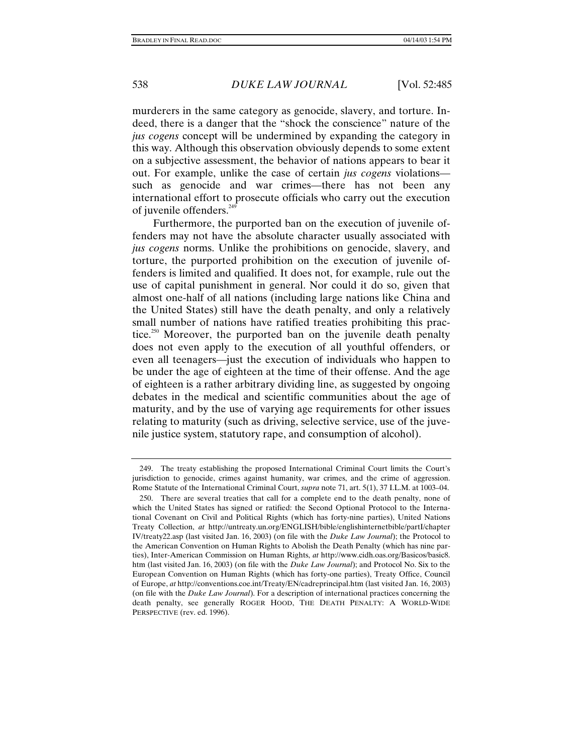murderers in the same category as genocide, slavery, and torture. Indeed, there is a danger that the "shock the conscience" nature of the *jus cogens* concept will be undermined by expanding the category in this way. Although this observation obviously depends to some extent on a subjective assessment, the behavior of nations appears to bear it out. For example, unlike the case of certain *jus cogens* violations—such as genocide and war crimes—there has not been any international effort to prosecute officials who carry out the execution of juvenile offenders.[249]

Furthermore, the purported ban on the execution of juvenile offenders may not have the absolute character usually associated with *jus cogens* norms. Unlike the prohibitions on genocide, slavery, and torture, the purported prohibition on the execution of juvenile offenders is limited and qualified. It does not, for example, rule out the use of capital punishment in general. Nor could it do so, given that almost one-half of all nations (including large nations like China and the United States) still have the death penalty, and only a relatively small number of nations have ratified treaties prohibiting this practice.[250] Moreover, the purported ban on the juvenile death penalty does not even apply to the execution of all youthful offenders, or even all teenagers—just the execution of individuals who happen to be under the age of eighteen at the time of their offense. And the age of eighteen is a rather arbitrary dividing line, as suggested by ongoing debates in the medical and scientific communities about the age of maturity, and by the use of varying age requirements for other issues relating to maturity (such as driving, selective service, use of the juvenile justice system, statutory rape, and consumption of alcohol).

---

249. The treaty establishing the proposed International Criminal Court limits the Court's jurisdiction to genocide, crimes against humanity, war crimes, and the crime of aggression. Rome Statute of the International Criminal Court, *supra* note 71, art. 5(1), 37 I.L.M. at 1003–04.

250. There are several treaties that call for a complete end to the death penalty, none of which the United States has signed or ratified: the Second Optional Protocol to the International Covenant on Civil and Political Rights (which has forty-nine parties), United Nations Treaty Collection, *at* http://untreaty.un.org/ENGLISH/bible/englishinternetbible/partI/chapterIV/treaty22.asp (last visited Jan. 16, 2003) (on file with the *Duke Law Journal*); the Protocol to the American Convention on Human Rights to Abolish the Death Penalty (which has nine parties), Inter-American Commission on Human Rights, *at* http://www.cidh.oas.org/Basicos/basic8.htm (last visited Jan. 16, 2003) (on file with the *Duke Law Journal*); and Protocol No. Six to the European Convention on Human Rights (which has forty-one parties), Treaty Office, Council of Europe, *at* http://conventions.coe.int/Treaty/EN/cadreprincipal.htm (last visited Jan. 16, 2003) (on file with the *Duke Law Journal*). For a description of international practices concerning the death penalty, see generally ROGER HOOD, THE DEATH PENALTY: A WORLD-WIDE PERSPECTIVE (rev. ed. 1996).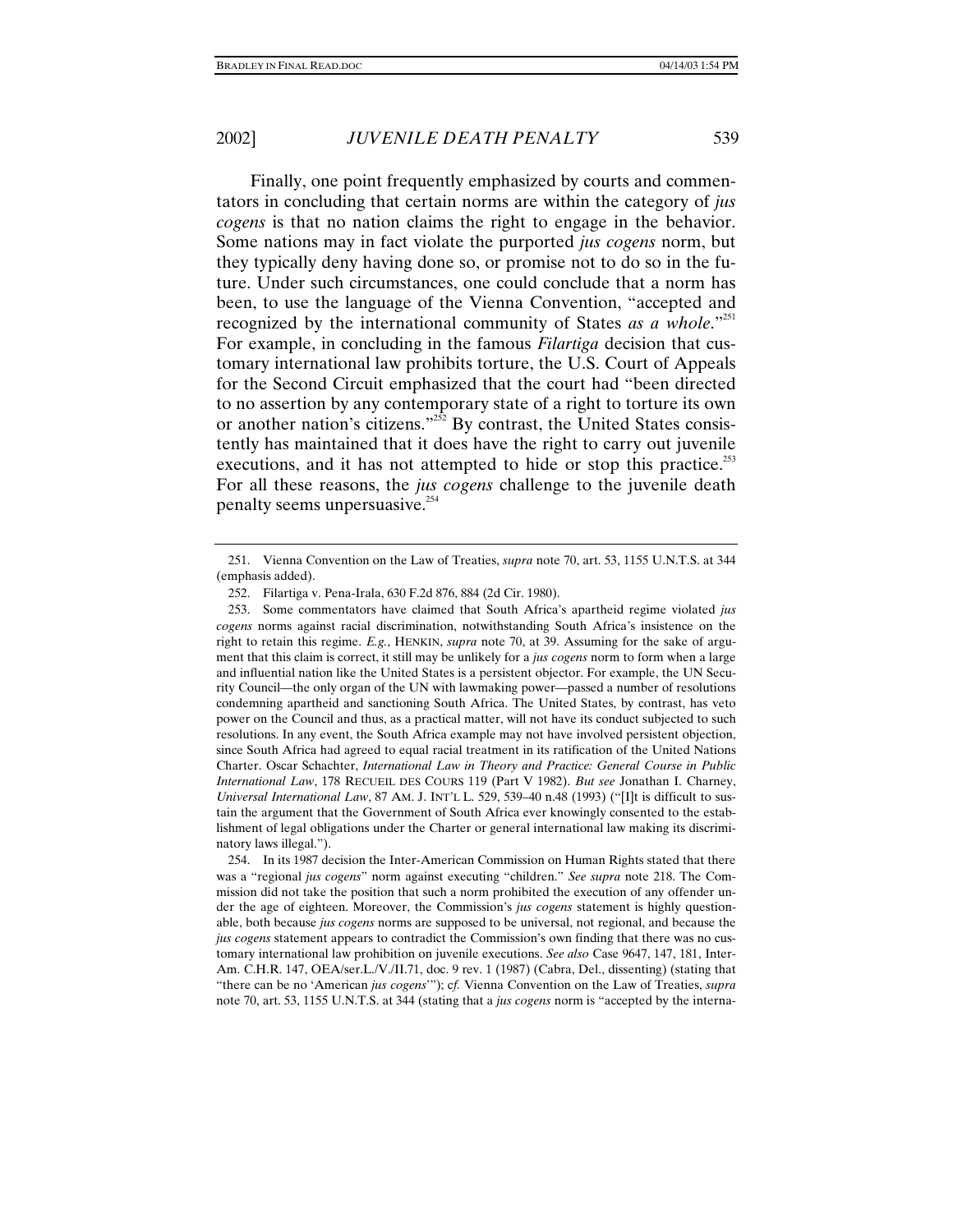Finally, one point frequently emphasized by courts and commentators in concluding that certain norms are within the category of *jus cogens* is that no nation claims the right to engage in the behavior. Some nations may in fact violate the purported *jus cogens* norm, but they typically deny having done so, or promise not to do so in the future. Under such circumstances, one could conclude that a norm has been, to use the language of the Vienna Convention, "accepted and recognized by the international community of States *as a whole*."[251] For example, in concluding in the famous *Filartiga* decision that customary international law prohibits torture, the U.S. Court of Appeals for the Second Circuit emphasized that the court had "been directed to no assertion by any contemporary state of a right to torture its own or another nation's citizens."[252] By contrast, the United States consistently has maintained that it does have the right to carry out juvenile executions, and it has not attempted to hide or stop this practice.[253] For all these reasons, the *jus cogens* challenge to the juvenile death penalty seems unpersuasive.[254]

---

251. Vienna Convention on the Law of Treaties, *supra* note 70, art. 53, 1155 U.N.T.S. at 344 (emphasis added).

252. Filartiga v. Pena-Irala, 630 F.2d 876, 884 (2d Cir. 1980).

253. Some commentators have claimed that South Africa's apartheid regime violated *jus cogens* norms against racial discrimination, notwithstanding South Africa's insistence on the right to retain this regime. *E.g.*, HENKIN, *supra* note 70, at 39. Assuming for the sake of argument that this claim is correct, it still may be unlikely for a *jus cogens* norm to form when a large and influential nation like the United States is a persistent objector. For example, the UN Security Council—the only organ of the UN with lawmaking power—passed a number of resolutions condemning apartheid and sanctioning South Africa. The United States, by contrast, has veto power on the Council and thus, as a practical matter, will not have its conduct subjected to such resolutions. In any event, the South Africa example may not have involved persistent objection, since South Africa had agreed to equal racial treatment in its ratification of the United Nations Charter. Oscar Schachter, *International Law in Theory and Practice: General Course in Public International Law*, 178 RECUEIL DES COURS 119 (Part V 1982). *But see* Jonathan I. Charney, *Universal International Law*, 87 AM. J. INT'L L. 529, 539–40 n.48 (1993) ("[I]t is difficult to sustain the argument that the Government of South Africa ever knowingly consented to the establishment of legal obligations under the Charter or general international law making its discriminatory laws illegal.").

254. In its 1987 decision the Inter-American Commission on Human Rights stated that there was a "regional *jus cogens*" norm against executing "children." *See supra* note 218. The Commission did not take the position that such a norm prohibited the execution of any offender under the age of eighteen. Moreover, the Commission's *jus cogens* statement is highly questionable, both because *jus cogens* norms are supposed to be universal, not regional, and because the *jus cogens* statement appears to contradict the Commission's own finding that there was no customary international law prohibition on juvenile executions. *See also* Case 9647, 147, 181, Inter-Am. C.H.R. 147, OEA/ser.L./V./II.71, doc. 9 rev. 1 (1987) (Cabra, Del., dissenting) (stating that "there can be no 'American *jus cogens*'"); *cf.* Vienna Convention on the Law of Treaties, *supra* note 70, art. 53, 1155 U.N.T.S. at 344 (stating that a *jus cogens* norm is "accepted by the interna-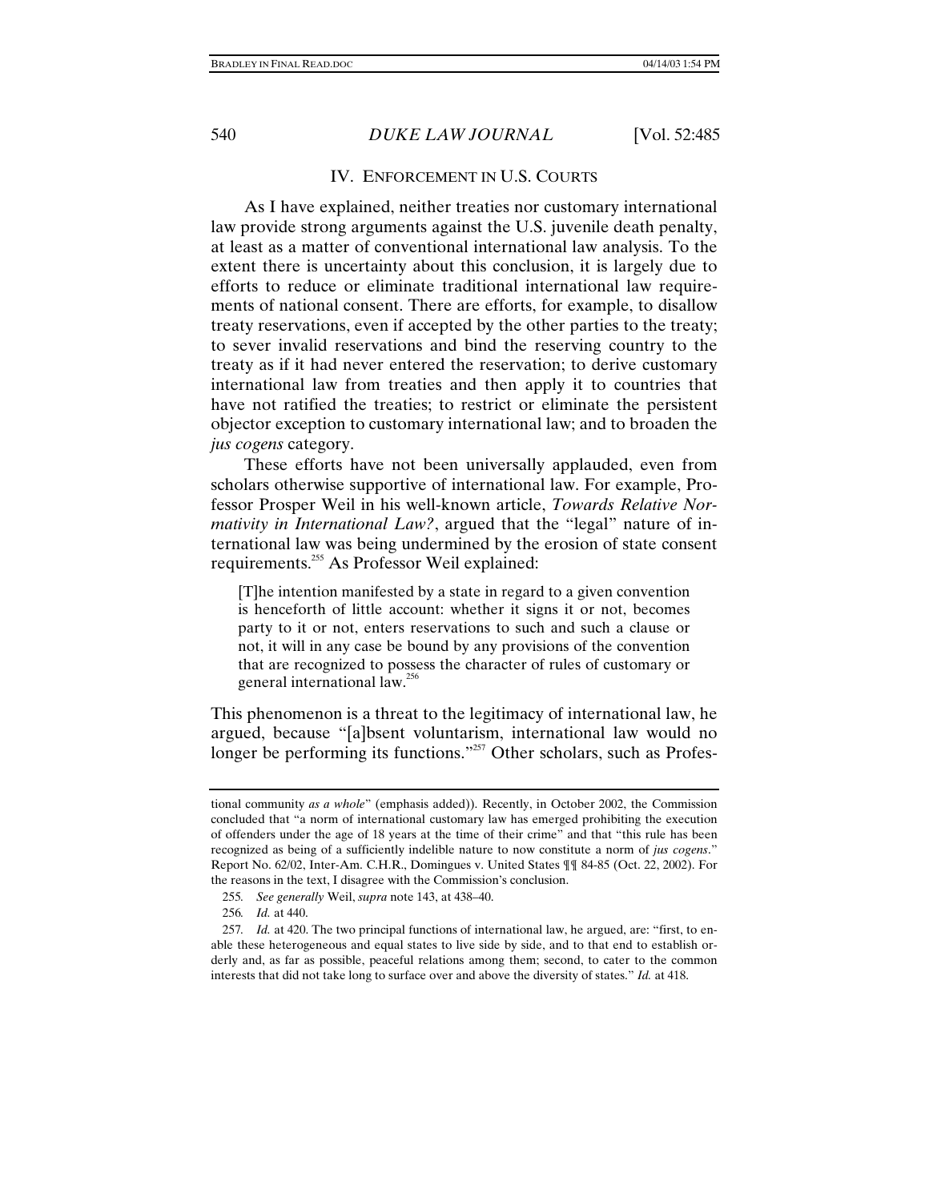## IV. ENFORCEMENT IN U.S. COURTS

As I have explained, neither treaties nor customary international law provide strong arguments against the U.S. juvenile death penalty, at least as a matter of conventional international law analysis. To the extent there is uncertainty about this conclusion, it is largely due to efforts to reduce or eliminate traditional international law requirements of national consent. There are efforts, for example, to disallow treaty reservations, even if accepted by the other parties to the treaty; to sever invalid reservations and bind the reserving country to the treaty as if it had never entered the reservation; to derive customary international law from treaties and then apply it to countries that have not ratified the treaties; to restrict or eliminate the persistent objector exception to customary international law; and to broaden the *jus cogens* category.

These efforts have not been universally applauded, even from scholars otherwise supportive of international law. For example, Professor Prosper Weil in his well-known article, *Towards Relative Normativity in International Law?*, argued that the "legal" nature of international law was being undermined by the erosion of state consent requirements.[255] As Professor Weil explained:

> [T]he intention manifested by a state in regard to a given convention is henceforth of little account: whether it signs it or not, becomes party to it or not, enters reservations to such and such a clause or not, it will in any case be bound by any provisions of the convention that are recognized to possess the character of rules of customary or general international law.[256]

This phenomenon is a threat to the legitimacy of international law, he argued, because "[a]bsent voluntarism, international law would no longer be performing its functions."[257] Other scholars, such as Profes-

---

tional community *as a whole*" (emphasis added)). Recently, in October 2002, the Commission concluded that "a norm of international customary law has emerged prohibiting the execution of offenders under the age of 18 years at the time of their crime" and that "this rule has been recognized as being of a sufficiently indelible nature to now constitute a norm of *jus cogens*." Report No. 62/02, Inter-Am. C.H.R., Domingues v. United States ¶¶ 84-85 (Oct. 22, 2002). For the reasons in the text, I disagree with the Commission's conclusion.

255. *See generally* Weil, *supra* note 143, at 438–40.

256. *Id.* at 440.

257. *Id.* at 420. The two principal functions of international law, he argued, are: "first, to enable these heterogeneous and equal states to live side by side, and to that end to establish orderly and, as far as possible, peaceful relations among them; second, to cater to the common interests that did not take long to surface over and above the diversity of states." *Id.* at 418.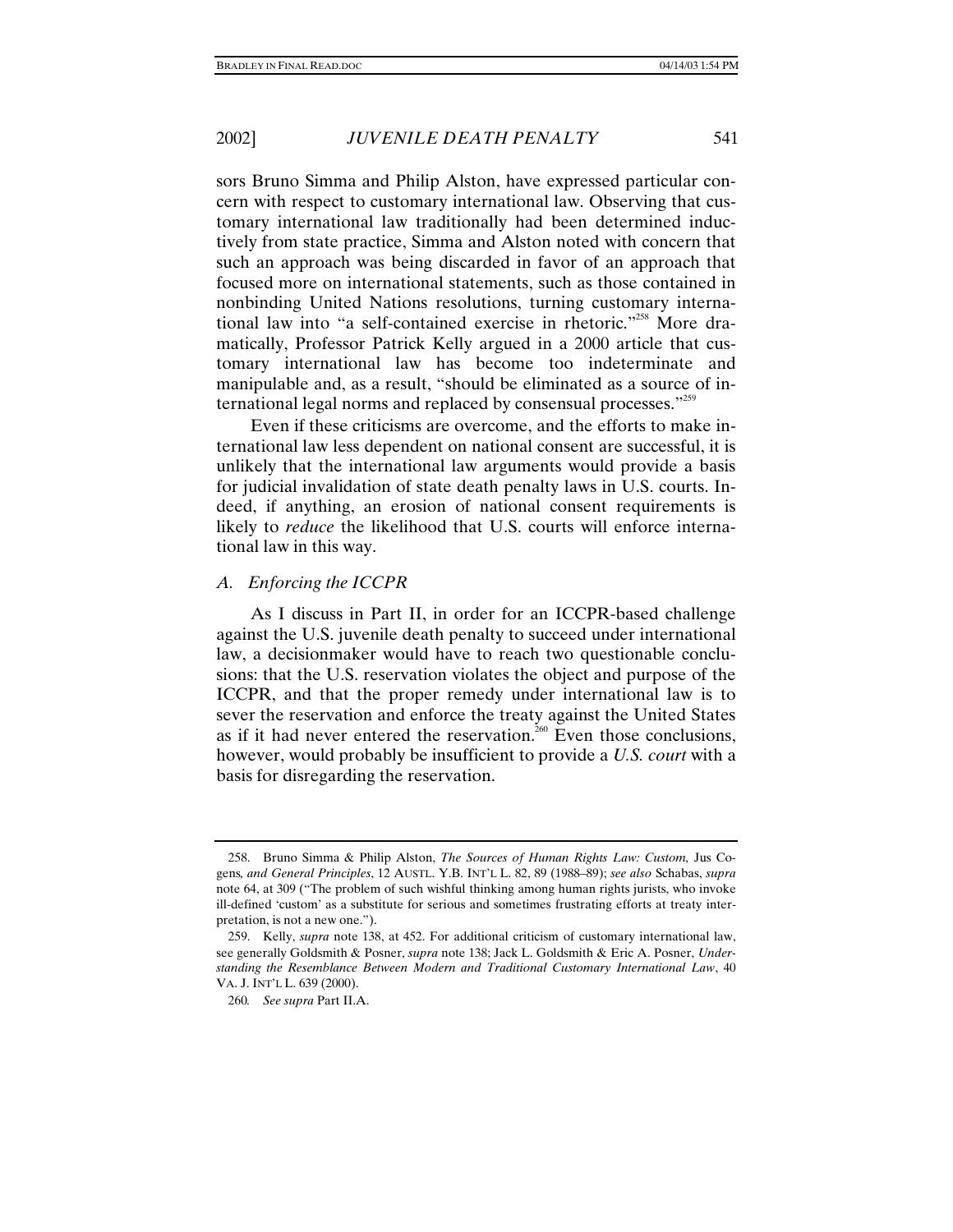sors Bruno Simma and Philip Alston, have expressed particular concern with respect to customary international law. Observing that customary international law traditionally had been determined inductively from state practice, Simma and Alston noted with concern that such an approach was being discarded in favor of an approach that focused more on international statements, such as those contained in nonbinding United Nations resolutions, turning customary international law into "a self-contained exercise in rhetoric."[258] More dramatically, Professor Patrick Kelly argued in a 2000 article that customary international law has become too indeterminate and manipulable and, as a result, "should be eliminated as a source of international legal norms and replaced by consensual processes."[259]

Even if these criticisms are overcome, and the efforts to make international law less dependent on national consent are successful, it is unlikely that the international law arguments would provide a basis for judicial invalidation of state death penalty laws in U.S. courts. Indeed, if anything, an erosion of national consent requirements is likely to *reduce* the likelihood that U.S. courts will enforce international law in this way.

### *A. Enforcing the ICCPR*

As I discuss in Part II, in order for an ICCPR-based challenge against the U.S. juvenile death penalty to succeed under international law, a decisionmaker would have to reach two questionable conclusions: that the U.S. reservation violates the object and purpose of the ICCPR, and that the proper remedy under international law is to sever the reservation and enforce the treaty against the United States as if it had never entered the reservation.[260] Even those conclusions, however, would probably be insufficient to provide a *U.S. court* with a basis for disregarding the reservation.

---

258. Bruno Simma & Philip Alston, *The Sources of Human Rights Law: Custom,* Jus Cogens*, and General Principles*, 12 AUSTL. Y.B. INT'L L. 82, 89 (1988–89); *see also* Schabas, *supra* note 64, at 309 ("The problem of such wishful thinking among human rights jurists, who invoke ill-defined 'custom' as a substitute for serious and sometimes frustrating efforts at treaty interpretation, is not a new one.").

259. Kelly, *supra* note 138, at 452. For additional criticism of customary international law, see generally Goldsmith & Posner, *supra* note 138; Jack L. Goldsmith & Eric A. Posner, *Understanding the Resemblance Between Modern and Traditional Customary International Law*, 40 VA. J. INT'L L. 639 (2000).

260. *See supra* Part II.A.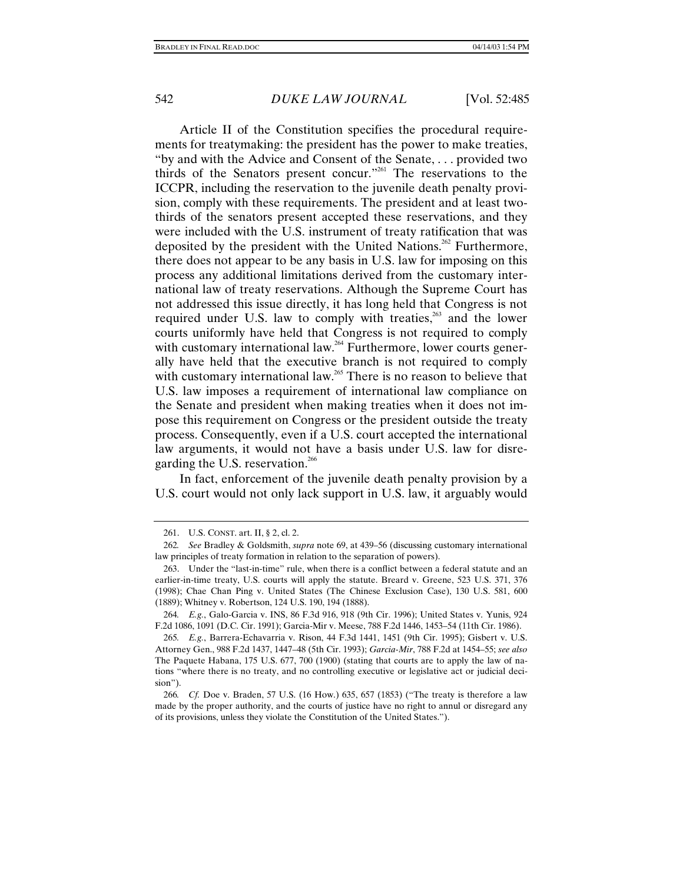Article II of the Constitution specifies the procedural requirements for treatymaking: the president has the power to make treaties, "by and with the Advice and Consent of the Senate, . . . provided two thirds of the Senators present concur."[261] The reservations to the ICCPR, including the reservation to the juvenile death penalty provision, comply with these requirements. The president and at least two-thirds of the senators present accepted these reservations, and they were included with the U.S. instrument of treaty ratification that was deposited by the president with the United Nations.[262] Furthermore, there does not appear to be any basis in U.S. law for imposing on this process any additional limitations derived from the customary international law of treaty reservations. Although the Supreme Court has not addressed this issue directly, it has long held that Congress is not required under U.S. law to comply with treaties,[263] and the lower courts uniformly have held that Congress is not required to comply with customary international law.[264] Furthermore, lower courts generally have held that the executive branch is not required to comply with customary international law.[265] There is no reason to believe that U.S. law imposes a requirement of international law compliance on the Senate and president when making treaties when it does not impose this requirement on Congress or the president outside the treaty process. Consequently, even if a U.S. court accepted the international law arguments, it would not have a basis under U.S. law for disregarding the U.S. reservation.[266]

In fact, enforcement of the juvenile death penalty provision by a U.S. court would not only lack support in U.S. law, it arguably would

---

261. U.S. CONST. art. II, § 2, cl. 2.

262. *See* Bradley & Goldsmith, *supra* note 69, at 439–56 (discussing customary international law principles of treaty formation in relation to the separation of powers).

263. Under the "last-in-time" rule, when there is a conflict between a federal statute and an earlier-in-time treaty, U.S. courts will apply the statute. Breard v. Greene, 523 U.S. 371, 376 (1998); Chae Chan Ping v. United States (The Chinese Exclusion Case), 130 U.S. 581, 600 (1889); Whitney v. Robertson, 124 U.S. 190, 194 (1888).

264. *E.g.*, Galo-Garcia v. INS, 86 F.3d 916, 918 (9th Cir. 1996); United States v. Yunis, 924 F.2d 1086, 1091 (D.C. Cir. 1991); Garcia-Mir v. Meese, 788 F.2d 1446, 1453–54 (11th Cir. 1986).

265. *E.g.*, Barrera-Echavarria v. Rison, 44 F.3d 1441, 1451 (9th Cir. 1995); Gisbert v. U.S. Attorney Gen., 988 F.2d 1437, 1447–48 (5th Cir. 1993); *Garcia-Mir*, 788 F.2d at 1454–55; *see also* The Paquete Habana, 175 U.S. 677, 700 (1900) (stating that courts are to apply the law of nations "where there is no treaty, and no controlling executive or legislative act or judicial decision").

266. *Cf.* Doe v. Braden, 57 U.S. (16 How.) 635, 657 (1853) ("The treaty is therefore a law made by the proper authority, and the courts of justice have no right to annul or disregard any of its provisions, unless they violate the Constitution of the United States.").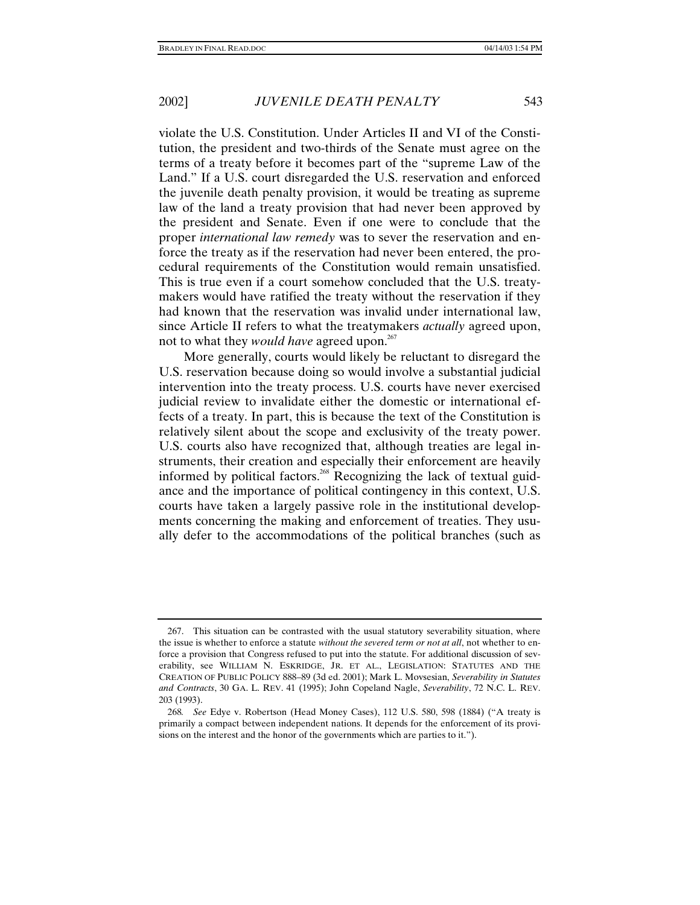violate the U.S. Constitution. Under Articles II and VI of the Constitution, the president and two-thirds of the Senate must agree on the terms of a treaty before it becomes part of the "supreme Law of the Land." If a U.S. court disregarded the U.S. reservation and enforced the juvenile death penalty provision, it would be treating as supreme law of the land a treaty provision that had never been approved by the president and Senate. Even if one were to conclude that the proper *international law remedy* was to sever the reservation and enforce the treaty as if the reservation had never been entered, the procedural requirements of the Constitution would remain unsatisfied. This is true even if a court somehow concluded that the U.S. treatymakers would have ratified the treaty without the reservation if they had known that the reservation was invalid under international law, since Article II refers to what the treatymakers *actually* agreed upon, not to what they *would have* agreed upon.[267]

More generally, courts would likely be reluctant to disregard the U.S. reservation because doing so would involve a substantial judicial intervention into the treaty process. U.S. courts have never exercised judicial review to invalidate either the domestic or international effects of a treaty. In part, this is because the text of the Constitution is relatively silent about the scope and exclusivity of the treaty power. U.S. courts also have recognized that, although treaties are legal instruments, their creation and especially their enforcement are heavily informed by political factors.[268] Recognizing the lack of textual guidance and the importance of political contingency in this context, U.S. courts have taken a largely passive role in the institutional developments concerning the making and enforcement of treaties. They usually defer to the accommodations of the political branches (such as

---

267. This situation can be contrasted with the usual statutory severability situation, where the issue is whether to enforce a statute *without the severed term or not at all*, not whether to enforce a provision that Congress refused to put into the statute. For additional discussion of severability, see WILLIAM N. ESKRIDGE, JR. ET AL., LEGISLATION: STATUTES AND THE CREATION OF PUBLIC POLICY 888–89 (3d ed. 2001); Mark L. Movsesian, *Severability in Statutes and Contracts*, 30 GA. L. REV. 41 (1995); John Copeland Nagle, *Severability*, 72 N.C. L. REV. 203 (1993).

268. *See* Edye v. Robertson (Head Money Cases), 112 U.S. 580, 598 (1884) ("A treaty is primarily a compact between independent nations. It depends for the enforcement of its provisions on the interest and the honor of the governments which are parties to it.").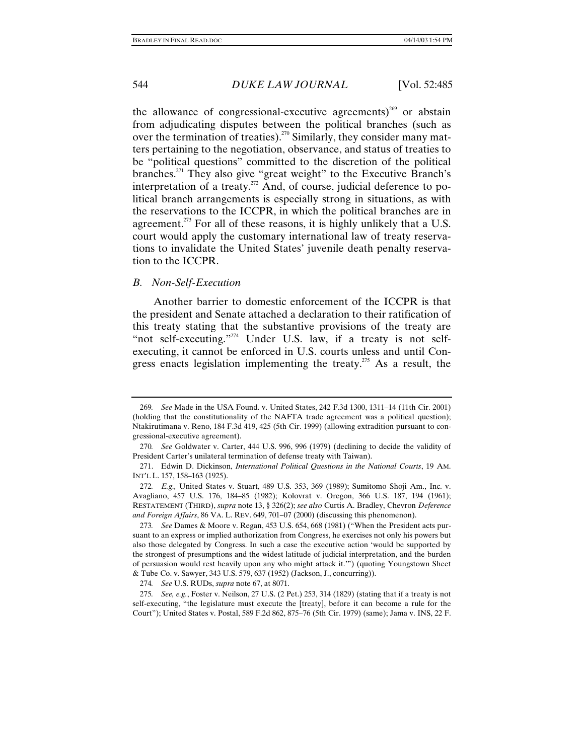the allowance of congressional-executive agreements)[269] or abstain from adjudicating disputes between the political branches (such as over the termination of treaties).[270] Similarly, they consider many matters pertaining to the negotiation, observance, and status of treaties to be "political questions" committed to the discretion of the political branches.[271] They also give "great weight" to the Executive Branch's interpretation of a treaty.[272] And, of course, judicial deference to political branch arrangements is especially strong in situations, as with the reservations to the ICCPR, in which the political branches are in agreement.[273] For all of these reasons, it is highly unlikely that a U.S. court would apply the customary international law of treaty reservations to invalidate the United States' juvenile death penalty reservation to the ICCPR.

### *B. Non-Self-Execution*

Another barrier to domestic enforcement of the ICCPR is that the president and Senate attached a declaration to their ratification of this treaty stating that the substantive provisions of the treaty are "not self-executing."[274] Under U.S. law, if a treaty is not self-executing, it cannot be enforced in U.S. courts unless and until Congress enacts legislation implementing the treaty.[275] As a result, the

---

269. *See* Made in the USA Found. v. United States, 242 F.3d 1300, 1311–14 (11th Cir. 2001) (holding that the constitutionality of the NAFTA trade agreement was a political question); Ntakirutimana v. Reno, 184 F.3d 419, 425 (5th Cir. 1999) (allowing extradition pursuant to congressional-executive agreement).

270. *See* Goldwater v. Carter, 444 U.S. 996, 996 (1979) (declining to decide the validity of President Carter's unilateral termination of defense treaty with Taiwan).

271. Edwin D. Dickinson, *International Political Questions in the National Courts*, 19 AM. INT'L L. 157, 158–163 (1925).

272. *E.g.,* United States v. Stuart, 489 U.S. 353, 369 (1989); Sumitomo Shoji Am., Inc. v. Avagliano, 457 U.S. 176, 184–85 (1982); Kolovrat v. Oregon, 366 U.S. 187, 194 (1961); RESTATEMENT (THIRD), *supra* note 13, § 326(2); *see also* Curtis A. Bradley, Chevron *Deference and Foreign Affairs*, 86 VA. L. REV. 649, 701–07 (2000) (discussing this phenomenon).

273. *See* Dames & Moore v. Regan, 453 U.S. 654, 668 (1981) ("When the President acts pursuant to an express or implied authorization from Congress, he exercises not only his powers but also those delegated by Congress. In such a case the executive action 'would be supported by the strongest of presumptions and the widest latitude of judicial interpretation, and the burden of persuasion would rest heavily upon any who might attack it.'") (quoting Youngstown Sheet & Tube Co. v. Sawyer, 343 U.S. 579, 637 (1952) (Jackson, J., concurring)).

274. *See* U.S. RUDs, *supra* note 67, at 8071.

275. *See, e.g.*, Foster v. Neilson, 27 U.S. (2 Pet.) 253, 314 (1829) (stating that if a treaty is not self-executing, "the legislature must execute the [treaty], before it can become a rule for the Court"); United States v. Postal, 589 F.2d 862, 875–76 (5th Cir. 1979) (same); Jama v. INS, 22 F.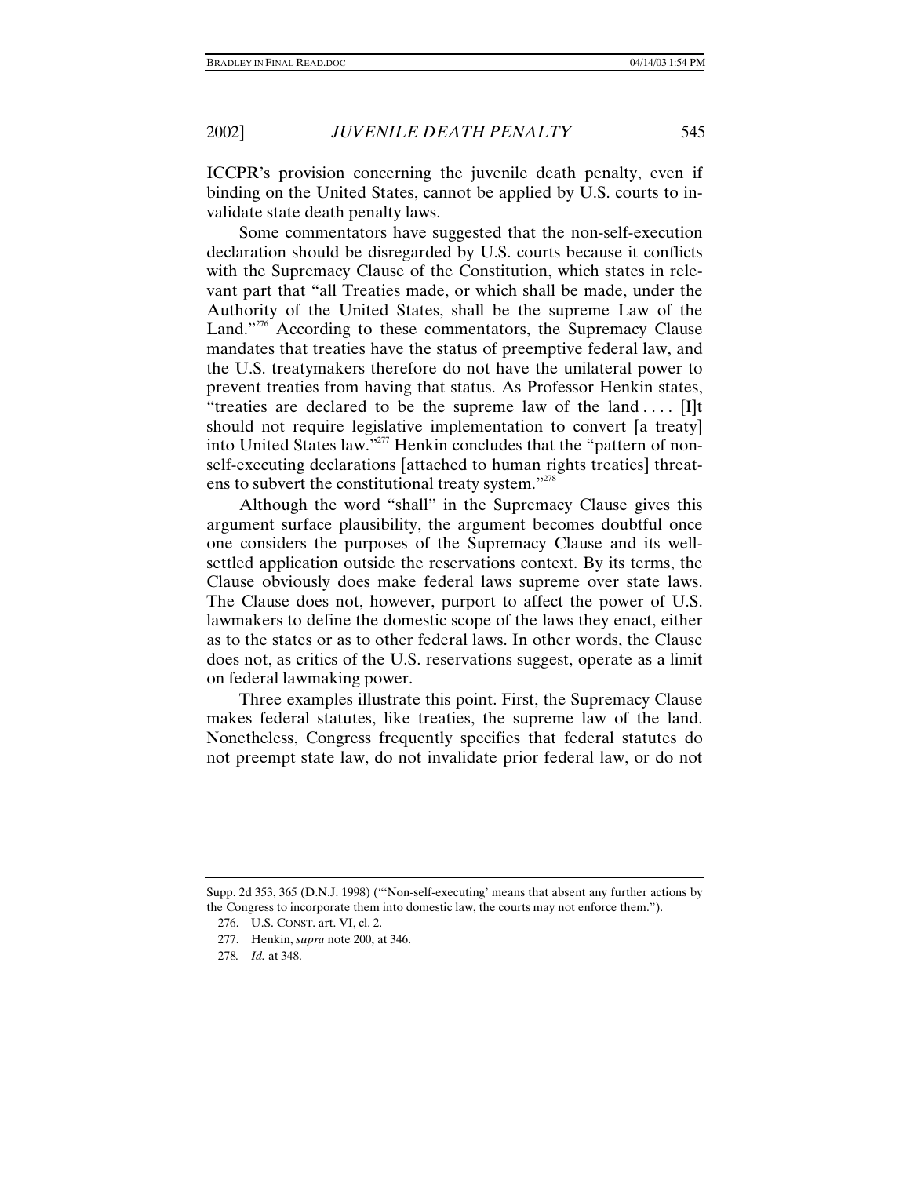ICCPR's provision concerning the juvenile death penalty, even if binding on the United States, cannot be applied by U.S. courts to invalidate state death penalty laws.

Some commentators have suggested that the non-self-execution declaration should be disregarded by U.S. courts because it conflicts with the Supremacy Clause of the Constitution, which states in relevant part that "all Treaties made, or which shall be made, under the Authority of the United States, shall be the supreme Law of the Land."[276] According to these commentators, the Supremacy Clause mandates that treaties have the status of preemptive federal law, and the U.S. treatymakers therefore do not have the unilateral power to prevent treaties from having that status. As Professor Henkin states, "treaties are declared to be the supreme law of the land . . . . [I]t should not require legislative implementation to convert [a treaty] into United States law."[277] Henkin concludes that the "pattern of non-self-executing declarations [attached to human rights treaties] threatens to subvert the constitutional treaty system."[278]

Although the word "shall" in the Supremacy Clause gives this argument surface plausibility, the argument becomes doubtful once one considers the purposes of the Supremacy Clause and its well-settled application outside the reservations context. By its terms, the Clause obviously does make federal laws supreme over state laws. The Clause does not, however, purport to affect the power of U.S. lawmakers to define the domestic scope of the laws they enact, either as to the states or as to other federal laws. In other words, the Clause does not, as critics of the U.S. reservations suggest, operate as a limit on federal lawmaking power.

Three examples illustrate this point. First, the Supremacy Clause makes federal statutes, like treaties, the supreme law of the land. Nonetheless, Congress frequently specifies that federal statutes do not preempt state law, do not invalidate prior federal law, or do not

---

Supp. 2d 353, 365 (D.N.J. 1998) ("'Non-self-executing' means that absent any further actions by the Congress to incorporate them into domestic law, the courts may not enforce them.").

276. U.S. CONST. art. VI, cl. 2.

277. Henkin, *supra* note 200, at 346.

278. *Id.* at 348.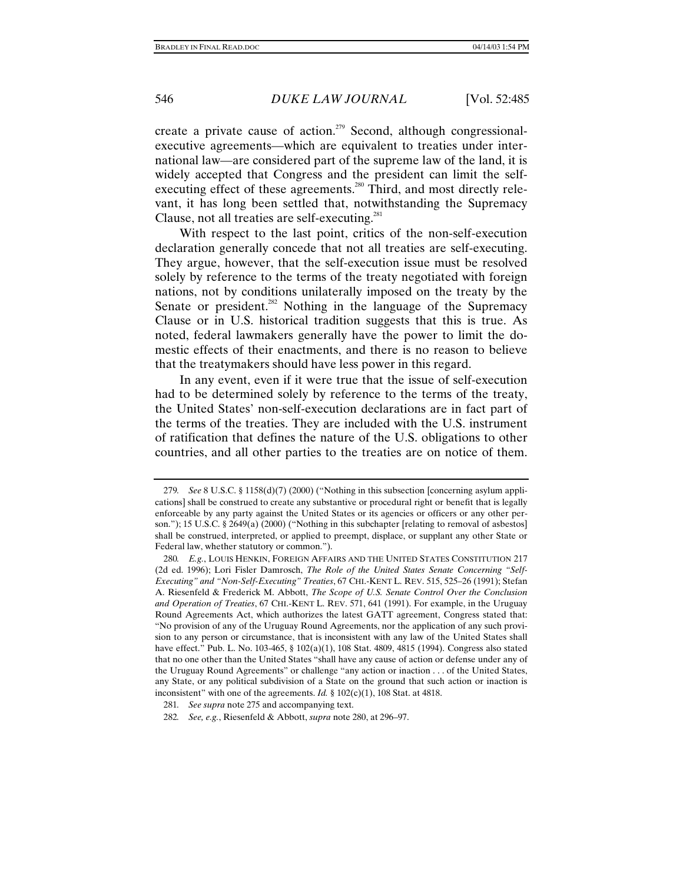create a private cause of action.[279] Second, although congressional-executive agreements—which are equivalent to treaties under international law—are considered part of the supreme law of the land, it is widely accepted that Congress and the president can limit the self-executing effect of these agreements.[280] Third, and most directly relevant, it has long been settled that, notwithstanding the Supremacy Clause, not all treaties are self-executing.[281]

With respect to the last point, critics of the non-self-execution declaration generally concede that not all treaties are self-executing. They argue, however, that the self-execution issue must be resolved solely by reference to the terms of the treaty negotiated with foreign nations, not by conditions unilaterally imposed on the treaty by the Senate or president.[282] Nothing in the language of the Supremacy Clause or in U.S. historical tradition suggests that this is true. As noted, federal lawmakers generally have the power to limit the domestic effects of their enactments, and there is no reason to believe that the treatymakers should have less power in this regard.

In any event, even if it were true that the issue of self-execution had to be determined solely by reference to the terms of the treaty, the United States' non-self-execution declarations are in fact part of the terms of the treaties. They are included with the U.S. instrument of ratification that defines the nature of the U.S. obligations to other countries, and all other parties to the treaties are on notice of them.

---

279. *See* 8 U.S.C. § 1158(d)(7) (2000) ("Nothing in this subsection [concerning asylum applications] shall be construed to create any substantive or procedural right or benefit that is legally enforceable by any party against the United States or its agencies or officers or any other person."); 15 U.S.C. § 2649(a) (2000) ("Nothing in this subchapter [relating to removal of asbestos] shall be construed, interpreted, or applied to preempt, displace, or supplant any other State or Federal law, whether statutory or common.").

280. *E.g.*, LOUIS HENKIN, FOREIGN AFFAIRS AND THE UNITED STATES CONSTITUTION 217 (2d ed. 1996); Lori Fisler Damrosch, *The Role of the United States Senate Concerning "Self-Executing" and "Non-Self-Executing" Treaties*, 67 CHI.-KENT L. REV. 515, 525–26 (1991); Stefan A. Riesenfeld & Frederick M. Abbott, *The Scope of U.S. Senate Control Over the Conclusion and Operation of Treaties*, 67 CHI.-KENT L. REV. 571, 641 (1991). For example, in the Uruguay Round Agreements Act, which authorizes the latest GATT agreement, Congress stated that: "No provision of any of the Uruguay Round Agreements, nor the application of any such provision to any person or circumstance, that is inconsistent with any law of the United States shall have effect." Pub. L. No. 103-465, § 102(a)(1), 108 Stat. 4809, 4815 (1994). Congress also stated that no one other than the United States "shall have any cause of action or defense under any of the Uruguay Round Agreements" or challenge "any action or inaction . . . of the United States, any State, or any political subdivision of a State on the ground that such action or inaction is inconsistent" with one of the agreements. *Id.* § 102(c)(1), 108 Stat. at 4818.

281. *See supra* note 275 and accompanying text.

282. *See, e.g.*, Riesenfeld & Abbott, *supra* note 280, at 296–97.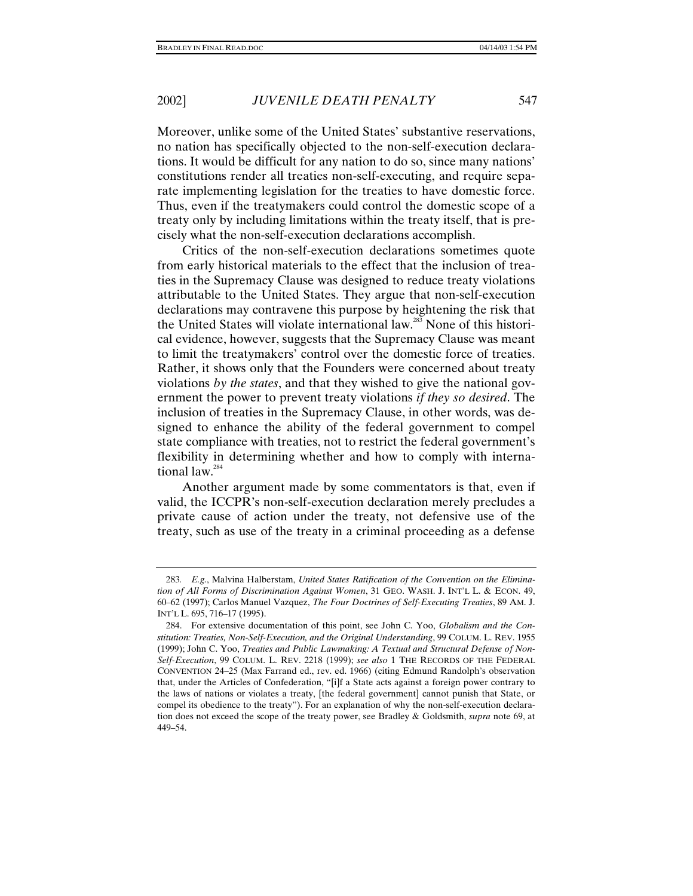Moreover, unlike some of the United States' substantive reservations, no nation has specifically objected to the non-self-execution declarations. It would be difficult for any nation to do so, since many nations' constitutions render all treaties non-self-executing, and require separate implementing legislation for the treaties to have domestic force. Thus, even if the treatymakers could control the domestic scope of a treaty only by including limitations within the treaty itself, that is precisely what the non-self-execution declarations accomplish.

Critics of the non-self-execution declarations sometimes quote from early historical materials to the effect that the inclusion of treaties in the Supremacy Clause was designed to reduce treaty violations attributable to the United States. They argue that non-self-execution declarations may contravene this purpose by heightening the risk that the United States will violate international law.[283] None of this historical evidence, however, suggests that the Supremacy Clause was meant to limit the treatymakers' control over the domestic force of treaties. Rather, it shows only that the Founders were concerned about treaty violations *by the states*, and that they wished to give the national government the power to prevent treaty violations *if they so desired*. The inclusion of treaties in the Supremacy Clause, in other words, was designed to enhance the ability of the federal government to compel state compliance with treaties, not to restrict the federal government's flexibility in determining whether and how to comply with international law.[284]

Another argument made by some commentators is that, even if valid, the ICCPR's non-self-execution declaration merely precludes a private cause of action under the treaty, not defensive use of the treaty, such as use of the treaty in a criminal proceeding as a defense

---

283. *E.g.*, Malvina Halberstam, *United States Ratification of the Convention on the Elimination of All Forms of Discrimination Against Women*, 31 GEO. WASH. J. INT'L L. & ECON. 49, 60–62 (1997); Carlos Manuel Vazquez, *The Four Doctrines of Self-Executing Treaties*, 89 AM. J. INT'L L. 695, 716–17 (1995).

284. For extensive documentation of this point, see John C. Yoo, *Globalism and the Constitution: Treaties, Non-Self-Execution, and the Original Understanding*, 99 COLUM. L. REV. 1955 (1999); John C. Yoo, *Treaties and Public Lawmaking: A Textual and Structural Defense of Non-Self-Execution*, 99 COLUM. L. REV. 2218 (1999); *see also* 1 THE RECORDS OF THE FEDERAL CONVENTION 24–25 (Max Farrand ed., rev. ed. 1966) (citing Edmund Randolph's observation that, under the Articles of Confederation, "[i]f a State acts against a foreign power contrary to the laws of nations or violates a treaty, [the federal government] cannot punish that State, or compel its obedience to the treaty"). For an explanation of why the non-self-execution declaration does not exceed the scope of the treaty power, see Bradley & Goldsmith, *supra* note 69, at 449–54.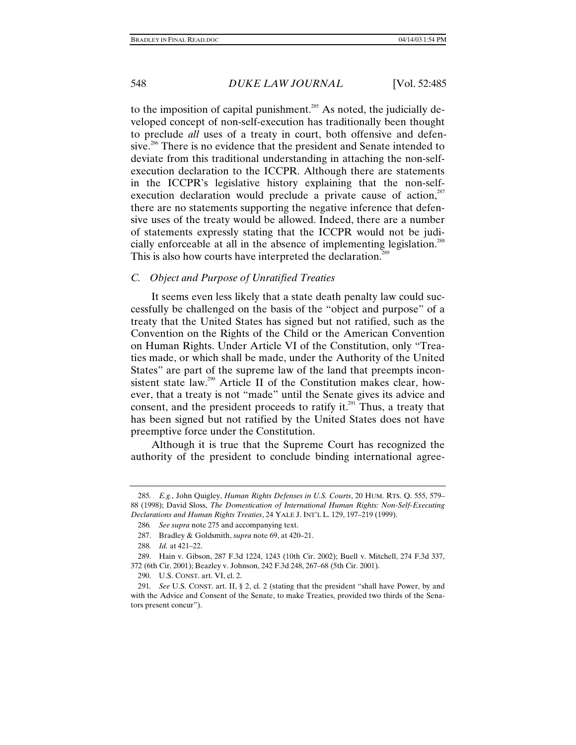to the imposition of capital punishment.[285] As noted, the judicially developed concept of non-self-execution has traditionally been thought to preclude *all* uses of a treaty in court, both offensive and defensive.[286] There is no evidence that the president and Senate intended to deviate from this traditional understanding in attaching the non-self-execution declaration to the ICCPR. Although there are statements in the ICCPR's legislative history explaining that the non-self-execution declaration would preclude a private cause of action,[287] there are no statements supporting the negative inference that defensive uses of the treaty would be allowed. Indeed, there are a number of statements expressly stating that the ICCPR would not be judicially enforceable at all in the absence of implementing legislation.[288] This is also how courts have interpreted the declaration.[289]

### *C. Object and Purpose of Unratified Treaties*

It seems even less likely that a state death penalty law could successfully be challenged on the basis of the "object and purpose" of a treaty that the United States has signed but not ratified, such as the Convention on the Rights of the Child or the American Convention on Human Rights. Under Article VI of the Constitution, only "Treaties made, or which shall be made, under the Authority of the United States" are part of the supreme law of the land that preempts inconsistent state law.[290] Article II of the Constitution makes clear, however, that a treaty is not "made" until the Senate gives its advice and consent, and the president proceeds to ratify it.[291] Thus, a treaty that has been signed but not ratified by the United States does not have preemptive force under the Constitution.

Although it is true that the Supreme Court has recognized the authority of the president to conclude binding international agree-

---

285. *E.g.*, John Quigley, *Human Rights Defenses in U.S. Courts*, 20 HUM. RTS. Q. 555, 579–88 (1998); David Sloss, *The Domestication of International Human Rights: Non-Self-Executing Declarations and Human Rights Treaties*, 24 YALE J. INT'L L. 129, 197–219 (1999).

286. *See supra* note 275 and accompanying text.

287. Bradley & Goldsmith, *supra* note 69, at 420–21.

288. *Id.* at 421–22.

289. Hain v. Gibson, 287 F.3d 1224, 1243 (10th Cir. 2002); Buell v. Mitchell, 274 F.3d 337, 372 (6th Cir. 2001); Beazley v. Johnson, 242 F.3d 248, 267–68 (5th Cir. 2001).

290. U.S. CONST. art. VI, cl. 2.

291. *See* U.S. CONST. art. II, § 2, cl. 2 (stating that the president "shall have Power, by and with the Advice and Consent of the Senate, to make Treaties, provided two thirds of the Senators present concur").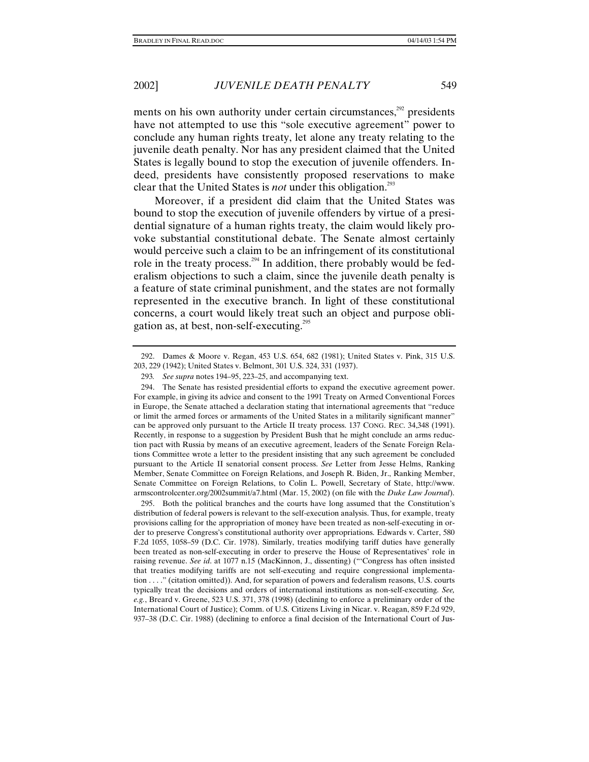ments on his own authority under certain circumstances,[292] presidents have not attempted to use this "sole executive agreement" power to conclude any human rights treaty, let alone any treaty relating to the juvenile death penalty. Nor has any president claimed that the United States is legally bound to stop the execution of juvenile offenders. Indeed, presidents have consistently proposed reservations to make clear that the United States is *not* under this obligation.[293]

Moreover, if a president did claim that the United States was bound to stop the execution of juvenile offenders by virtue of a presidential signature of a human rights treaty, the claim would likely provoke substantial constitutional debate. The Senate almost certainly would perceive such a claim to be an infringement of its constitutional role in the treaty process.[294] In addition, there probably would be federalism objections to such a claim, since the juvenile death penalty is a feature of state criminal punishment, and the states are not formally represented in the executive branch. In light of these constitutional concerns, a court would likely treat such an object and purpose obligation as, at best, non-self-executing.[295]

---

292. Dames & Moore v. Regan, 453 U.S. 654, 682 (1981); United States v. Pink, 315 U.S. 203, 229 (1942); United States v. Belmont, 301 U.S. 324, 331 (1937).

293. *See supra* notes 194–95, 223–25, and accompanying text.

294. The Senate has resisted presidential efforts to expand the executive agreement power. For example, in giving its advice and consent to the 1991 Treaty on Armed Conventional Forces in Europe, the Senate attached a declaration stating that international agreements that "reduce or limit the armed forces or armaments of the United States in a militarily significant manner" can be approved only pursuant to the Article II treaty process. 137 CONG. REC. 34,348 (1991). Recently, in response to a suggestion by President Bush that he might conclude an arms reduction pact with Russia by means of an executive agreement, leaders of the Senate Foreign Relations Committee wrote a letter to the president insisting that any such agreement be concluded pursuant to the Article II senatorial consent process. *See* Letter from Jesse Helms, Ranking Member, Senate Committee on Foreign Relations, and Joseph R. Biden, Jr., Ranking Member, Senate Committee on Foreign Relations, to Colin L. Powell, Secretary of State, http://www.armscontrolcenter.org/2002summit/a7.html (Mar. 15, 2002) (on file with the *Duke Law Journal*).

295. Both the political branches and the courts have long assumed that the Constitution's distribution of federal powers is relevant to the self-execution analysis. Thus, for example, treaty provisions calling for the appropriation of money have been treated as non-self-executing in order to preserve Congress's constitutional authority over appropriations. Edwards v. Carter, 580 F.2d 1055, 1058–59 (D.C. Cir. 1978). Similarly, treaties modifying tariff duties have generally been treated as non-self-executing in order to preserve the House of Representatives' role in raising revenue. *See id.* at 1077 n.15 (MacKinnon, J., dissenting) ("'Congress has often insisted that treaties modifying tariffs are not self-executing and require congressional implementation . . . .'" (citation omitted)). And, for separation of powers and federalism reasons, U.S. courts typically treat the decisions and orders of international institutions as non-self-executing. *See, e.g.*, Breard v. Greene, 523 U.S. 371, 378 (1998) (declining to enforce a preliminary order of the International Court of Justice); Comm. of U.S. Citizens Living in Nicar. v. Reagan, 859 F.2d 929, 937–38 (D.C. Cir. 1988) (declining to enforce a final decision of the International Court of Jus-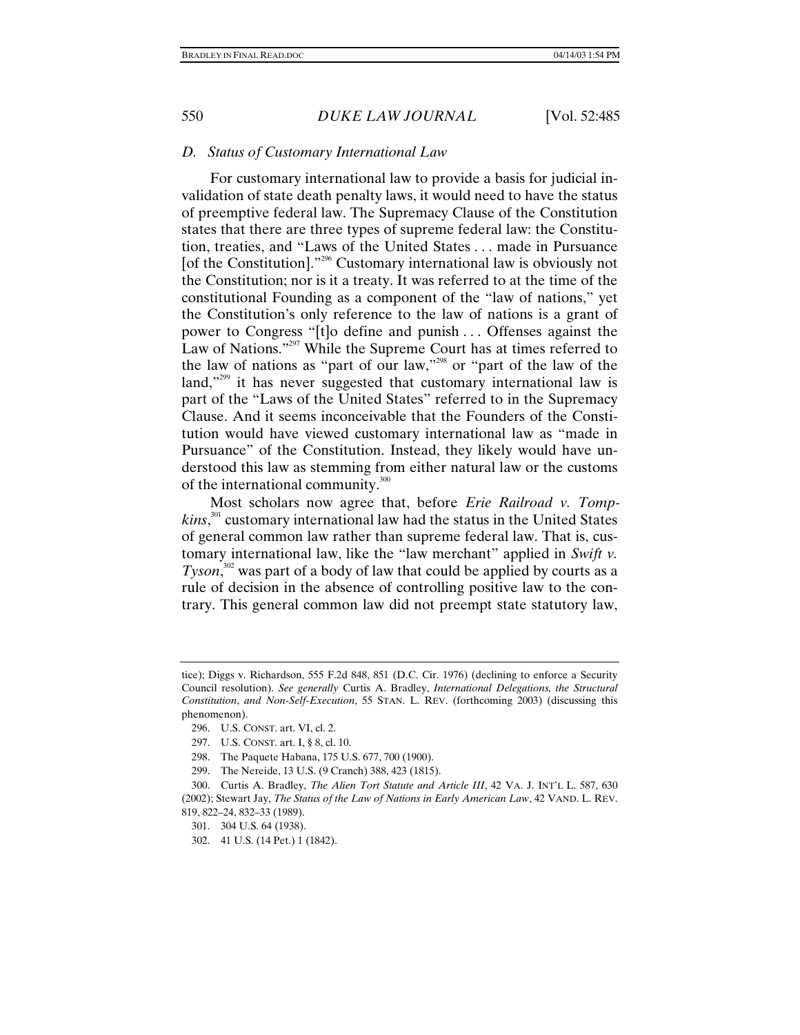### D. Status of Customary International Law

For customary international law to provide a basis for judicial invalidation of state death penalty laws, it would need to have the status of preemptive federal law. The Supremacy Clause of the Constitution states that there are three types of supreme federal law: the Constitution, treaties, and "Laws of the United States . . . made in Pursuance [of the Constitution]."[296] Customary international law is obviously not the Constitution; nor is it a treaty. It was referred to at the time of the constitutional Founding as a component of the "law of nations," yet the Constitution's only reference to the law of nations is a grant of power to Congress "[t]o define and punish . . . Offenses against the Law of Nations."[297] While the Supreme Court has at times referred to the law of nations as "part of our law,"[298] or "part of the law of the land,"[299] it has never suggested that customary international law is part of the "Laws of the United States" referred to in the Supremacy Clause. And it seems inconceivable that the Founders of the Constitution would have viewed customary international law as "made in Pursuance" of the Constitution. Instead, they likely would have understood this law as stemming from either natural law or the customs of the international community.[300]

Most scholars now agree that, before *Erie Railroad v. Tompkins*,[301] customary international law had the status in the United States of general common law rather than supreme federal law. That is, customary international law, like the "law merchant" applied in *Swift v. Tyson*,[302] was part of a body of law that could be applied by courts as a rule of decision in the absence of controlling positive law to the contrary. This general common law did not preempt state statutory law,

---

tice); Diggs v. Richardson, 555 F.2d 848, 851 (D.C. Cir. 1976) (declining to enforce a Security Council resolution). *See generally* Curtis A. Bradley, *International Delegations, the Structural Constitution, and Non-Self-Execution*, 55 STAN. L. REV. (forthcoming 2003) (discussing this phenomenon).

296. U.S. CONST. art. VI, cl. 2.

297. U.S. CONST. art. I, § 8, cl. 10.

298. The Paquete Habana, 175 U.S. 677, 700 (1900).

299. The Nereide, 13 U.S. (9 Cranch) 388, 423 (1815).

300. Curtis A. Bradley, *The Alien Tort Statute and Article III*, 42 VA. J. INT'L L. 587, 630 (2002); Stewart Jay, *The Status of the Law of Nations in Early American Law*, 42 VAND. L. REV. 819, 822–24, 832–33 (1989).

301. 304 U.S. 64 (1938).

302. 41 U.S. (14 Pet.) 1 (1842).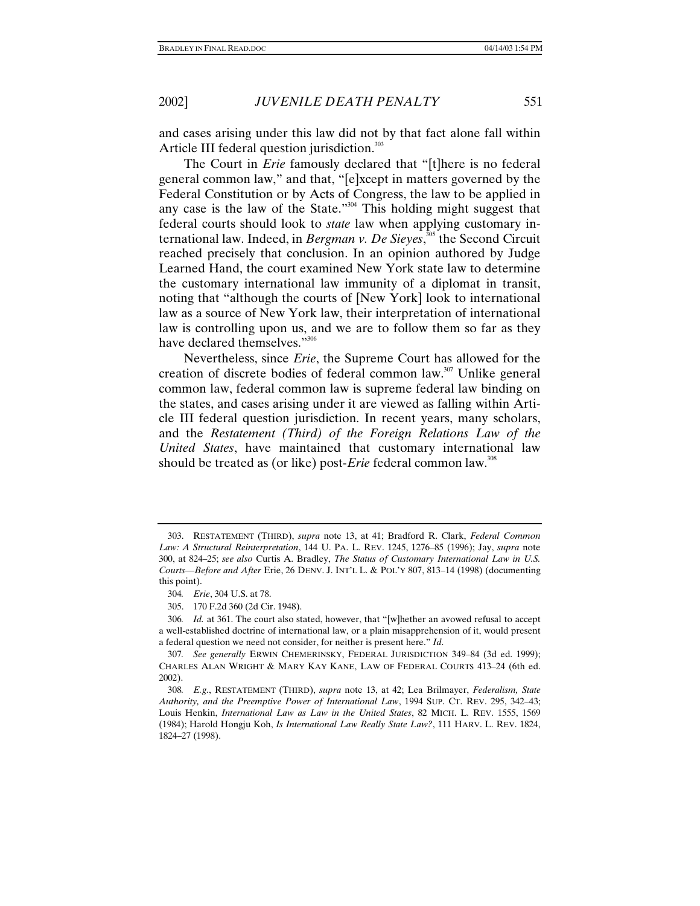and cases arising under this law did not by that fact alone fall within Article III federal question jurisdiction.[303]

The Court in *Erie* famously declared that "[t]here is no federal general common law," and that, "[e]xcept in matters governed by the Federal Constitution or by Acts of Congress, the law to be applied in any case is the law of the State."[304] This holding might suggest that federal courts should look to *state* law when applying customary international law. Indeed, in *Bergman v. De Sieyes*,[305] the Second Circuit reached precisely that conclusion. In an opinion authored by Judge Learned Hand, the court examined New York state law to determine the customary international law immunity of a diplomat in transit, noting that "although the courts of [New York] look to international law as a source of New York law, their interpretation of international law is controlling upon us, and we are to follow them so far as they have declared themselves."[306]

Nevertheless, since *Erie*, the Supreme Court has allowed for the creation of discrete bodies of federal common law.[307] Unlike general common law, federal common law is supreme federal law binding on the states, and cases arising under it are viewed as falling within Article III federal question jurisdiction. In recent years, many scholars, and the *Restatement (Third) of the Foreign Relations Law of the United States*, have maintained that customary international law should be treated as (or like) post-*Erie* federal common law.[308]

---

303. RESTATEMENT (THIRD), *supra* note 13, at 41; Bradford R. Clark, *Federal Common Law: A Structural Reinterpretation*, 144 U. PA. L. REV. 1245, 1276–85 (1996); Jay, *supra* note 300, at 824–25; *see also* Curtis A. Bradley, *The Status of Customary International Law in U.S. Courts—Before and After* Erie, 26 DENV. J. INT'L L. & POL'Y 807, 813–14 (1998) (documenting this point).

304. *Erie*, 304 U.S. at 78.

305. 170 F.2d 360 (2d Cir. 1948).

306. *Id.* at 361. The court also stated, however, that "[w]hether an avowed refusal to accept a well-established doctrine of international law, or a plain misapprehension of it, would present a federal question we need not consider, for neither is present here." *Id.*

307. *See generally* ERWIN CHEMERINSKY, FEDERAL JURISDICTION 349–84 (3d ed. 1999); CHARLES ALAN WRIGHT & MARY KAY KANE, LAW OF FEDERAL COURTS 413–24 (6th ed. 2002).

308. *E.g.*, RESTATEMENT (THIRD), *supra* note 13, at 42; Lea Brilmayer, *Federalism, State Authority, and the Preemptive Power of International Law*, 1994 SUP. CT. REV. 295, 342–43; Louis Henkin, *International Law as Law in the United States*, 82 MICH. L. REV. 1555, 1569 (1984); Harold Hongju Koh, *Is International Law Really State Law?*, 111 HARV. L. REV. 1824, 1824–27 (1998).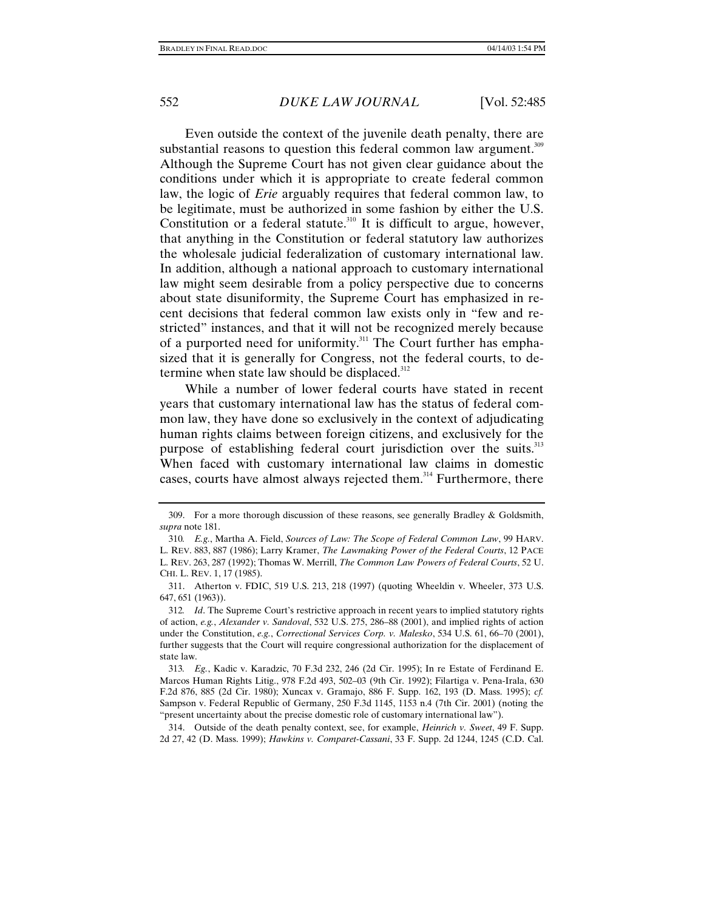Even outside the context of the juvenile death penalty, there are substantial reasons to question this federal common law argument.[309] Although the Supreme Court has not given clear guidance about the conditions under which it is appropriate to create federal common law, the logic of *Erie* arguably requires that federal common law, to be legitimate, must be authorized in some fashion by either the U.S. Constitution or a federal statute.[310] It is difficult to argue, however, that anything in the Constitution or federal statutory law authorizes the wholesale judicial federalization of customary international law. In addition, although a national approach to customary international law might seem desirable from a policy perspective due to concerns about state disuniformity, the Supreme Court has emphasized in recent decisions that federal common law exists only in "few and restricted" instances, and that it will not be recognized merely because of a purported need for uniformity.[311] The Court further has emphasized that it is generally for Congress, not the federal courts, to determine when state law should be displaced.[312]

While a number of lower federal courts have stated in recent years that customary international law has the status of federal common law, they have done so exclusively in the context of adjudicating human rights claims between foreign citizens, and exclusively for the purpose of establishing federal court jurisdiction over the suits.[313] When faced with customary international law claims in domestic cases, courts have almost always rejected them.[314] Furthermore, there

---

309. For a more thorough discussion of these reasons, see generally Bradley & Goldsmith, *supra* note 181.

310. *E.g.*, Martha A. Field, *Sources of Law: The Scope of Federal Common Law*, 99 HARV. L. REV. 883, 887 (1986); Larry Kramer, *The Lawmaking Power of the Federal Courts*, 12 PACE L. REV. 263, 287 (1992); Thomas W. Merrill, *The Common Law Powers of Federal Courts*, 52 U. CHI. L. REV. 1, 17 (1985).

311. Atherton v. FDIC, 519 U.S. 213, 218 (1997) (quoting Wheeldin v. Wheeler, 373 U.S. 647, 651 (1963)).

312. *Id*. The Supreme Court's restrictive approach in recent years to implied statutory rights of action, *e.g.*, *Alexander v. Sandoval*, 532 U.S. 275, 286–88 (2001), and implied rights of action under the Constitution, *e.g.*, *Correctional Services Corp. v. Malesko*, 534 U.S. 61, 66–70 (2001), further suggests that the Court will require congressional authorization for the displacement of state law.

313. *Eg.*, Kadic v. Karadzic, 70 F.3d 232, 246 (2d Cir. 1995); In re Estate of Ferdinand E. Marcos Human Rights Litig., 978 F.2d 493, 502–03 (9th Cir. 1992); Filartiga v. Pena-Irala, 630 F.2d 876, 885 (2d Cir. 1980); Xuncax v. Gramajo, 886 F. Supp. 162, 193 (D. Mass. 1995); *cf.* Sampson v. Federal Republic of Germany, 250 F.3d 1145, 1153 n.4 (7th Cir. 2001) (noting the "present uncertainty about the precise domestic role of customary international law").

314. Outside of the death penalty context, see, for example, *Heinrich v. Sweet*, 49 F. Supp. 2d 27, 42 (D. Mass. 1999); *Hawkins v. Comparet-Cassani*, 33 F. Supp. 2d 1244, 1245 (C.D. Cal.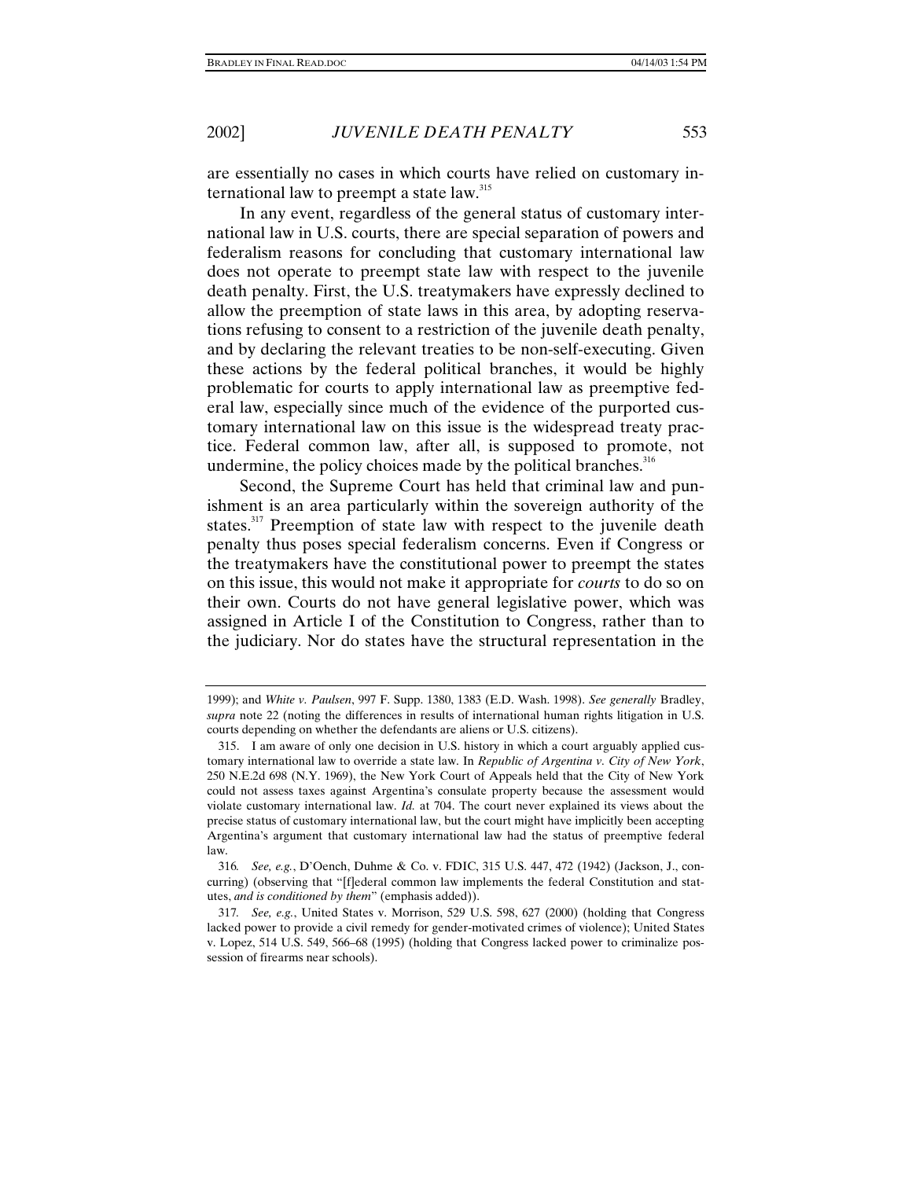are essentially no cases in which courts have relied on customary international law to preempt a state law.[315]

In any event, regardless of the general status of customary international law in U.S. courts, there are special separation of powers and federalism reasons for concluding that customary international law does not operate to preempt state law with respect to the juvenile death penalty. First, the U.S. treatymakers have expressly declined to allow the preemption of state laws in this area, by adopting reservations refusing to consent to a restriction of the juvenile death penalty, and by declaring the relevant treaties to be non-self-executing. Given these actions by the federal political branches, it would be highly problematic for courts to apply international law as preemptive federal law, especially since much of the evidence of the purported customary international law on this issue is the widespread treaty practice. Federal common law, after all, is supposed to promote, not undermine, the policy choices made by the political branches.[316]

Second, the Supreme Court has held that criminal law and punishment is an area particularly within the sovereign authority of the states.[317] Preemption of state law with respect to the juvenile death penalty thus poses special federalism concerns. Even if Congress or the treatymakers have the constitutional power to preempt the states on this issue, this would not make it appropriate for *courts* to do so on their own. Courts do not have general legislative power, which was assigned in Article I of the Constitution to Congress, rather than to the judiciary. Nor do states have the structural representation in the

---

1999); and *White v. Paulsen*, 997 F. Supp. 1380, 1383 (E.D. Wash. 1998). *See generally* Bradley, *supra* note 22 (noting the differences in results of international human rights litigation in U.S. courts depending on whether the defendants are aliens or U.S. citizens).

315. I am aware of only one decision in U.S. history in which a court arguably applied customary international law to override a state law. In *Republic of Argentina v. City of New York*, 250 N.E.2d 698 (N.Y. 1969), the New York Court of Appeals held that the City of New York could not assess taxes against Argentina's consulate property because the assessment would violate customary international law. *Id.* at 704. The court never explained its views about the precise status of customary international law, but the court might have implicitly been accepting Argentina's argument that customary international law had the status of preemptive federal law.

316. *See, e.g.*, D'Oench, Duhme & Co. v. FDIC, 315 U.S. 447, 472 (1942) (Jackson, J., concurring) (observing that "[f]ederal common law implements the federal Constitution and statutes, *and is conditioned by them*" (emphasis added)).

317. *See, e.g.*, United States v. Morrison, 529 U.S. 598, 627 (2000) (holding that Congress lacked power to provide a civil remedy for gender-motivated crimes of violence); United States v. Lopez, 514 U.S. 549, 566–68 (1995) (holding that Congress lacked power to criminalize possession of firearms near schools).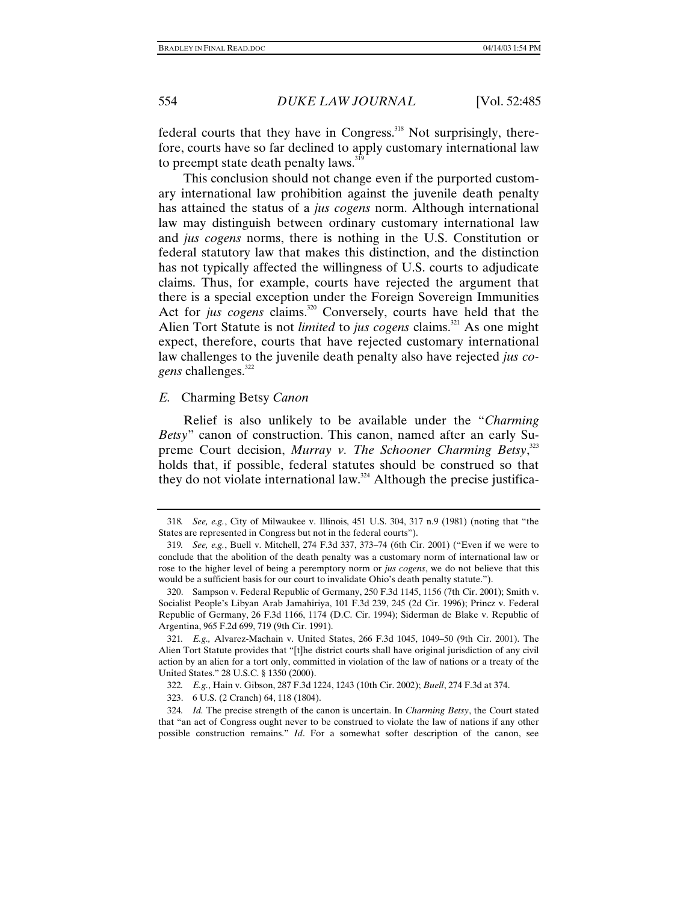federal courts that they have in Congress.[318] Not surprisingly, therefore, courts have so far declined to apply customary international law to preempt state death penalty laws.[319]

This conclusion should not change even if the purported customary international law prohibition against the juvenile death penalty has attained the status of a *jus cogens* norm. Although international law may distinguish between ordinary customary international law and *jus cogens* norms, there is nothing in the U.S. Constitution or federal statutory law that makes this distinction, and the distinction has not typically affected the willingness of U.S. courts to adjudicate claims. Thus, for example, courts have rejected the argument that there is a special exception under the Foreign Sovereign Immunities Act for *jus cogens* claims.[320] Conversely, courts have held that the Alien Tort Statute is not *limited* to *jus cogens* claims.[321] As one might expect, therefore, courts that have rejected customary international law challenges to the juvenile death penalty also have rejected *jus cogens* challenges.[322]

### *E.* Charming Betsy *Canon*

Relief is also unlikely to be available under the "*Charming Betsy*" canon of construction. This canon, named after an early Supreme Court decision, *Murray v. The Schooner Charming Betsy*,[323] holds that, if possible, federal statutes should be construed so that they do not violate international law.[324] Although the precise justifica-

---

318. *See, e.g.*, City of Milwaukee v. Illinois, 451 U.S. 304, 317 n.9 (1981) (noting that "the States are represented in Congress but not in the federal courts").

319. *See, e.g.*, Buell v. Mitchell, 274 F.3d 337, 373–74 (6th Cir. 2001) ("Even if we were to conclude that the abolition of the death penalty was a customary norm of international law or rose to the higher level of being a peremptory norm or *jus cogens*, we do not believe that this would be a sufficient basis for our court to invalidate Ohio's death penalty statute.").

320. Sampson v. Federal Republic of Germany, 250 F.3d 1145, 1156 (7th Cir. 2001); Smith v. Socialist People's Libyan Arab Jamahiriya, 101 F.3d 239, 245 (2d Cir. 1996); Princz v. Federal Republic of Germany, 26 F.3d 1166, 1174 (D.C. Cir. 1994); Siderman de Blake v. Republic of Argentina, 965 F.2d 699, 719 (9th Cir. 1991).

321. *E.g.,* Alvarez-Machain v. United States, 266 F.3d 1045, 1049–50 (9th Cir. 2001). The Alien Tort Statute provides that "[t]he district courts shall have original jurisdiction of any civil action by an alien for a tort only, committed in violation of the law of nations or a treaty of the United States." 28 U.S.C. § 1350 (2000).

322. *E.g.*, Hain v. Gibson, 287 F.3d 1224, 1243 (10th Cir. 2002); *Buell*, 274 F.3d at 374.

323. 6 U.S. (2 Cranch) 64, 118 (1804).

324. *Id.* The precise strength of the canon is uncertain. In *Charming Betsy*, the Court stated that "an act of Congress ought never to be construed to violate the law of nations if any other possible construction remains." *Id*. For a somewhat softer description of the canon, see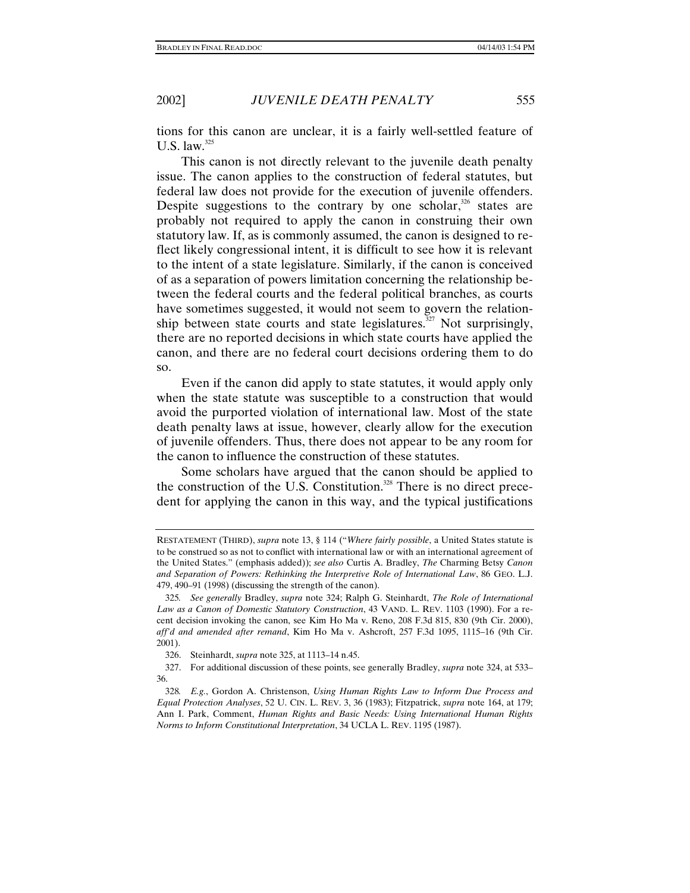tions for this canon are unclear, it is a fairly well-settled feature of U.S. law.[325]

This canon is not directly relevant to the juvenile death penalty issue. The canon applies to the construction of federal statutes, but federal law does not provide for the execution of juvenile offenders. Despite suggestions to the contrary by one scholar,[326] states are probably not required to apply the canon in construing their own statutory law. If, as is commonly assumed, the canon is designed to reflect likely congressional intent, it is difficult to see how it is relevant to the intent of a state legislature. Similarly, if the canon is conceived of as a separation of powers limitation concerning the relationship between the federal courts and the federal political branches, as courts have sometimes suggested, it would not seem to govern the relationship between state courts and state legislatures.[327] Not surprisingly, there are no reported decisions in which state courts have applied the canon, and there are no federal court decisions ordering them to do so.

Even if the canon did apply to state statutes, it would apply only when the state statute was susceptible to a construction that would avoid the purported violation of international law. Most of the state death penalty laws at issue, however, clearly allow for the execution of juvenile offenders. Thus, there does not appear to be any room for the canon to influence the construction of these statutes.

Some scholars have argued that the canon should be applied to the construction of the U.S. Constitution.[328] There is no direct precedent for applying the canon in this way, and the typical justifications

---

RESTATEMENT (THIRD), *supra* note 13, § 114 ("*Where fairly possible*, a United States statute is to be construed so as not to conflict with international law or with an international agreement of the United States." (emphasis added)); *see also* Curtis A. Bradley, *The* Charming Betsy *Canon and Separation of Powers: Rethinking the Interpretive Role of International Law*, 86 GEO. L.J. 479, 490–91 (1998) (discussing the strength of the canon).

325. *See generally* Bradley, *supra* note 324; Ralph G. Steinhardt, *The Role of International Law as a Canon of Domestic Statutory Construction*, 43 VAND. L. REV. 1103 (1990). For a recent decision invoking the canon, see Kim Ho Ma v. Reno, 208 F.3d 815, 830 (9th Cir. 2000), *aff'd and amended after remand*, Kim Ho Ma v. Ashcroft, 257 F.3d 1095, 1115–16 (9th Cir. 2001).

326. Steinhardt, *supra* note 325, at 1113–14 n.45.

327. For additional discussion of these points, see generally Bradley, *supra* note 324, at 533–36.

328. *E.g.*, Gordon A. Christenson, *Using Human Rights Law to Inform Due Process and Equal Protection Analyses*, 52 U. CIN. L. REV. 3, 36 (1983); Fitzpatrick, *supra* note 164, at 179; Ann I. Park, Comment, *Human Rights and Basic Needs: Using International Human Rights Norms to Inform Constitutional Interpretation*, 34 UCLA L. REV. 1195 (1987).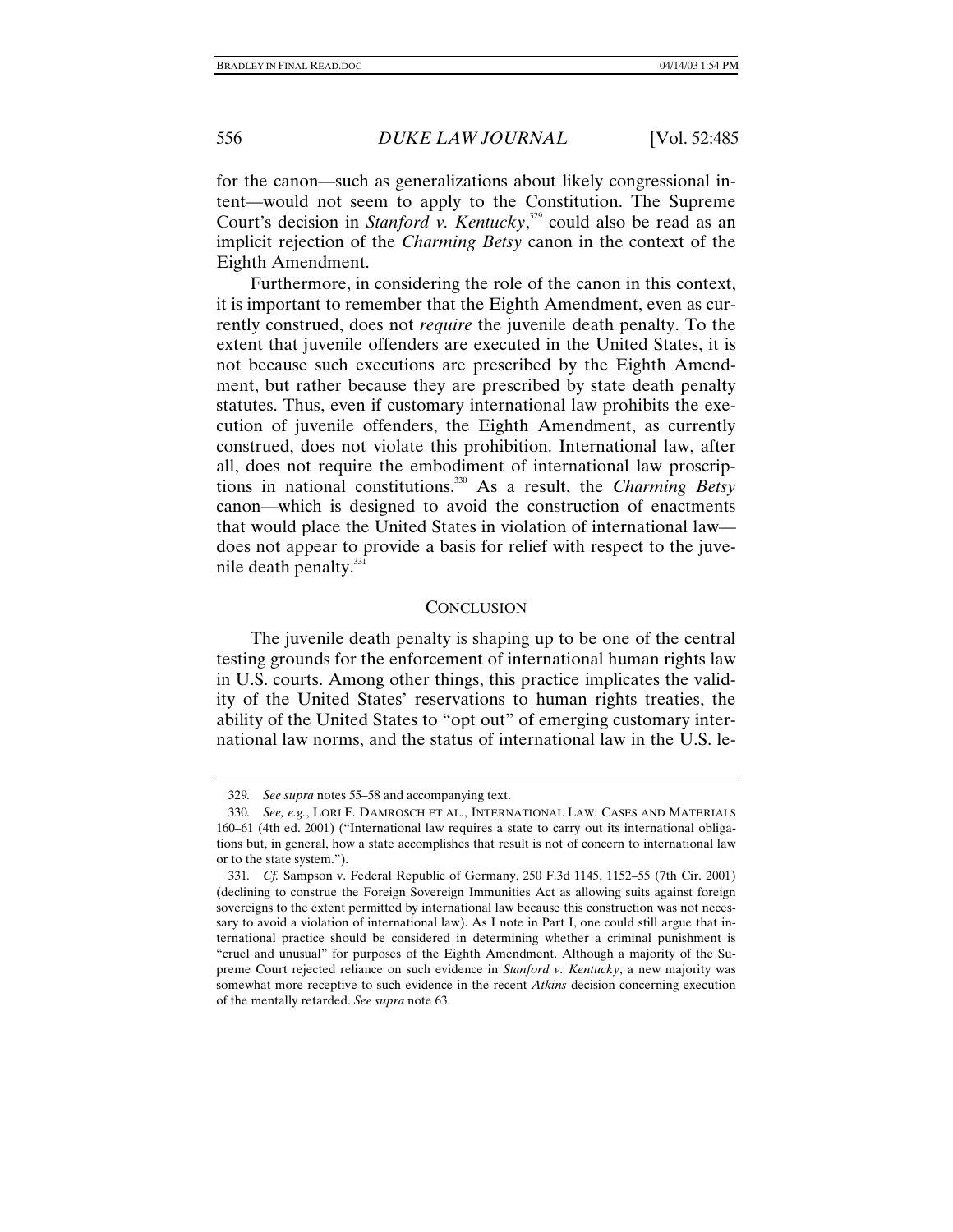for the canon—such as generalizations about likely congressional intent—would not seem to apply to the Constitution. The Supreme Court's decision in *Stanford v. Kentucky*,[329] could also be read as an implicit rejection of the *Charming Betsy* canon in the context of the Eighth Amendment.

Furthermore, in considering the role of the canon in this context, it is important to remember that the Eighth Amendment, even as currently construed, does not *require* the juvenile death penalty. To the extent that juvenile offenders are executed in the United States, it is not because such executions are prescribed by the Eighth Amendment, but rather because they are prescribed by state death penalty statutes. Thus, even if customary international law prohibits the execution of juvenile offenders, the Eighth Amendment, as currently construed, does not violate this prohibition. International law, after all, does not require the embodiment of international law proscriptions in national constitutions.[330] As a result, the *Charming Betsy* canon—which is designed to avoid the construction of enactments that would place the United States in violation of international law—does not appear to provide a basis for relief with respect to the juvenile death penalty.[331]

## CONCLUSION

The juvenile death penalty is shaping up to be one of the central testing grounds for the enforcement of international human rights law in U.S. courts. Among other things, this practice implicates the validity of the United States' reservations to human rights treaties, the ability of the United States to "opt out" of emerging customary international law norms, and the status of international law in the U.S. le-

---

329. *See supra* notes 55–58 and accompanying text.

330. *See, e.g.*, LORI F. DAMROSCH ET AL., INTERNATIONAL LAW: CASES AND MATERIALS 160–61 (4th ed. 2001) ("International law requires a state to carry out its international obligations but, in general, how a state accomplishes that result is not of concern to international law or to the state system.").

331. *Cf.* Sampson v. Federal Republic of Germany, 250 F.3d 1145, 1152–55 (7th Cir. 2001) (declining to construe the Foreign Sovereign Immunities Act as allowing suits against foreign sovereigns to the extent permitted by international law because this construction was not necessary to avoid a violation of international law). As I note in Part I, one could still argue that international practice should be considered in determining whether a criminal punishment is "cruel and unusual" for purposes of the Eighth Amendment. Although a majority of the Supreme Court rejected reliance on such evidence in *Stanford v. Kentucky*, a new majority was somewhat more receptive to such evidence in the recent *Atkins* decision concerning execution of the mentally retarded. *See supra* note 63.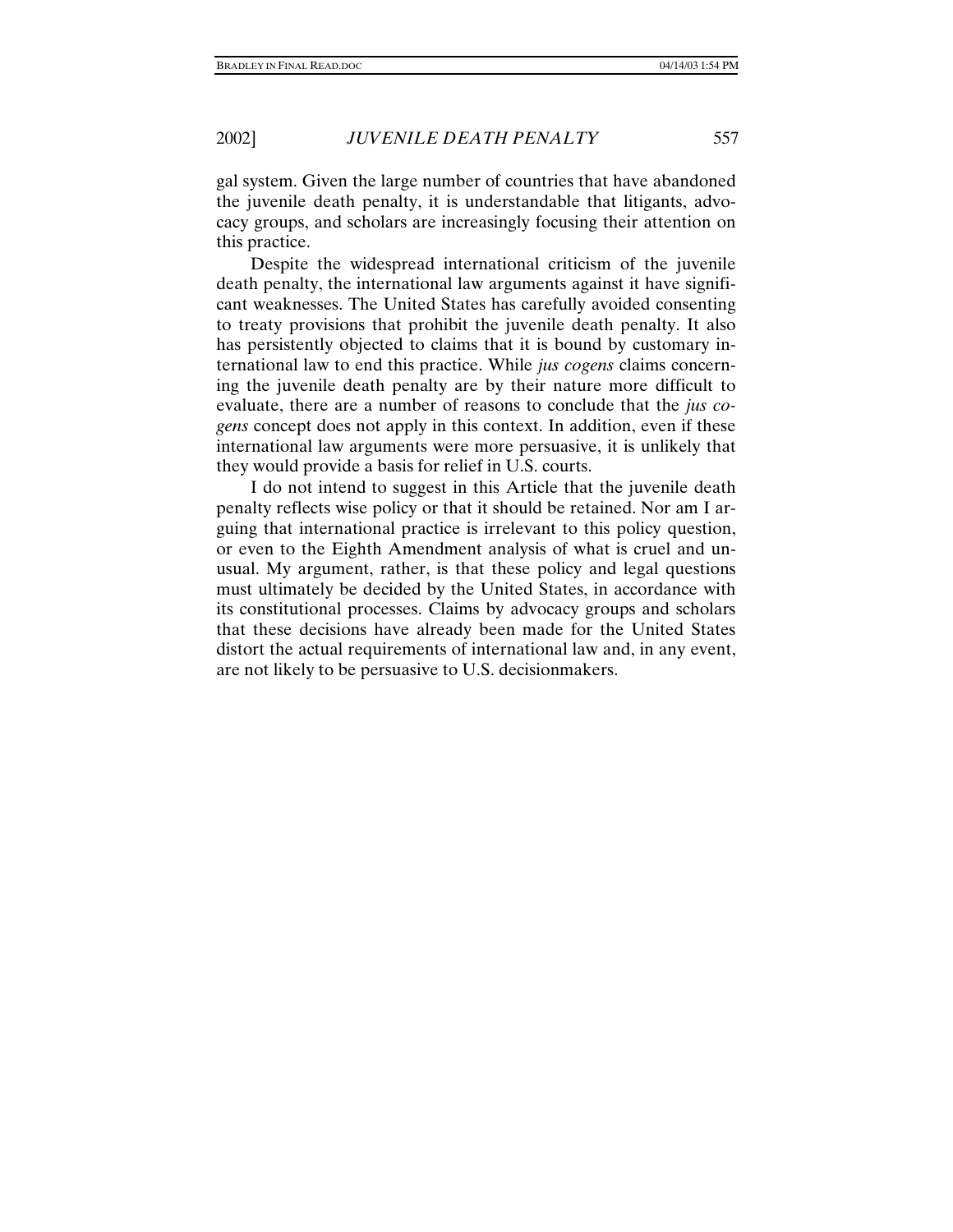gal system. Given the large number of countries that have abandoned the juvenile death penalty, it is understandable that litigants, advocacy groups, and scholars are increasingly focusing their attention on this practice.

Despite the widespread international criticism of the juvenile death penalty, the international law arguments against it have significant weaknesses. The United States has carefully avoided consenting to treaty provisions that prohibit the juvenile death penalty. It also has persistently objected to claims that it is bound by customary international law to end this practice. While *jus cogens* claims concerning the juvenile death penalty are by their nature more difficult to evaluate, there are a number of reasons to conclude that the *jus cogens* concept does not apply in this context. In addition, even if these international law arguments were more persuasive, it is unlikely that they would provide a basis for relief in U.S. courts.

I do not intend to suggest in this Article that the juvenile death penalty reflects wise policy or that it should be retained. Nor am I arguing that international practice is irrelevant to this policy question, or even to the Eighth Amendment analysis of what is cruel and unusual. My argument, rather, is that these policy and legal questions must ultimately be decided by the United States, in accordance with its constitutional processes. Claims by advocacy groups and scholars that these decisions have already been made for the United States distort the actual requirements of international law and, in any event, are not likely to be persuasive to U.S. decisionmakers.